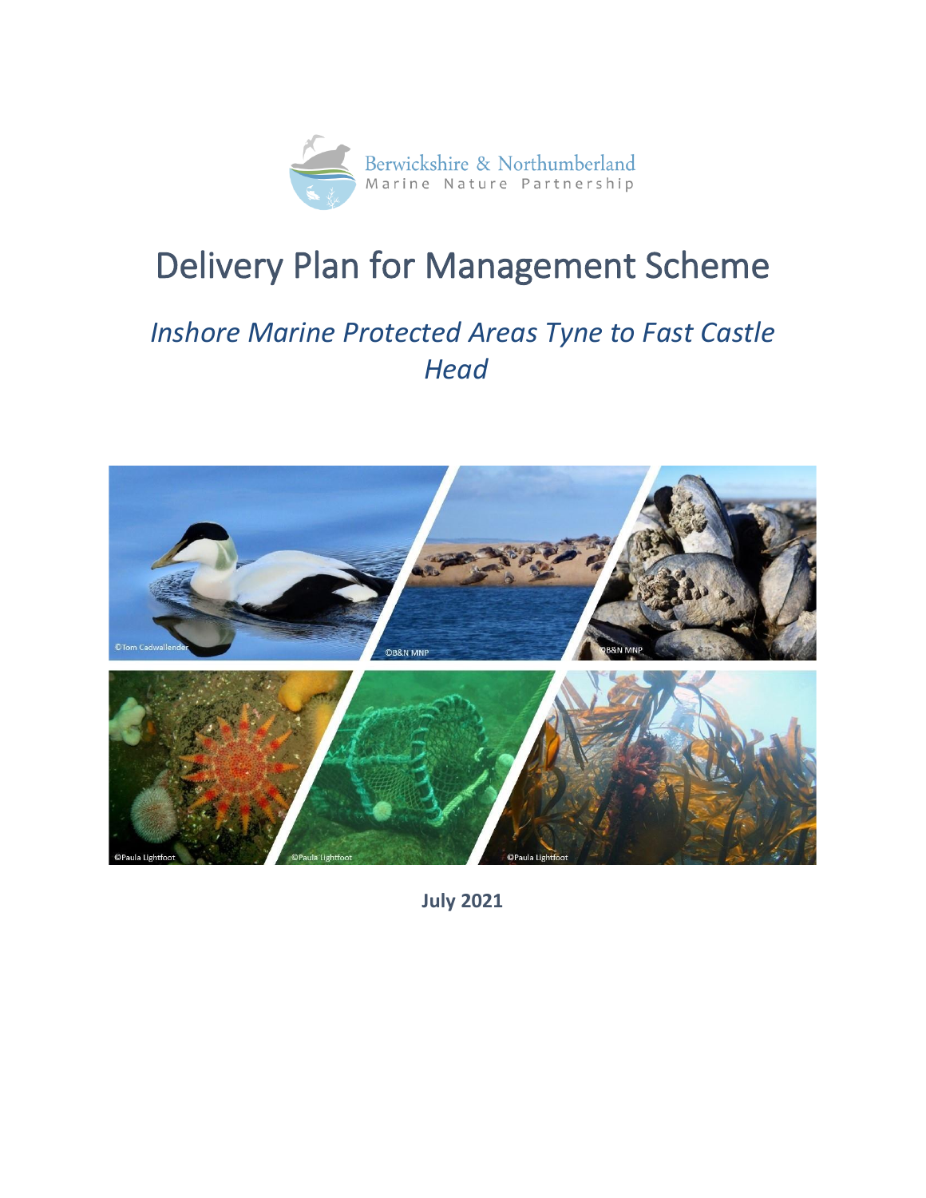Berwickshire & Northumberland
Marine Nature Partnership

# Delivery Plan for Management Scheme

## *Inshore Marine Protected Areas Tyne to Fast Castle Head*

©Tom Cadwallender ©B&N MNP ©B&N MNP ©Paula Lightfoot ©Paula Lightfoot ©Paula Lightfoot

**July 2021**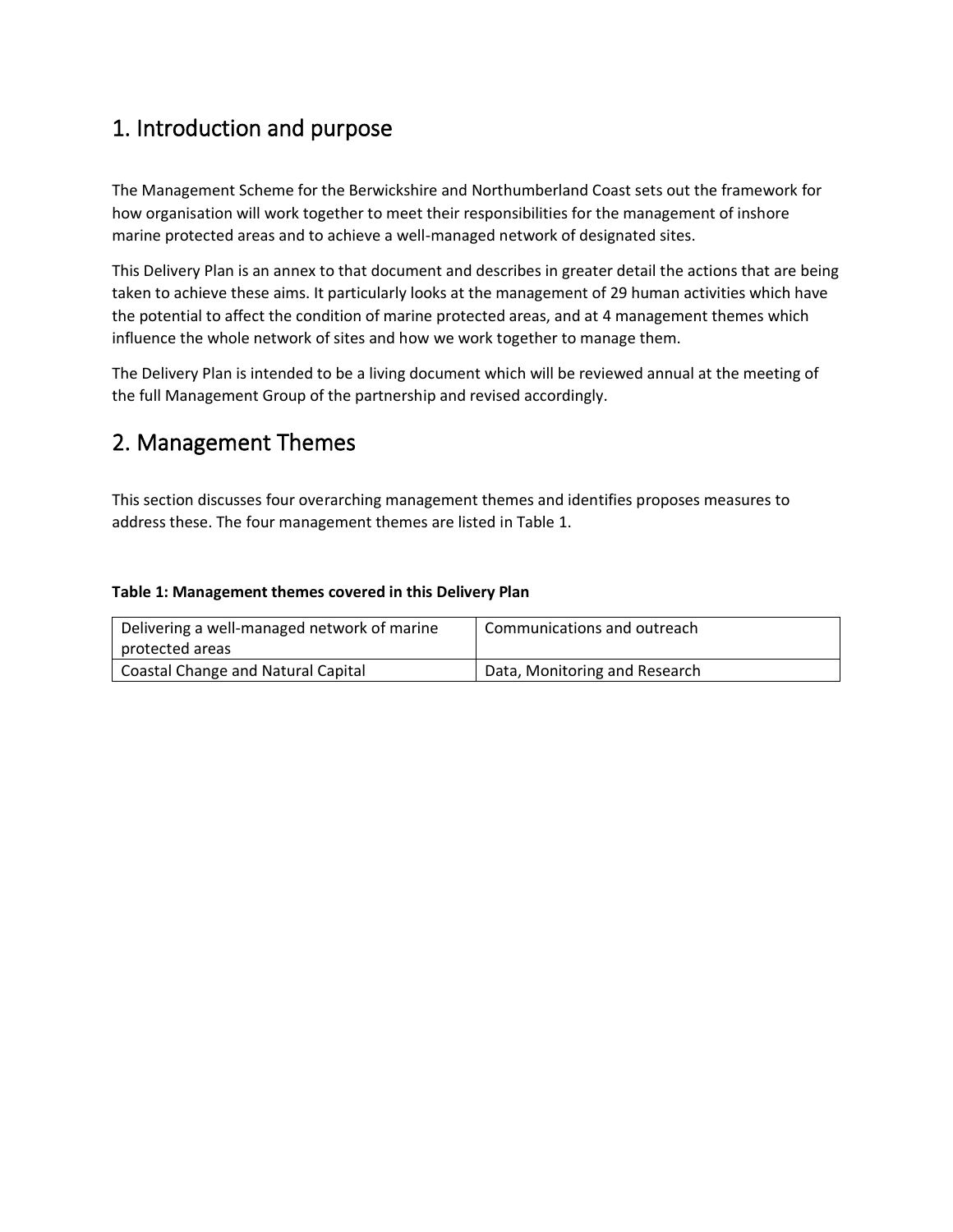# 1. Introduction and purpose

The Management Scheme for the Berwickshire and Northumberland Coast sets out the framework for how organisation will work together to meet their responsibilities for the management of inshore marine protected areas and to achieve a well-managed network of designated sites.

This Delivery Plan is an annex to that document and describes in greater detail the actions that are being taken to achieve these aims. It particularly looks at the management of 29 human activities which have the potential to affect the condition of marine protected areas, and at 4 management themes which influence the whole network of sites and how we work together to manage them.

The Delivery Plan is intended to be a living document which will be reviewed annual at the meeting of the full Management Group of the partnership and revised accordingly.

# 2. Management Themes

This section discusses four overarching management themes and identifies proposes measures to address these. The four management themes are listed in Table 1.

**Table 1: Management themes covered in this Delivery Plan**

| | |
|---|---|
| Delivering a well-managed network of marine protected areas | Communications and outreach |
| Coastal Change and Natural Capital | Data, Monitoring and Research |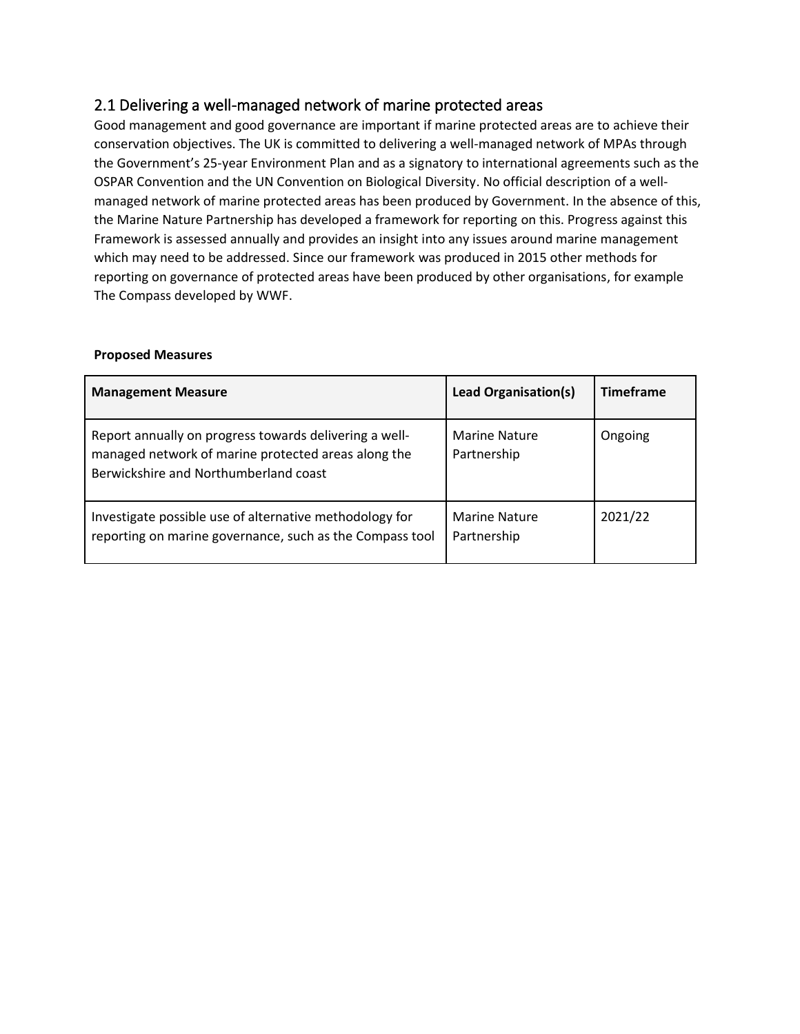## 2.1 Delivering a well-managed network of marine protected areas

Good management and good governance are important if marine protected areas are to achieve their conservation objectives. The UK is committed to delivering a well-managed network of MPAs through the Government's 25-year Environment Plan and as a signatory to international agreements such as the OSPAR Convention and the UN Convention on Biological Diversity. No official description of a well-managed network of marine protected areas has been produced by Government. In the absence of this, the Marine Nature Partnership has developed a framework for reporting on this. Progress against this Framework is assessed annually and provides an insight into any issues around marine management which may need to be addressed. Since our framework was produced in 2015 other methods for reporting on governance of protected areas have been produced by other organisations, for example The Compass developed by WWF.

**Proposed Measures**

| Management Measure | Lead Organisation(s) | Timeframe |
|---|---|---|
| Report annually on progress towards delivering a well-managed network of marine protected areas along the Berwickshire and Northumberland coast | Marine Nature Partnership | Ongoing |
| Investigate possible use of alternative methodology for reporting on marine governance, such as the Compass tool | Marine Nature Partnership | 2021/22 |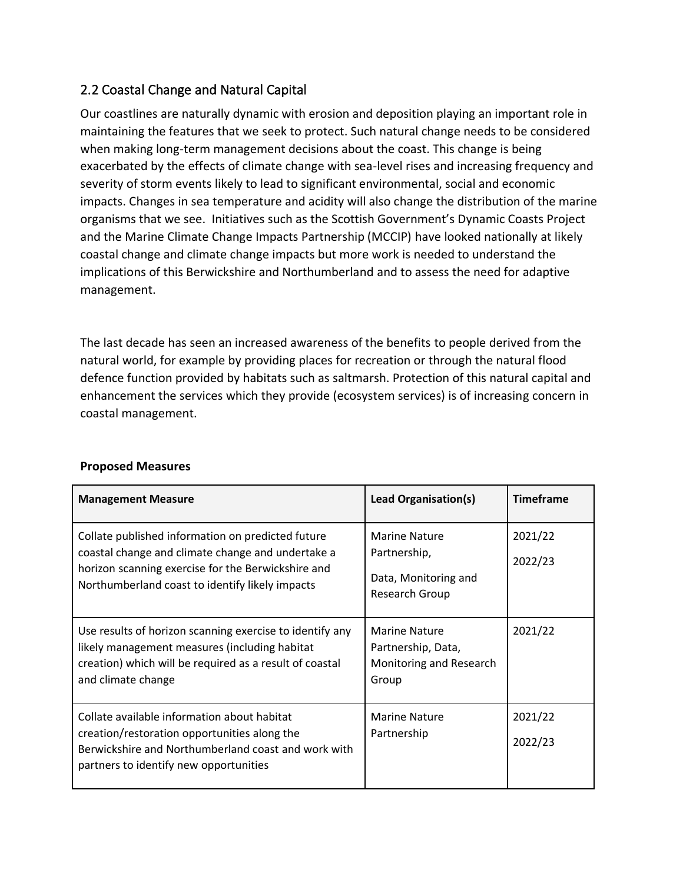## 2.2 Coastal Change and Natural Capital

Our coastlines are naturally dynamic with erosion and deposition playing an important role in maintaining the features that we seek to protect. Such natural change needs to be considered when making long-term management decisions about the coast. This change is being exacerbated by the effects of climate change with sea-level rises and increasing frequency and severity of storm events likely to lead to significant environmental, social and economic impacts. Changes in sea temperature and acidity will also change the distribution of the marine organisms that we see. Initiatives such as the Scottish Government's Dynamic Coasts Project and the Marine Climate Change Impacts Partnership (MCCIP) have looked nationally at likely coastal change and climate change impacts but more work is needed to understand the implications of this Berwickshire and Northumberland and to assess the need for adaptive management.

The last decade has seen an increased awareness of the benefits to people derived from the natural world, for example by providing places for recreation or through the natural flood defence function provided by habitats such as saltmarsh. Protection of this natural capital and enhancement the services which they provide (ecosystem services) is of increasing concern in coastal management.

**Proposed Measures**

| Management Measure | Lead Organisation(s) | Timeframe |
|---|---|---|
| Collate published information on predicted future coastal change and climate change and undertake a horizon scanning exercise for the Berwickshire and Northumberland coast to identify likely impacts | Marine Nature Partnership, Data, Monitoring and Research Group | 2021/22 2022/23 |
| Use results of horizon scanning exercise to identify any likely management measures (including habitat creation) which will be required as a result of coastal and climate change | Marine Nature Partnership, Data, Monitoring and Research Group | 2021/22 |
| Collate available information about habitat creation/restoration opportunities along the Berwickshire and Northumberland coast and work with partners to identify new opportunities | Marine Nature Partnership | 2021/22 2022/23 |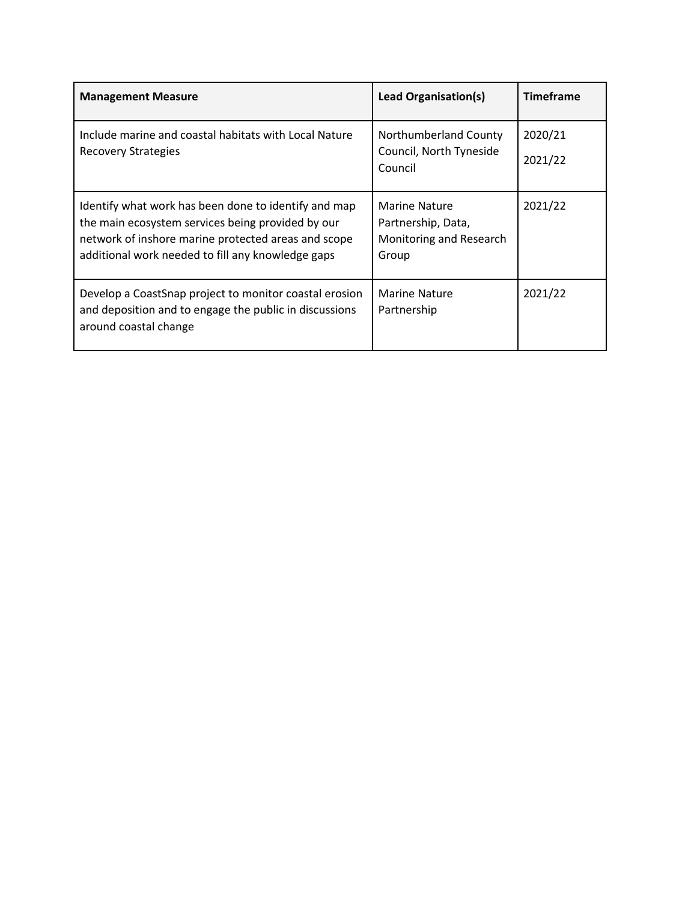| **Management Measure** | **Lead Organisation(s)** | **Timeframe** |
|---|---|---|
| Include marine and coastal habitats with Local Nature Recovery Strategies | Northumberland County Council, North Tyneside Council | 2020/21<br>2021/22 |
| Identify what work has been done to identify and map the main ecosystem services being provided by our network of inshore marine protected areas and scope additional work needed to fill any knowledge gaps | Marine Nature Partnership, Data, Monitoring and Research Group | 2021/22 |
| Develop a CoastSnap project to monitor coastal erosion and deposition and to engage the public in discussions around coastal change | Marine Nature Partnership | 2021/22 |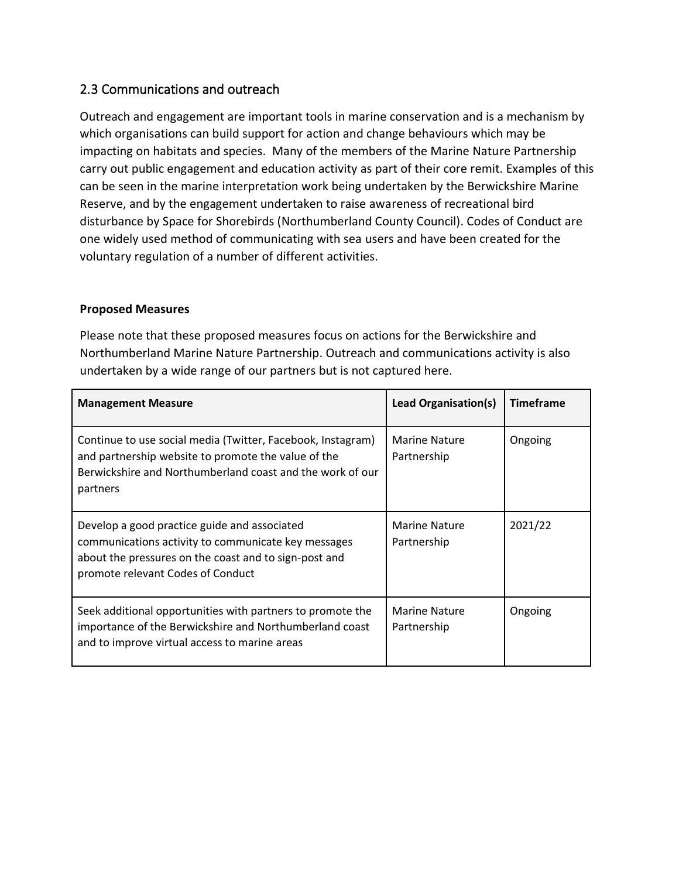## 2.3 Communications and outreach

Outreach and engagement are important tools in marine conservation and is a mechanism by which organisations can build support for action and change behaviours which may be impacting on habitats and species. Many of the members of the Marine Nature Partnership carry out public engagement and education activity as part of their core remit. Examples of this can be seen in the marine interpretation work being undertaken by the Berwickshire Marine Reserve, and by the engagement undertaken to raise awareness of recreational bird disturbance by Space for Shorebirds (Northumberland County Council). Codes of Conduct are one widely used method of communicating with sea users and have been created for the voluntary regulation of a number of different activities.

**Proposed Measures**

Please note that these proposed measures focus on actions for the Berwickshire and Northumberland Marine Nature Partnership. Outreach and communications activity is also undertaken by a wide range of our partners but is not captured here.

| Management Measure | Lead Organisation(s) | Timeframe |
| --- | --- | --- |
| Continue to use social media (Twitter, Facebook, Instagram) and partnership website to promote the value of the Berwickshire and Northumberland coast and the work of our partners | Marine Nature Partnership | Ongoing |
| Develop a good practice guide and associated communications activity to communicate key messages about the pressures on the coast and to sign-post and promote relevant Codes of Conduct | Marine Nature Partnership | 2021/22 |
| Seek additional opportunities with partners to promote the importance of the Berwickshire and Northumberland coast and to improve virtual access to marine areas | Marine Nature Partnership | Ongoing |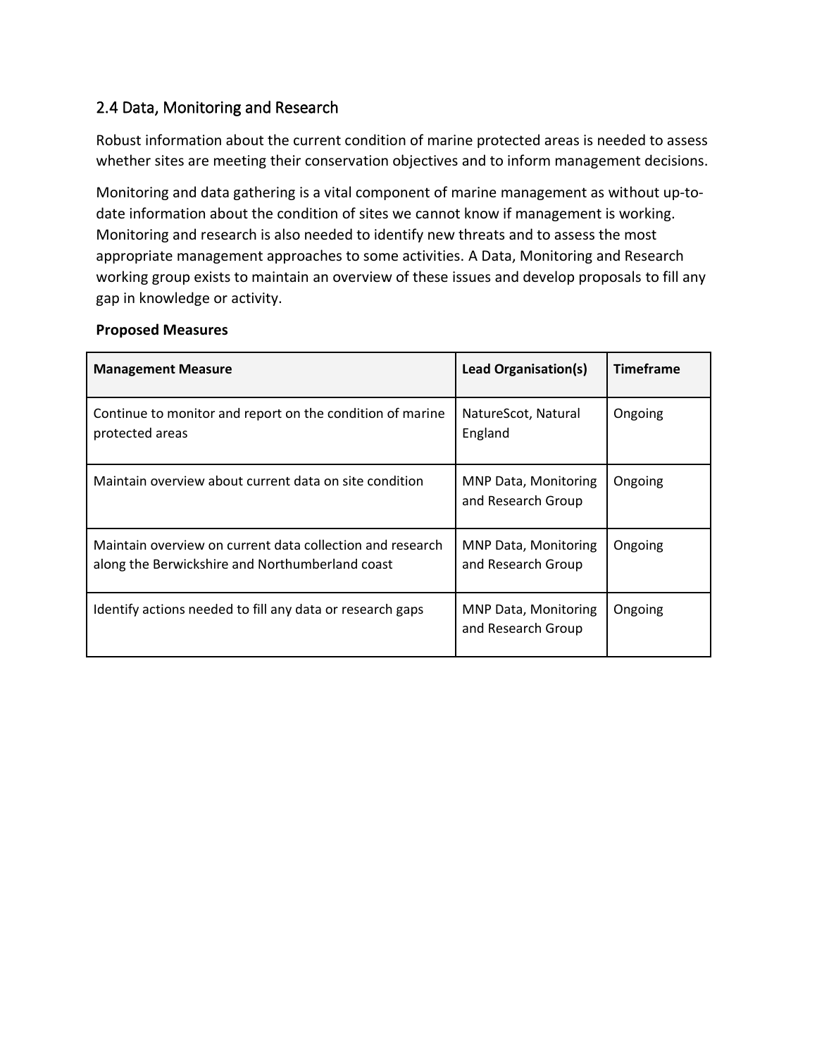## 2.4 Data, Monitoring and Research

Robust information about the current condition of marine protected areas is needed to assess whether sites are meeting their conservation objectives and to inform management decisions.

Monitoring and data gathering is a vital component of marine management as without up-to-date information about the condition of sites we cannot know if management is working. Monitoring and research is also needed to identify new threats and to assess the most appropriate management approaches to some activities. A Data, Monitoring and Research working group exists to maintain an overview of these issues and develop proposals to fill any gap in knowledge or activity.

**Proposed Measures**

| Management Measure | Lead Organisation(s) | Timeframe |
|---|---|---|
| Continue to monitor and report on the condition of marine protected areas | NatureScot, Natural England | Ongoing |
| Maintain overview about current data on site condition | MNP Data, Monitoring and Research Group | Ongoing |
| Maintain overview on current data collection and research along the Berwickshire and Northumberland coast | MNP Data, Monitoring and Research Group | Ongoing |
| Identify actions needed to fill any data or research gaps | MNP Data, Monitoring and Research Group | Ongoing |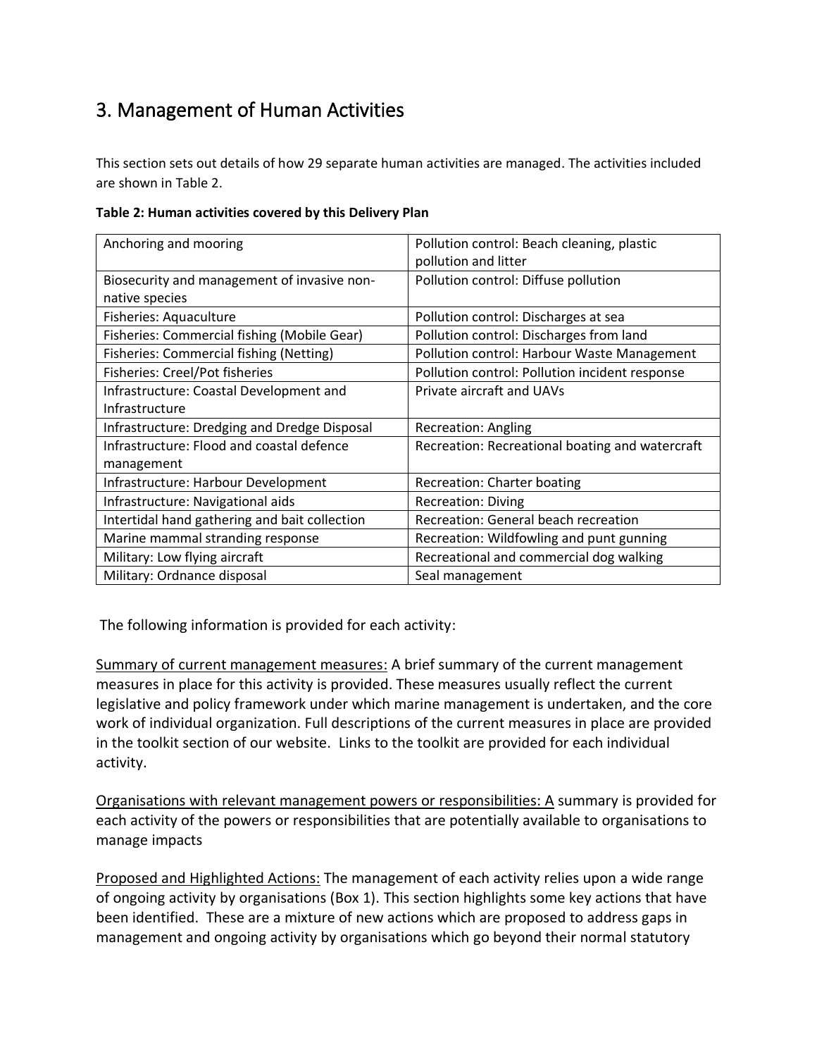# 3. Management of Human Activities

This section sets out details of how 29 separate human activities are managed. The activities included are shown in Table 2.

**Table 2: Human activities covered by this Delivery Plan**

| | |
|---|---|
| Anchoring and mooring | Pollution control: Beach cleaning, plastic pollution and litter |
| Biosecurity and management of invasive non-native species | Pollution control: Diffuse pollution |
| Fisheries: Aquaculture | Pollution control: Discharges at sea |
| Fisheries: Commercial fishing (Mobile Gear) | Pollution control: Discharges from land |
| Fisheries: Commercial fishing (Netting) | Pollution control: Harbour Waste Management |
| Fisheries: Creel/Pot fisheries | Pollution control: Pollution incident response |
| Infrastructure: Coastal Development and Infrastructure | Private aircraft and UAVs |
| Infrastructure: Dredging and Dredge Disposal | Recreation: Angling |
| Infrastructure: Flood and coastal defence management | Recreation: Recreational boating and watercraft |
| Infrastructure: Harbour Development | Recreation: Charter boating |
| Infrastructure: Navigational aids | Recreation: Diving |
| Intertidal hand gathering and bait collection | Recreation: General beach recreation |
| Marine mammal stranding response | Recreation: Wildfowling and punt gunning |
| Military: Low flying aircraft | Recreational and commercial dog walking |
| Military: Ordnance disposal | Seal management |

The following information is provided for each activity:

Summary of current management measures: A brief summary of the current management measures in place for this activity is provided. These measures usually reflect the current legislative and policy framework under which marine management is undertaken, and the core work of individual organization. Full descriptions of the current measures in place are provided in the toolkit section of our website. Links to the toolkit are provided for each individual activity.

Organisations with relevant management powers or responsibilities: A summary is provided for each activity of the powers or responsibilities that are potentially available to organisations to manage impacts

Proposed and Highlighted Actions: The management of each activity relies upon a wide range of ongoing activity by organisations (Box 1). This section highlights some key actions that have been identified. These are a mixture of new actions which are proposed to address gaps in management and ongoing activity by organisations which go beyond their normal statutory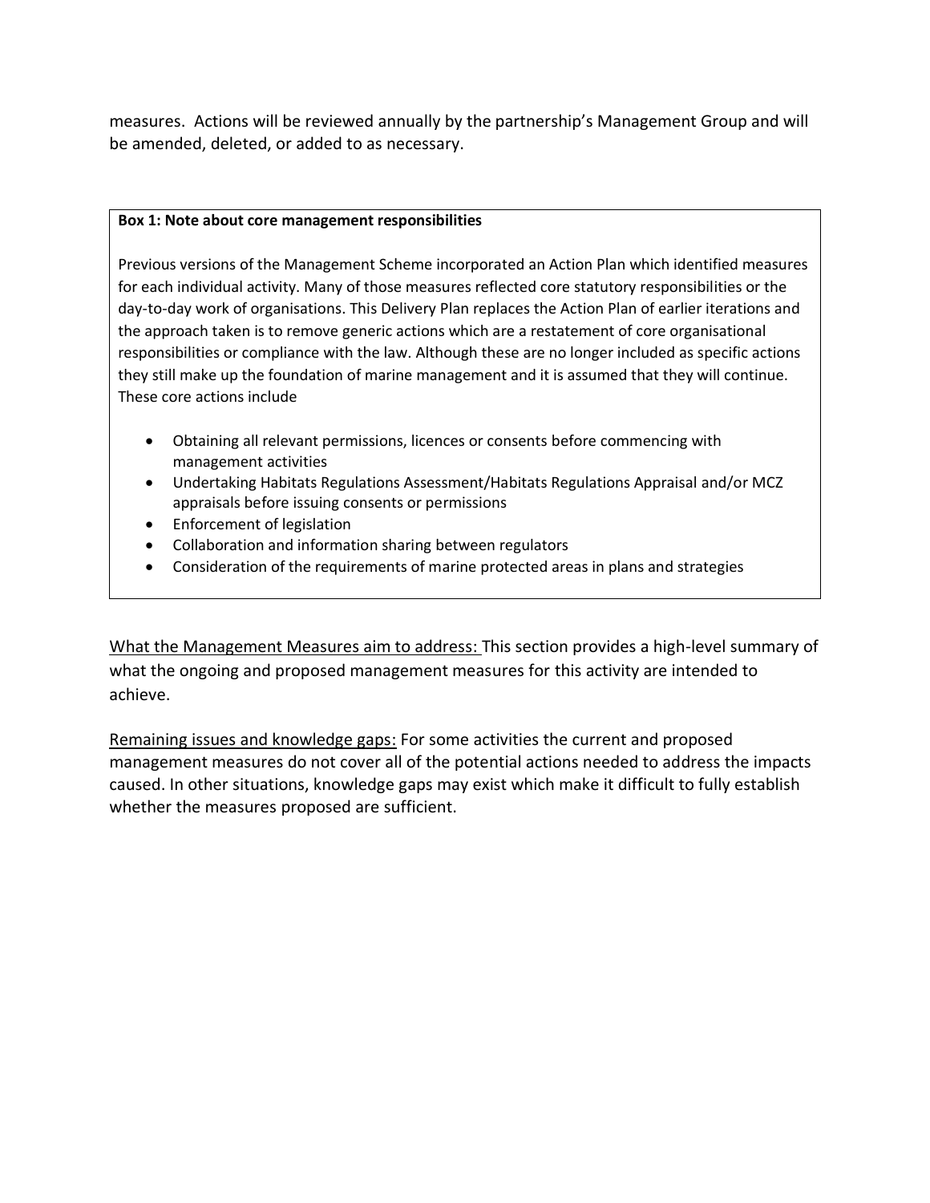measures. Actions will be reviewed annually by the partnership's Management Group and will be amended, deleted, or added to as necessary.

> **Box 1: Note about core management responsibilities**
>
> Previous versions of the Management Scheme incorporated an Action Plan which identified measures for each individual activity. Many of those measures reflected core statutory responsibilities or the day-to-day work of organisations. This Delivery Plan replaces the Action Plan of earlier iterations and the approach taken is to remove generic actions which are a restatement of core organisational responsibilities or compliance with the law. Although these are no longer included as specific actions they still make up the foundation of marine management and it is assumed that they will continue. These core actions include
>
> - Obtaining all relevant permissions, licences or consents before commencing with management activities
> - Undertaking Habitats Regulations Assessment/Habitats Regulations Appraisal and/or MCZ appraisals before issuing consents or permissions
> - Enforcement of legislation
> - Collaboration and information sharing between regulators
> - Consideration of the requirements of marine protected areas in plans and strategies

<u>What the Management Measures aim to address:</u> This section provides a high-level summary of what the ongoing and proposed management measures for this activity are intended to achieve.

<u>Remaining issues and knowledge gaps:</u> For some activities the current and proposed management measures do not cover all of the potential actions needed to address the impacts caused. In other situations, knowledge gaps may exist which make it difficult to fully establish whether the measures proposed are sufficient.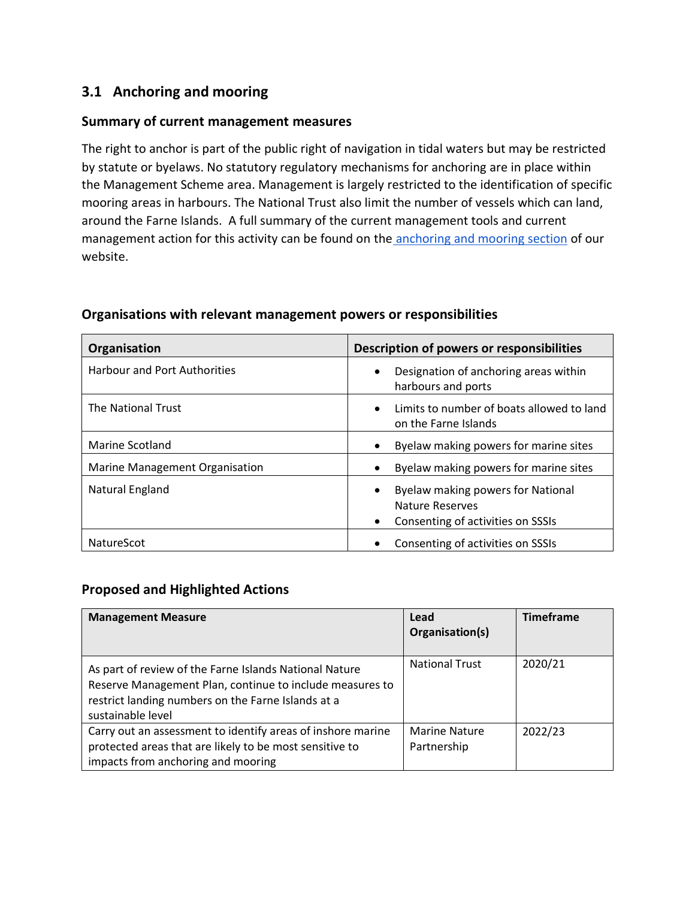## 3.1 Anchoring and mooring

### Summary of current management measures

The right to anchor is part of the public right of navigation in tidal waters but may be restricted by statute or byelaws. No statutory regulatory mechanisms for anchoring are in place within the Management Scheme area. Management is largely restricted to the identification of specific mooring areas in harbours. The National Trust also limit the number of vessels which can land, around the Farne Islands. A full summary of the current management tools and current management action for this activity can be found on the anchoring and mooring section of our website.

### Organisations with relevant management powers or responsibilities

| Organisation | Description of powers or responsibilities |
|---|---|
| Harbour and Port Authorities | • Designation of anchoring areas within harbours and ports |
| The National Trust | • Limits to number of boats allowed to land on the Farne Islands |
| Marine Scotland | • Byelaw making powers for marine sites |
| Marine Management Organisation | • Byelaw making powers for marine sites |
| Natural England | • Byelaw making powers for National Nature Reserves<br>• Consenting of activities on SSSIs |
| NatureScot | • Consenting of activities on SSSIs |

### Proposed and Highlighted Actions

| Management Measure | Lead Organisation(s) | Timeframe |
|---|---|---|
| As part of review of the Farne Islands National Nature Reserve Management Plan, continue to include measures to restrict landing numbers on the Farne Islands at a sustainable level | National Trust | 2020/21 |
| Carry out an assessment to identify areas of inshore marine protected areas that are likely to be most sensitive to impacts from anchoring and mooring | Marine Nature Partnership | 2022/23 |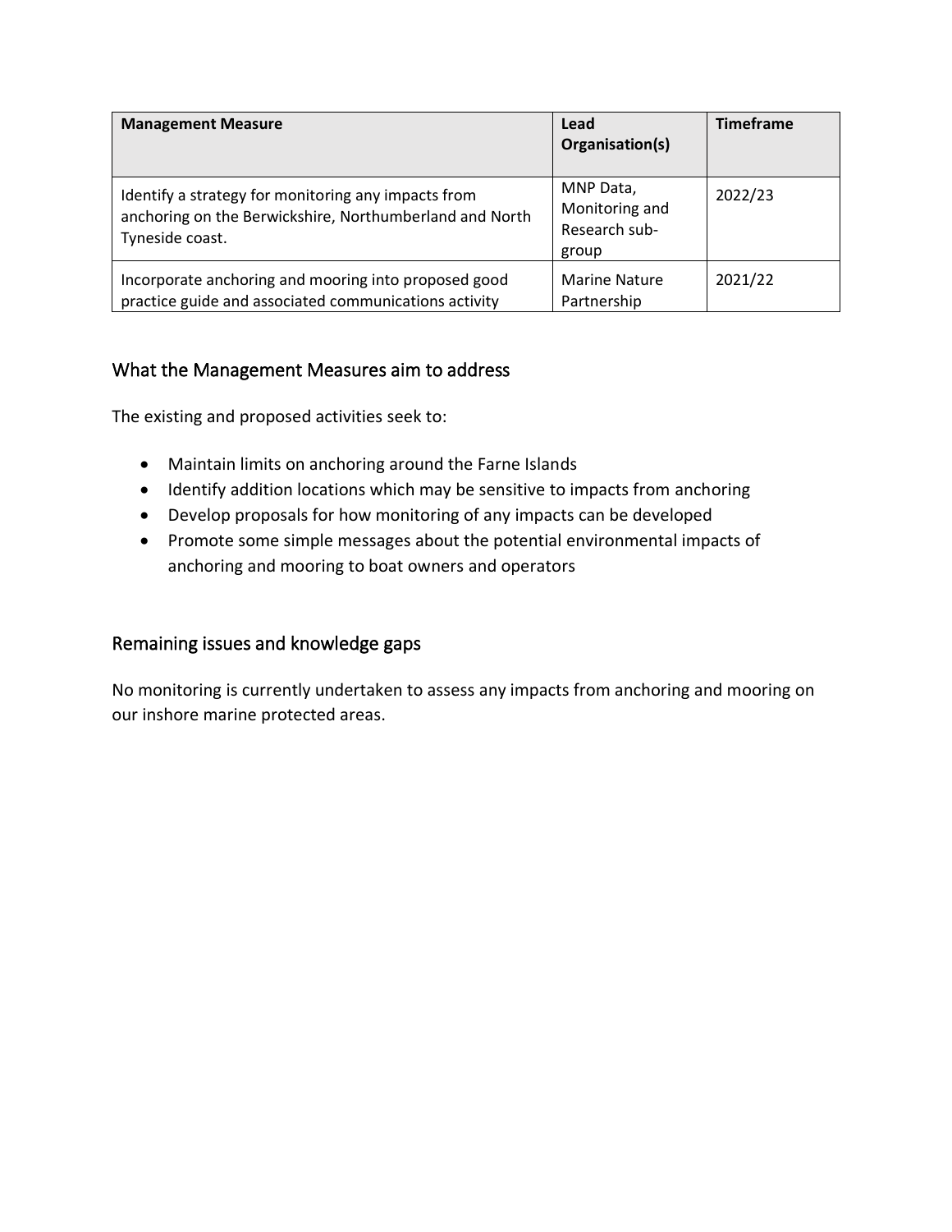| Management Measure | Lead Organisation(s) | Timeframe |
| --- | --- | --- |
| Identify a strategy for monitoring any impacts from anchoring on the Berwickshire, Northumberland and North Tyneside coast. | MNP Data, Monitoring and Research sub-group | 2022/23 |
| Incorporate anchoring and mooring into proposed good practice guide and associated communications activity | Marine Nature Partnership | 2021/22 |

## What the Management Measures aim to address

The existing and proposed activities seek to:

- Maintain limits on anchoring around the Farne Islands
- Identify addition locations which may be sensitive to impacts from anchoring
- Develop proposals for how monitoring of any impacts can be developed
- Promote some simple messages about the potential environmental impacts of anchoring and mooring to boat owners and operators

## Remaining issues and knowledge gaps

No monitoring is currently undertaken to assess any impacts from anchoring and mooring on our inshore marine protected areas.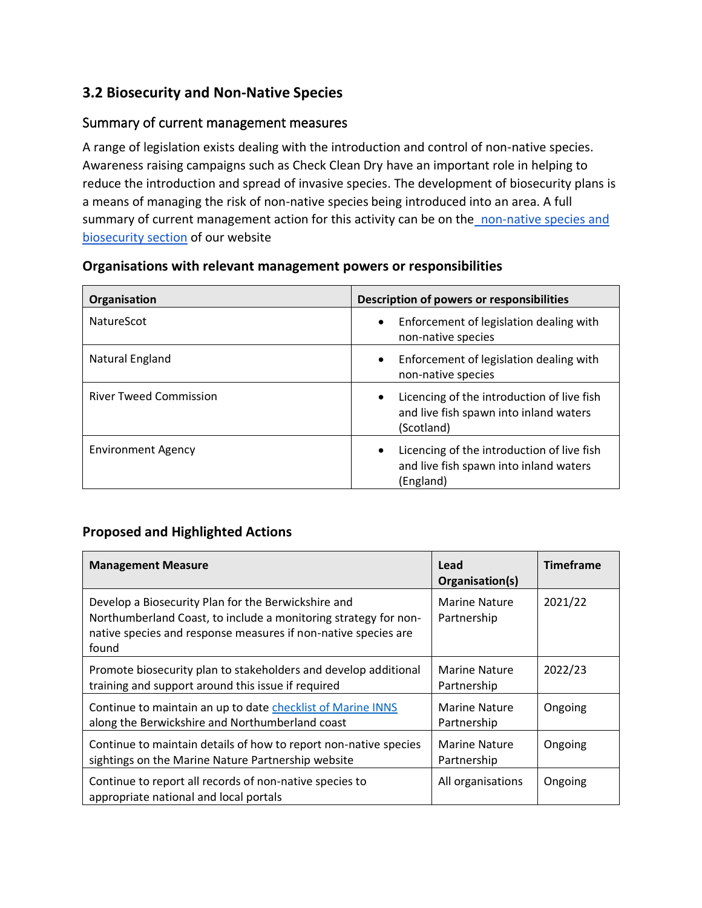## 3.2 Biosecurity and Non-Native Species

### Summary of current management measures

A range of legislation exists dealing with the introduction and control of non-native species. Awareness raising campaigns such as Check Clean Dry have an important role in helping to reduce the introduction and spread of invasive species. The development of biosecurity plans is a means of managing the risk of non-native species being introduced into an area. A full summary of current management action for this activity can be on the non-native species and biosecurity section of our website

**Organisations with relevant management powers or responsibilities**

| Organisation | Description of powers or responsibilities |
| --- | --- |
| NatureScot | • Enforcement of legislation dealing with non-native species |
| Natural England | • Enforcement of legislation dealing with non-native species |
| River Tweed Commission | • Licencing of the introduction of live fish and live fish spawn into inland waters (Scotland) |
| Environment Agency | • Licencing of the introduction of live fish and live fish spawn into inland waters (England) |

**Proposed and Highlighted Actions**

| Management Measure | Lead Organisation(s) | Timeframe |
| --- | --- | --- |
| Develop a Biosecurity Plan for the Berwickshire and Northumberland Coast, to include a monitoring strategy for non-native species and response measures if non-native species are found | Marine Nature Partnership | 2021/22 |
| Promote biosecurity plan to stakeholders and develop additional training and support around this issue if required | Marine Nature Partnership | 2022/23 |
| Continue to maintain an up to date checklist of Marine INNS along the Berwickshire and Northumberland coast | Marine Nature Partnership | Ongoing |
| Continue to maintain details of how to report non-native species sightings on the Marine Nature Partnership website | Marine Nature Partnership | Ongoing |
| Continue to report all records of non-native species to appropriate national and local portals | All organisations | Ongoing |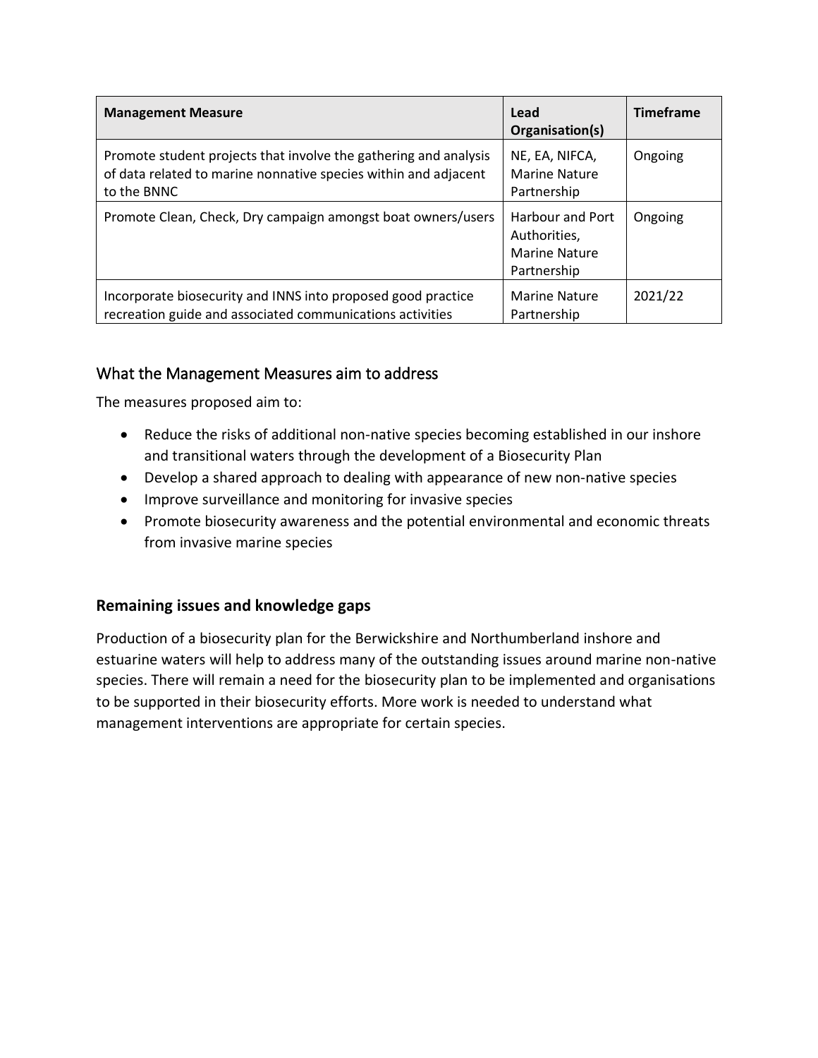| Management Measure | Lead Organisation(s) | Timeframe |
| --- | --- | --- |
| Promote student projects that involve the gathering and analysis of data related to marine nonnative species within and adjacent to the BNNC | NE, EA, NIFCA, Marine Nature Partnership | Ongoing |
| Promote Clean, Check, Dry campaign amongst boat owners/users | Harbour and Port Authorities, Marine Nature Partnership | Ongoing |
| Incorporate biosecurity and INNS into proposed good practice recreation guide and associated communications activities | Marine Nature Partnership | 2021/22 |

## What the Management Measures aim to address

The measures proposed aim to:

- Reduce the risks of additional non-native species becoming established in our inshore and transitional waters through the development of a Biosecurity Plan
- Develop a shared approach to dealing with appearance of new non-native species
- Improve surveillance and monitoring for invasive species
- Promote biosecurity awareness and the potential environmental and economic threats from invasive marine species

### Remaining issues and knowledge gaps

Production of a biosecurity plan for the Berwickshire and Northumberland inshore and estuarine waters will help to address many of the outstanding issues around marine non-native species. There will remain a need for the biosecurity plan to be implemented and organisations to be supported in their biosecurity efforts. More work is needed to understand what management interventions are appropriate for certain species.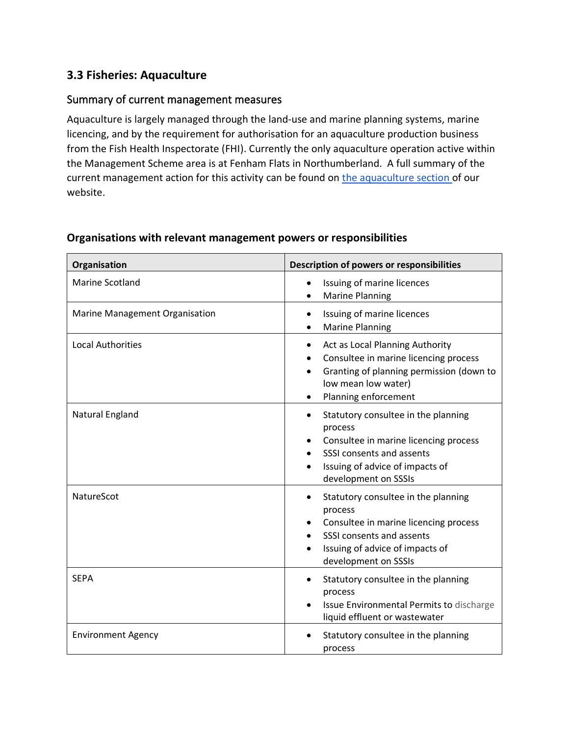## 3.3 Fisheries: Aquaculture

### Summary of current management measures

Aquaculture is largely managed through the land-use and marine planning systems, marine licencing, and by the requirement for authorisation for an aquaculture production business from the Fish Health Inspectorate (FHI). Currently the only aquaculture operation active within the Management Scheme area is at Fenham Flats in Northumberland. A full summary of the current management action for this activity can be found on [the aquaculture section](#) of our website.

### Organisations with relevant management powers or responsibilities

| Organisation | Description of powers or responsibilities |
|---|---|
| Marine Scotland | • Issuing of marine licences<br>• Marine Planning |
| Marine Management Organisation | • Issuing of marine licences<br>• Marine Planning |
| Local Authorities | • Act as Local Planning Authority<br>• Consultee in marine licencing process<br>• Granting of planning permission (down to low mean low water)<br>• Planning enforcement |
| Natural England | • Statutory consultee in the planning process<br>• Consultee in marine licencing process<br>• SSSI consents and assents<br>• Issuing of advice of impacts of development on SSSIs |
| NatureScot | • Statutory consultee in the planning process<br>• Consultee in marine licencing process<br>• SSSI consents and assents<br>• Issuing of advice of impacts of development on SSSIs |
| SEPA | • Statutory consultee in the planning process<br>• Issue Environmental Permits to discharge liquid effluent or wastewater |
| Environment Agency | • Statutory consultee in the planning process |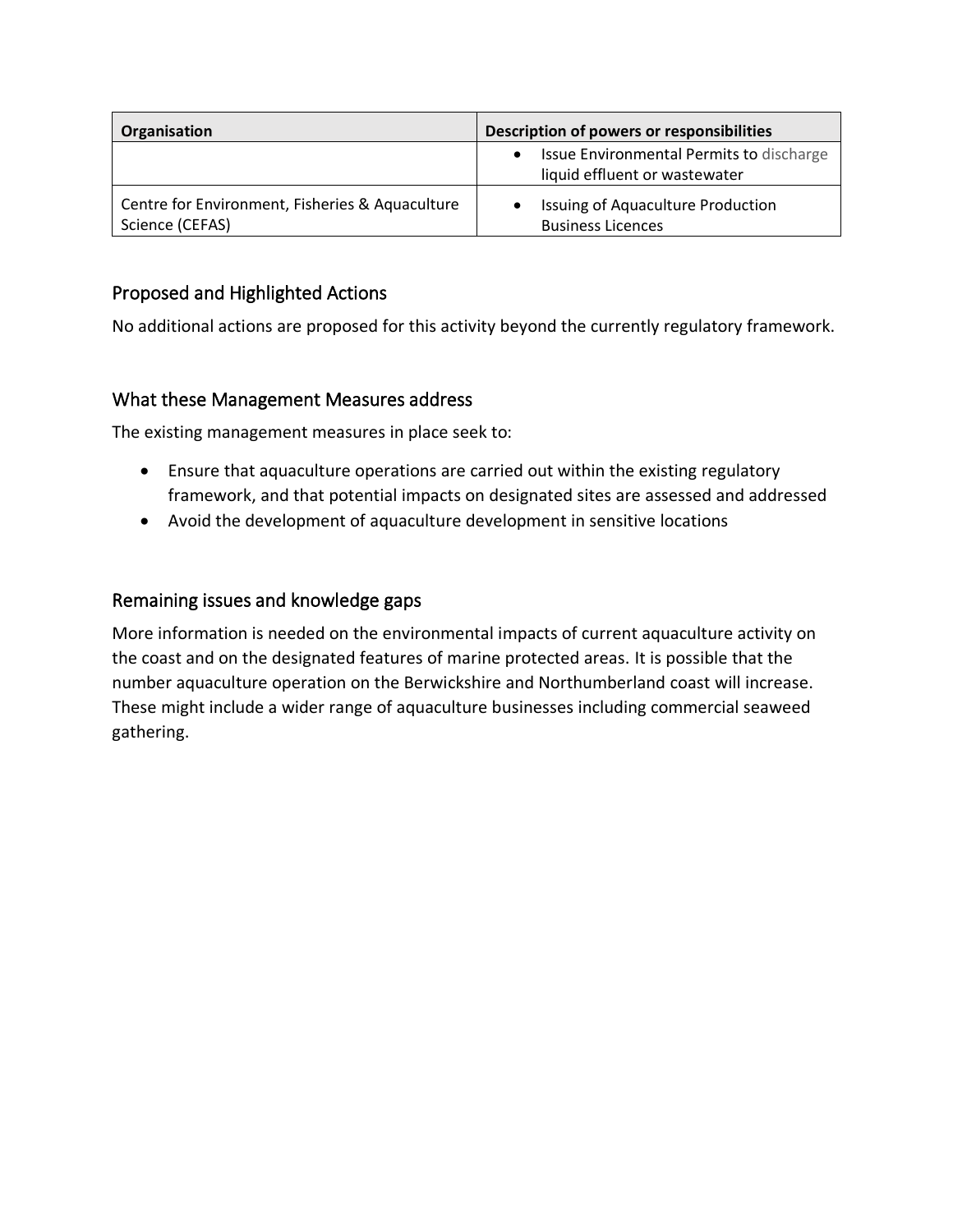| Organisation | Description of powers or responsibilities |
|---|---|
| | • Issue Environmental Permits to discharge liquid effluent or wastewater |
| Centre for Environment, Fisheries & Aquaculture Science (CEFAS) | • Issuing of Aquaculture Production Business Licences |

## Proposed and Highlighted Actions

No additional actions are proposed for this activity beyond the currently regulatory framework.

## What these Management Measures address

The existing management measures in place seek to:

- Ensure that aquaculture operations are carried out within the existing regulatory framework, and that potential impacts on designated sites are assessed and addressed
- Avoid the development of aquaculture development in sensitive locations

## Remaining issues and knowledge gaps

More information is needed on the environmental impacts of current aquaculture activity on the coast and on the designated features of marine protected areas. It is possible that the number aquaculture operation on the Berwickshire and Northumberland coast will increase. These might include a wider range of aquaculture businesses including commercial seaweed gathering.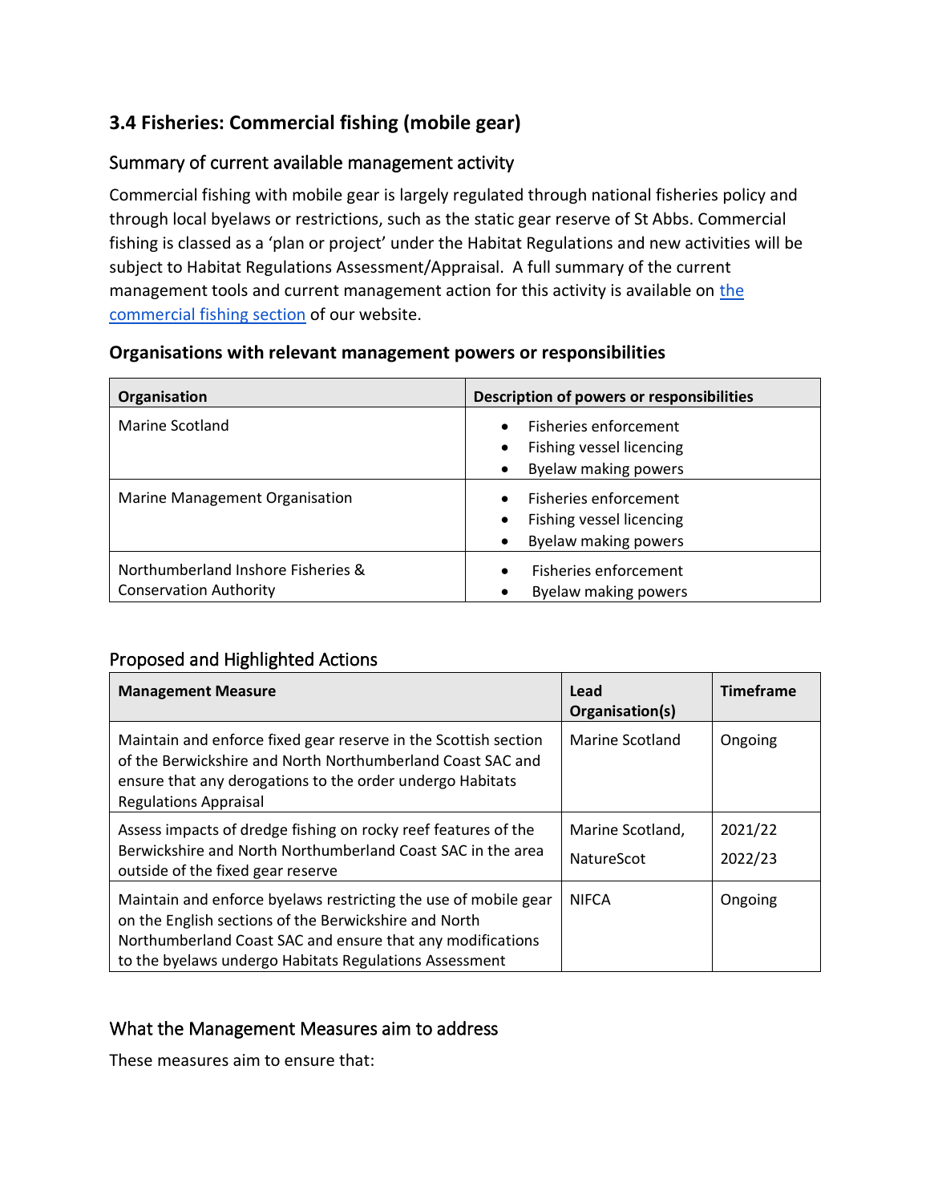## 3.4 Fisheries: Commercial fishing (mobile gear)

### Summary of current available management activity

Commercial fishing with mobile gear is largely regulated through national fisheries policy and through local byelaws or restrictions, such as the static gear reserve of St Abbs. Commercial fishing is classed as a 'plan or project' under the Habitat Regulations and new activities will be subject to Habitat Regulations Assessment/Appraisal. A full summary of the current management tools and current management action for this activity is available on [the commercial fishing section](the commercial fishing section) of our website.

#### Organisations with relevant management powers or responsibilities

| Organisation | Description of powers or responsibilities |
|---|---|
| Marine Scotland | • Fisheries enforcement<br>• Fishing vessel licencing<br>• Byelaw making powers |
| Marine Management Organisation | • Fisheries enforcement<br>• Fishing vessel licencing<br>• Byelaw making powers |
| Northumberland Inshore Fisheries & Conservation Authority | • Fisheries enforcement<br>• Byelaw making powers |

### Proposed and Highlighted Actions

| Management Measure | Lead Organisation(s) | Timeframe |
|---|---|---|
| Maintain and enforce fixed gear reserve in the Scottish section of the Berwickshire and North Northumberland Coast SAC and ensure that any derogations to the order undergo Habitats Regulations Appraisal | Marine Scotland | Ongoing |
| Assess impacts of dredge fishing on rocky reef features of the Berwickshire and North Northumberland Coast SAC in the area outside of the fixed gear reserve | Marine Scotland,<br>NatureScot | 2021/22<br>2022/23 |
| Maintain and enforce byelaws restricting the use of mobile gear on the English sections of the Berwickshire and North Northumberland Coast SAC and ensure that any modifications to the byelaws undergo Habitats Regulations Assessment | NIFCA | Ongoing |

### What the Management Measures aim to address

These measures aim to ensure that: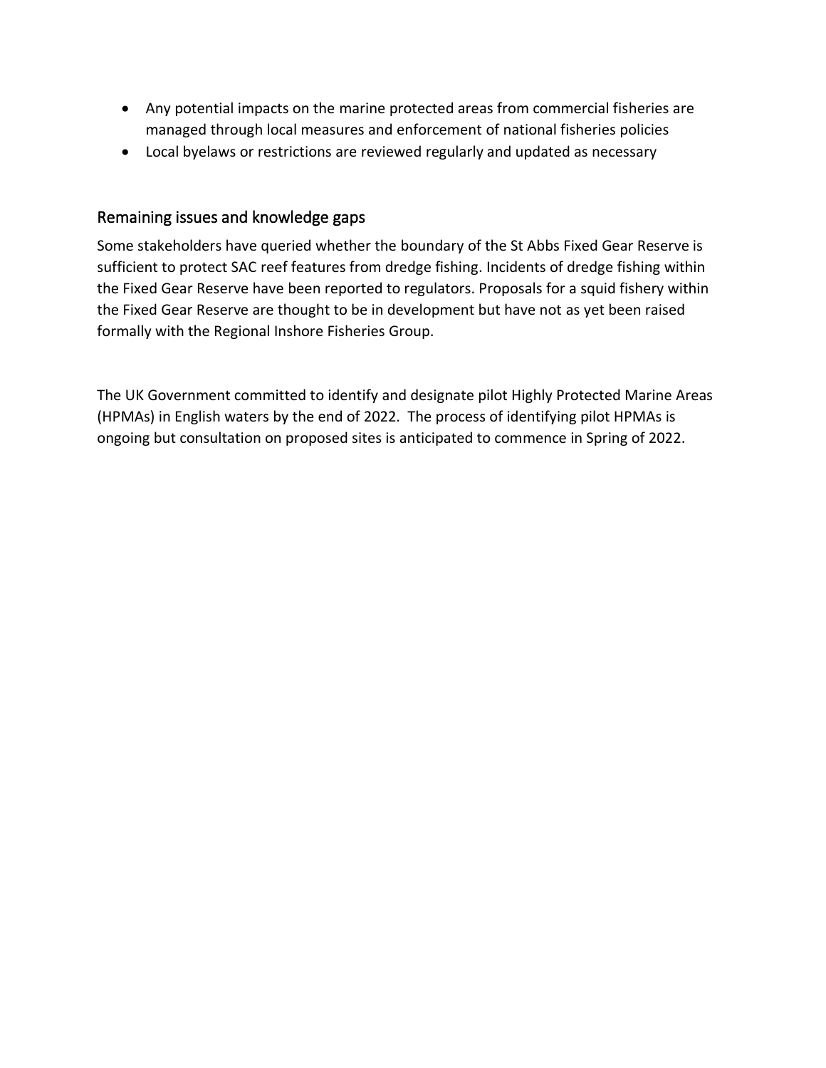- Any potential impacts on the marine protected areas from commercial fisheries are managed through local measures and enforcement of national fisheries policies
- Local byelaws or restrictions are reviewed regularly and updated as necessary

## Remaining issues and knowledge gaps

Some stakeholders have queried whether the boundary of the St Abbs Fixed Gear Reserve is sufficient to protect SAC reef features from dredge fishing. Incidents of dredge fishing within the Fixed Gear Reserve have been reported to regulators. Proposals for a squid fishery within the Fixed Gear Reserve are thought to be in development but have not as yet been raised formally with the Regional Inshore Fisheries Group.

The UK Government committed to identify and designate pilot Highly Protected Marine Areas (HPMAs) in English waters by the end of 2022. The process of identifying pilot HPMAs is ongoing but consultation on proposed sites is anticipated to commence in Spring of 2022.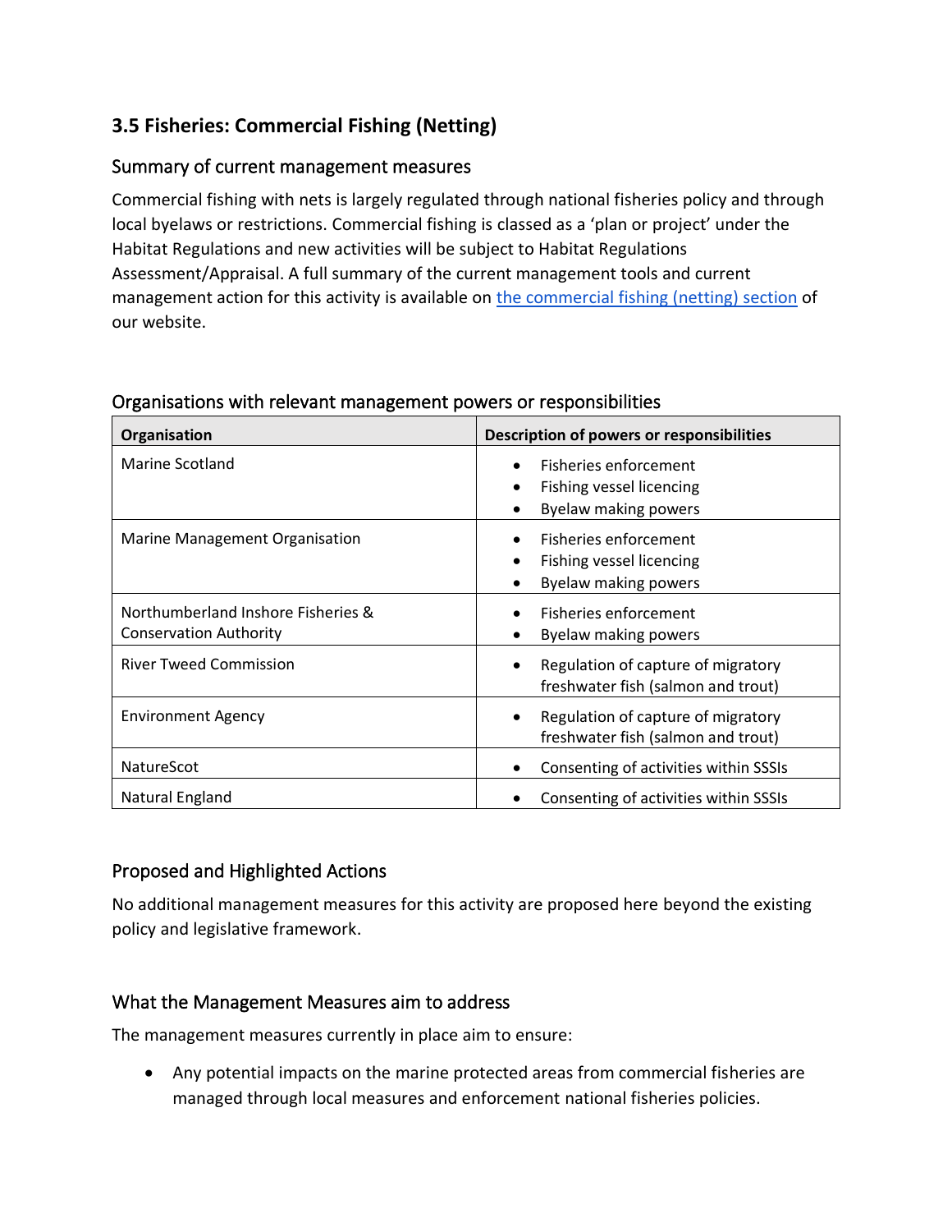## 3.5 Fisheries: Commercial Fishing (Netting)

### Summary of current management measures

Commercial fishing with nets is largely regulated through national fisheries policy and through local byelaws or restrictions. Commercial fishing is classed as a 'plan or project' under the Habitat Regulations and new activities will be subject to Habitat Regulations Assessment/Appraisal. A full summary of the current management tools and current management action for this activity is available on [the commercial fishing (netting) section]() of our website.

### Organisations with relevant management powers or responsibilities

| Organisation | Description of powers or responsibilities |
|---|---|
| Marine Scotland | • Fisheries enforcement<br>• Fishing vessel licencing<br>• Byelaw making powers |
| Marine Management Organisation | • Fisheries enforcement<br>• Fishing vessel licencing<br>• Byelaw making powers |
| Northumberland Inshore Fisheries & Conservation Authority | • Fisheries enforcement<br>• Byelaw making powers |
| River Tweed Commission | • Regulation of capture of migratory freshwater fish (salmon and trout) |
| Environment Agency | • Regulation of capture of migratory freshwater fish (salmon and trout) |
| NatureScot | • Consenting of activities within SSSIs |
| Natural England | • Consenting of activities within SSSIs |

### Proposed and Highlighted Actions

No additional management measures for this activity are proposed here beyond the existing policy and legislative framework.

### What the Management Measures aim to address

The management measures currently in place aim to ensure:

- Any potential impacts on the marine protected areas from commercial fisheries are managed through local measures and enforcement national fisheries policies.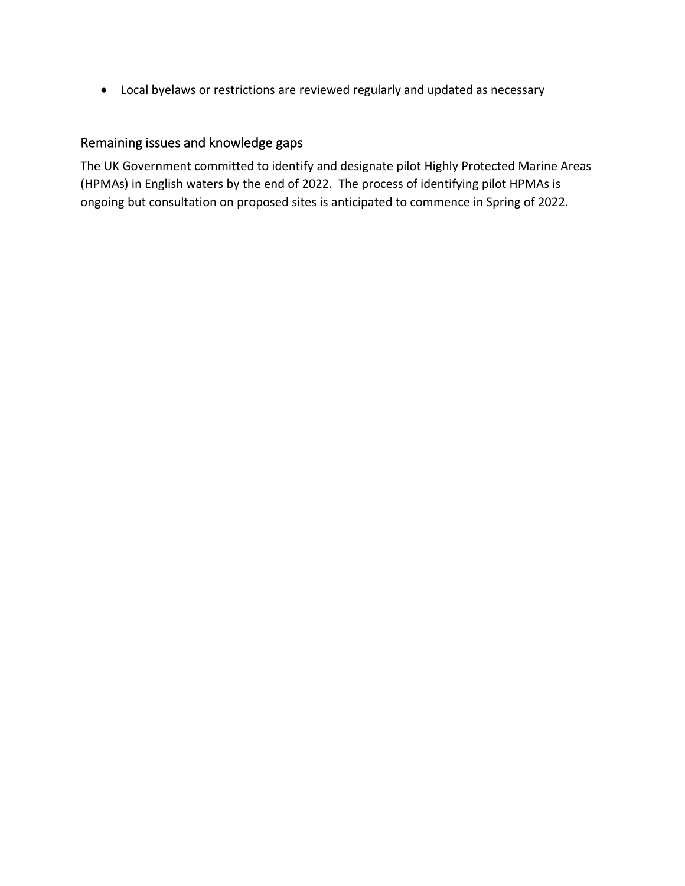- Local byelaws or restrictions are reviewed regularly and updated as necessary

## Remaining issues and knowledge gaps

The UK Government committed to identify and designate pilot Highly Protected Marine Areas (HPMAs) in English waters by the end of 2022. The process of identifying pilot HPMAs is ongoing but consultation on proposed sites is anticipated to commence in Spring of 2022.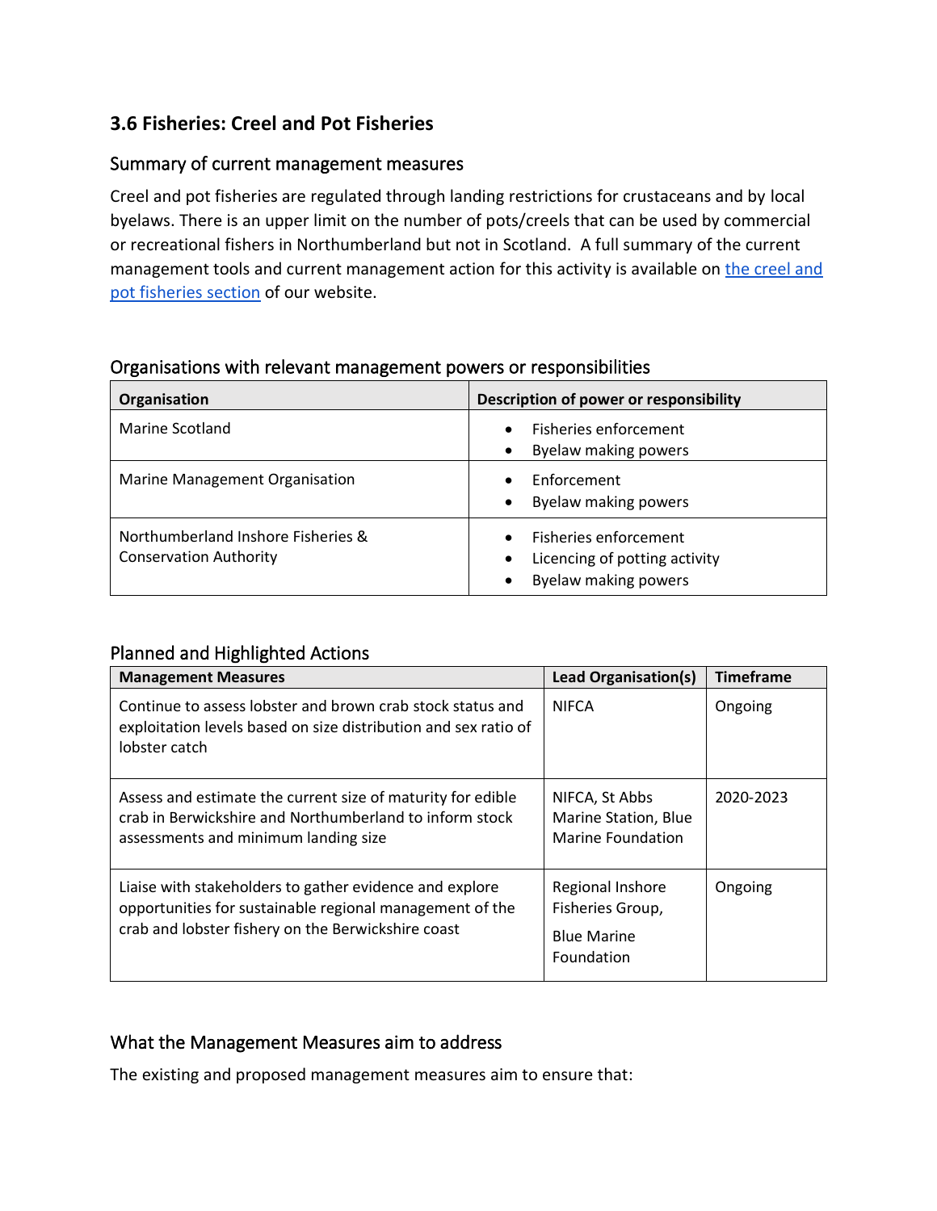## 3.6 Fisheries: Creel and Pot Fisheries

### Summary of current management measures

Creel and pot fisheries are regulated through landing restrictions for crustaceans and by local byelaws. There is an upper limit on the number of pots/creels that can be used by commercial or recreational fishers in Northumberland but not in Scotland. A full summary of the current management tools and current management action for this activity is available on [the creel and pot fisheries section](#) of our website.

### Organisations with relevant management powers or responsibilities

| Organisation | Description of power or responsibility |
|---|---|
| Marine Scotland | • Fisheries enforcement<br>• Byelaw making powers |
| Marine Management Organisation | • Enforcement<br>• Byelaw making powers |
| Northumberland Inshore Fisheries & Conservation Authority | • Fisheries enforcement<br>• Licencing of potting activity<br>• Byelaw making powers |

### Planned and Highlighted Actions

| Management Measures | Lead Organisation(s) | Timeframe |
|---|---|---|
| Continue to assess lobster and brown crab stock status and exploitation levels based on size distribution and sex ratio of lobster catch | NIFCA | Ongoing |
| Assess and estimate the current size of maturity for edible crab in Berwickshire and Northumberland to inform stock assessments and minimum landing size | NIFCA, St Abbs Marine Station, Blue Marine Foundation | 2020-2023 |
| Liaise with stakeholders to gather evidence and explore opportunities for sustainable regional management of the crab and lobster fishery on the Berwickshire coast | Regional Inshore Fisheries Group, Blue Marine Foundation | Ongoing |

### What the Management Measures aim to address

The existing and proposed management measures aim to ensure that: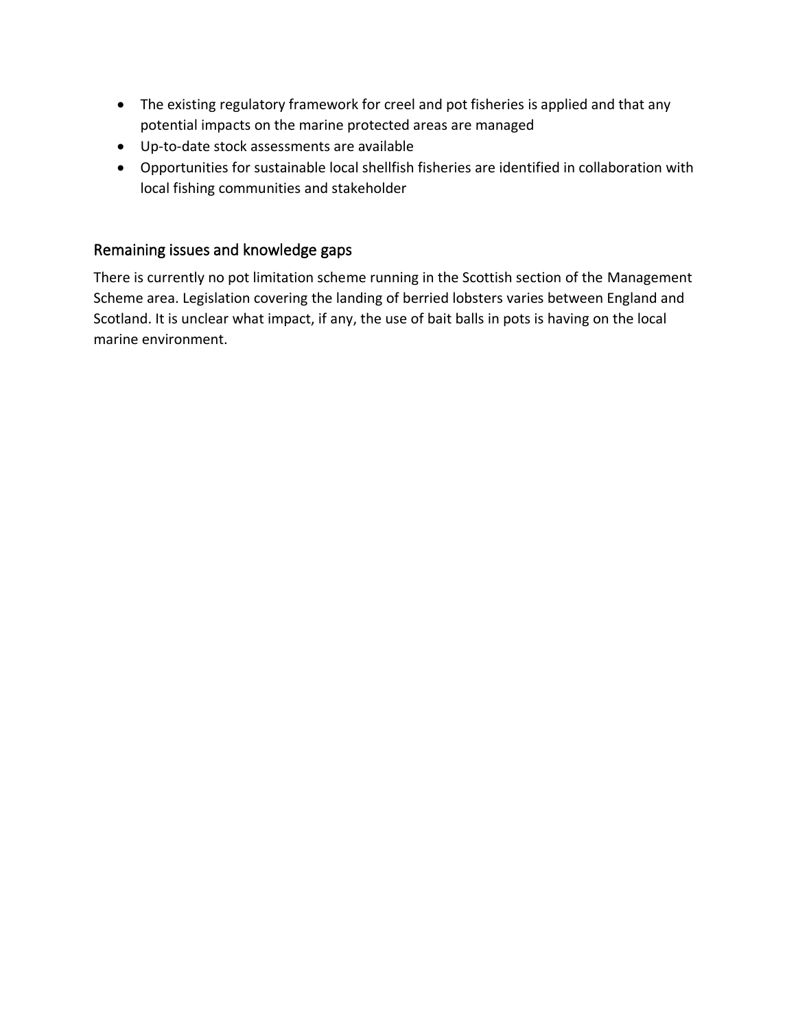- The existing regulatory framework for creel and pot fisheries is applied and that any potential impacts on the marine protected areas are managed
- Up-to-date stock assessments are available
- Opportunities for sustainable local shellfish fisheries are identified in collaboration with local fishing communities and stakeholder

## Remaining issues and knowledge gaps

There is currently no pot limitation scheme running in the Scottish section of the Management Scheme area. Legislation covering the landing of berried lobsters varies between England and Scotland. It is unclear what impact, if any, the use of bait balls in pots is having on the local marine environment.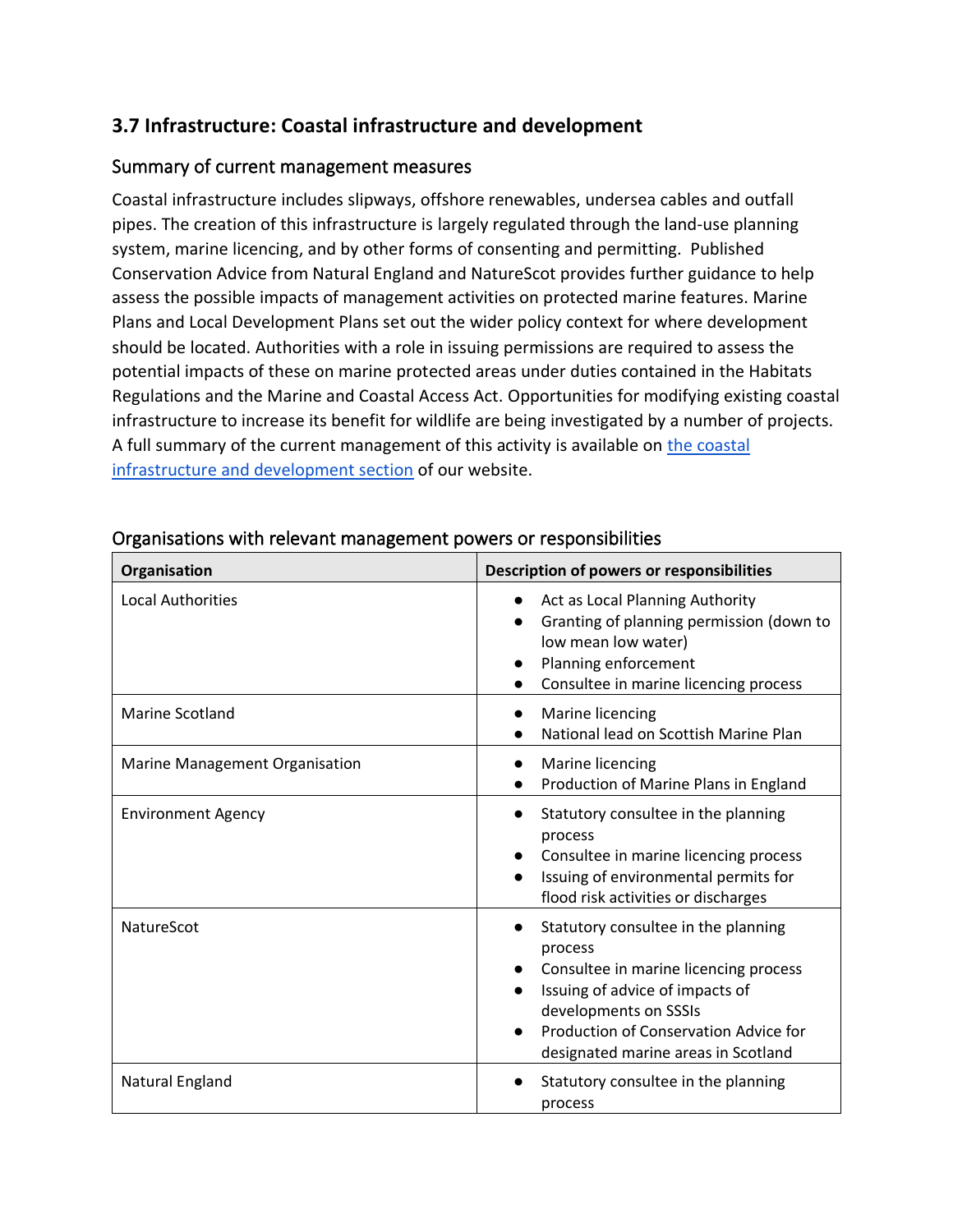## 3.7 Infrastructure: Coastal infrastructure and development

### Summary of current management measures

Coastal infrastructure includes slipways, offshore renewables, undersea cables and outfall pipes. The creation of this infrastructure is largely regulated through the land-use planning system, marine licencing, and by other forms of consenting and permitting. Published Conservation Advice from Natural England and NatureScot provides further guidance to help assess the possible impacts of management activities on protected marine features. Marine Plans and Local Development Plans set out the wider policy context for where development should be located. Authorities with a role in issuing permissions are required to assess the potential impacts of these on marine protected areas under duties contained in the Habitats Regulations and the Marine and Coastal Access Act. Opportunities for modifying existing coastal infrastructure to increase its benefit for wildlife are being investigated by a number of projects. A full summary of the current management of this activity is available on [the coastal infrastructure and development section](#) of our website.

### Organisations with relevant management powers or responsibilities

| Organisation | Description of powers or responsibilities |
| --- | --- |
| Local Authorities | • Act as Local Planning Authority<br>• Granting of planning permission (down to low mean low water)<br>• Planning enforcement<br>• Consultee in marine licencing process |
| Marine Scotland | • Marine licencing<br>• National lead on Scottish Marine Plan |
| Marine Management Organisation | • Marine licencing<br>• Production of Marine Plans in England |
| Environment Agency | • Statutory consultee in the planning process<br>• Consultee in marine licencing process<br>• Issuing of environmental permits for flood risk activities or discharges |
| NatureScot | • Statutory consultee in the planning process<br>• Consultee in marine licencing process<br>• Issuing of advice of impacts of developments on SSSIs<br>• Production of Conservation Advice for designated marine areas in Scotland |
| Natural England | • Statutory consultee in the planning process |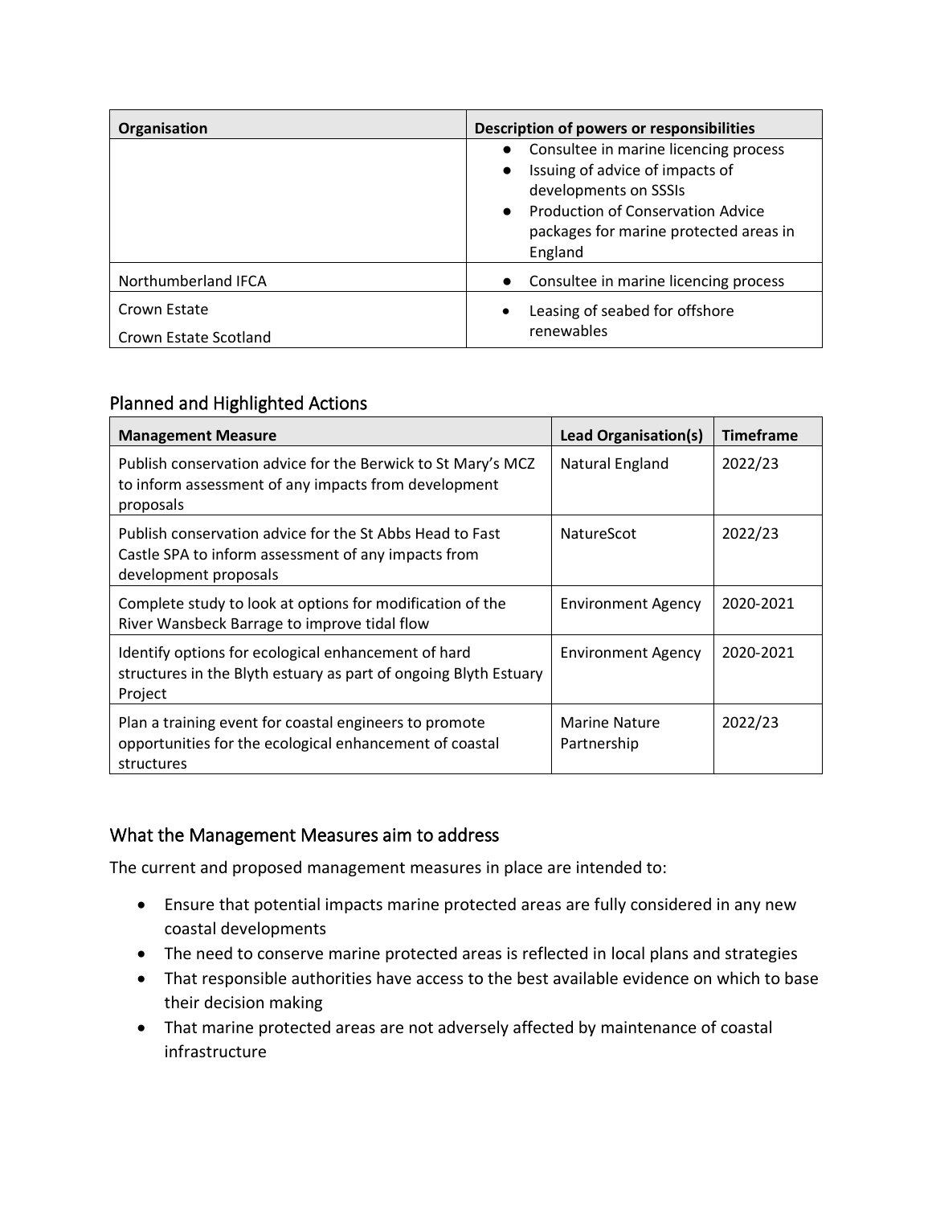| Organisation | Description of powers or responsibilities |
| --- | --- |
| | ● Consultee in marine licencing process<br>● Issuing of advice of impacts of developments on SSSIs<br>● Production of Conservation Advice packages for marine protected areas in England |
| Northumberland IFCA | ● Consultee in marine licencing process |
| Crown Estate<br>Crown Estate Scotland | • Leasing of seabed for offshore renewables |

## Planned and Highlighted Actions

| Management Measure | Lead Organisation(s) | Timeframe |
| --- | --- | --- |
| Publish conservation advice for the Berwick to St Mary's MCZ to inform assessment of any impacts from development proposals | Natural England | 2022/23 |
| Publish conservation advice for the St Abbs Head to Fast Castle SPA to inform assessment of any impacts from development proposals | NatureScot | 2022/23 |
| Complete study to look at options for modification of the River Wansbeck Barrage to improve tidal flow | Environment Agency | 2020-2021 |
| Identify options for ecological enhancement of hard structures in the Blyth estuary as part of ongoing Blyth Estuary Project | Environment Agency | 2020-2021 |
| Plan a training event for coastal engineers to promote opportunities for the ecological enhancement of coastal structures | Marine Nature Partnership | 2022/23 |

## What the Management Measures aim to address

The current and proposed management measures in place are intended to:

- Ensure that potential impacts marine protected areas are fully considered in any new coastal developments
- The need to conserve marine protected areas is reflected in local plans and strategies
- That responsible authorities have access to the best available evidence on which to base their decision making
- That marine protected areas are not adversely affected by maintenance of coastal infrastructure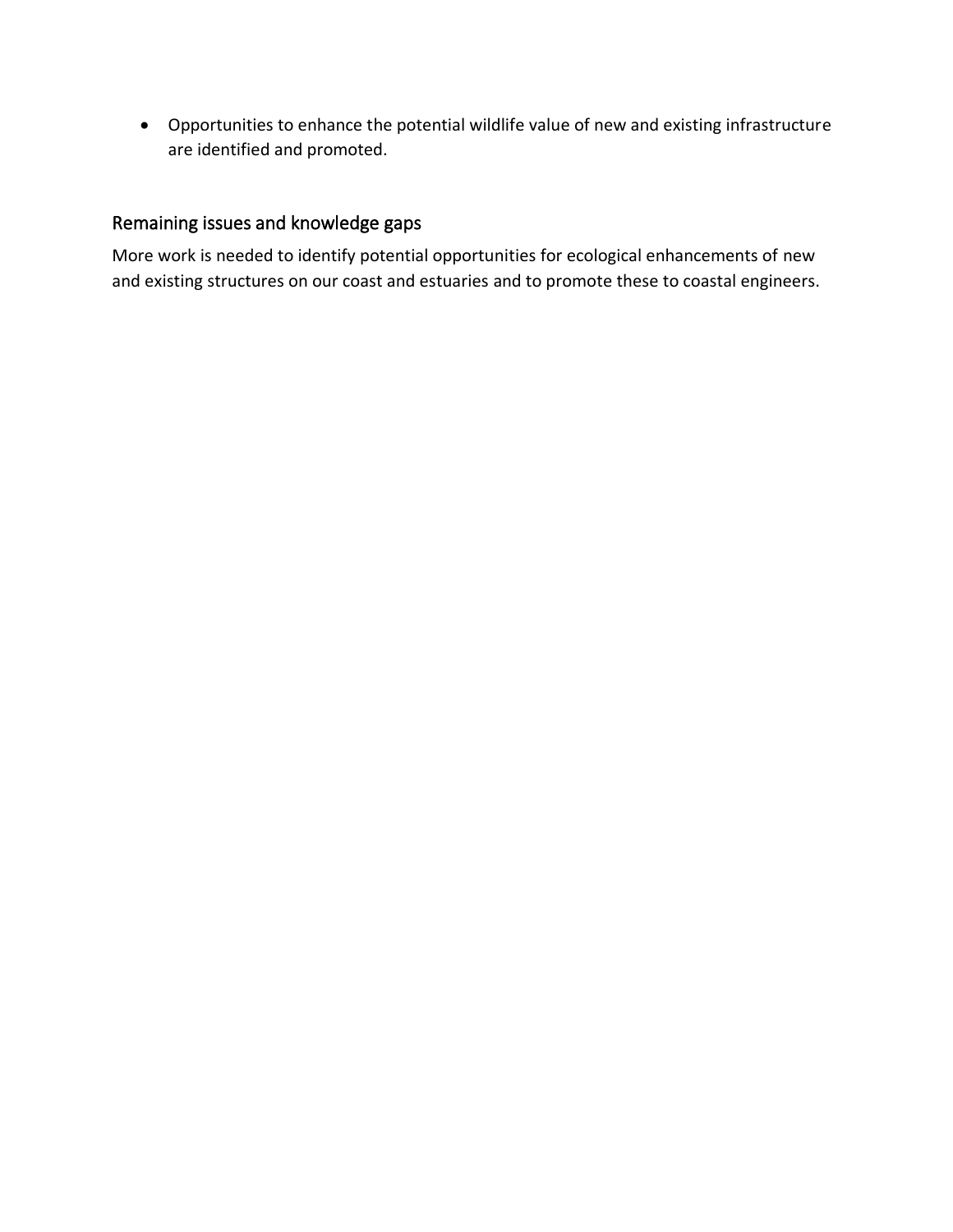- Opportunities to enhance the potential wildlife value of new and existing infrastructure are identified and promoted.

## Remaining issues and knowledge gaps

More work is needed to identify potential opportunities for ecological enhancements of new and existing structures on our coast and estuaries and to promote these to coastal engineers.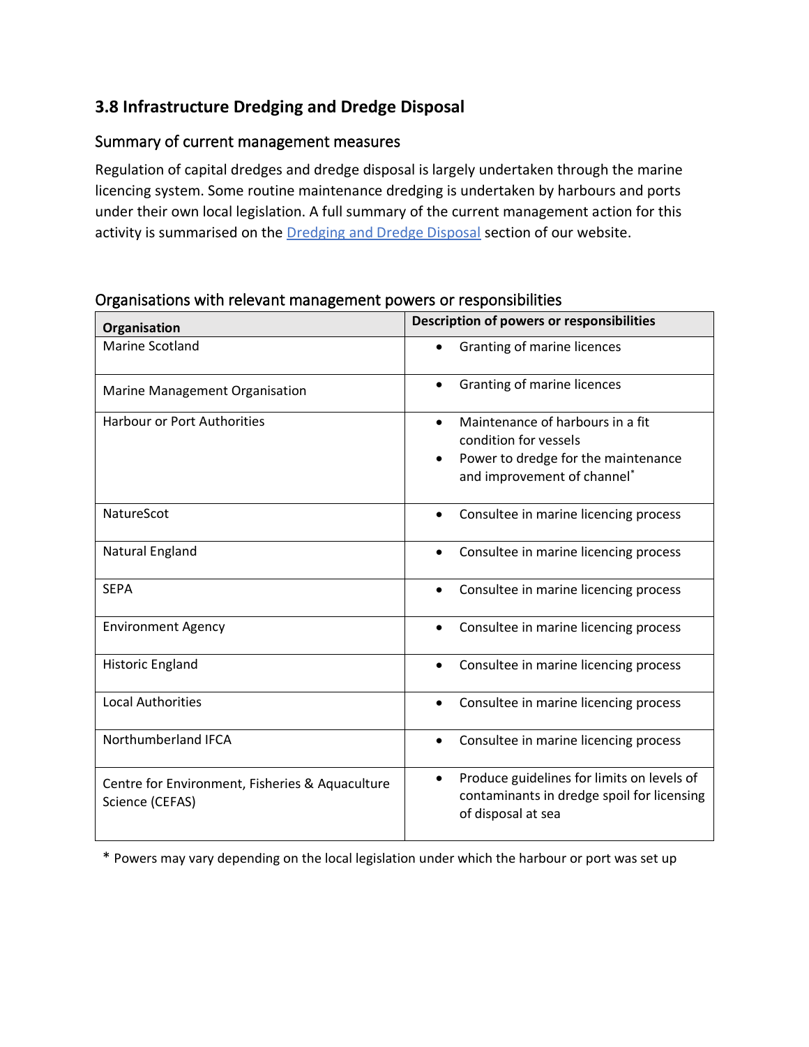## 3.8 Infrastructure Dredging and Dredge Disposal

### Summary of current management measures

Regulation of capital dredges and dredge disposal is largely undertaken through the marine licencing system. Some routine maintenance dredging is undertaken by harbours and ports under their own local legislation. A full summary of the current management action for this activity is summarised on the [Dredging and Dredge Disposal](Dredging and Dredge Disposal) section of our website.

### Organisations with relevant management powers or responsibilities

| Organisation | Description of powers or responsibilities |
|---|---|
| Marine Scotland | • Granting of marine licences |
| Marine Management Organisation | • Granting of marine licences |
| Harbour or Port Authorities | • Maintenance of harbours in a fit condition for vessels<br>• Power to dredge for the maintenance and improvement of channel* |
| NatureScot | • Consultee in marine licencing process |
| Natural England | • Consultee in marine licencing process |
| SEPA | • Consultee in marine licencing process |
| Environment Agency | • Consultee in marine licencing process |
| Historic England | • Consultee in marine licencing process |
| Local Authorities | • Consultee in marine licencing process |
| Northumberland IFCA | • Consultee in marine licencing process |
| Centre for Environment, Fisheries & Aquaculture Science (CEFAS) | • Produce guidelines for limits on levels of contaminants in dredge spoil for licensing of disposal at sea |

* Powers may vary depending on the local legislation under which the harbour or port was set up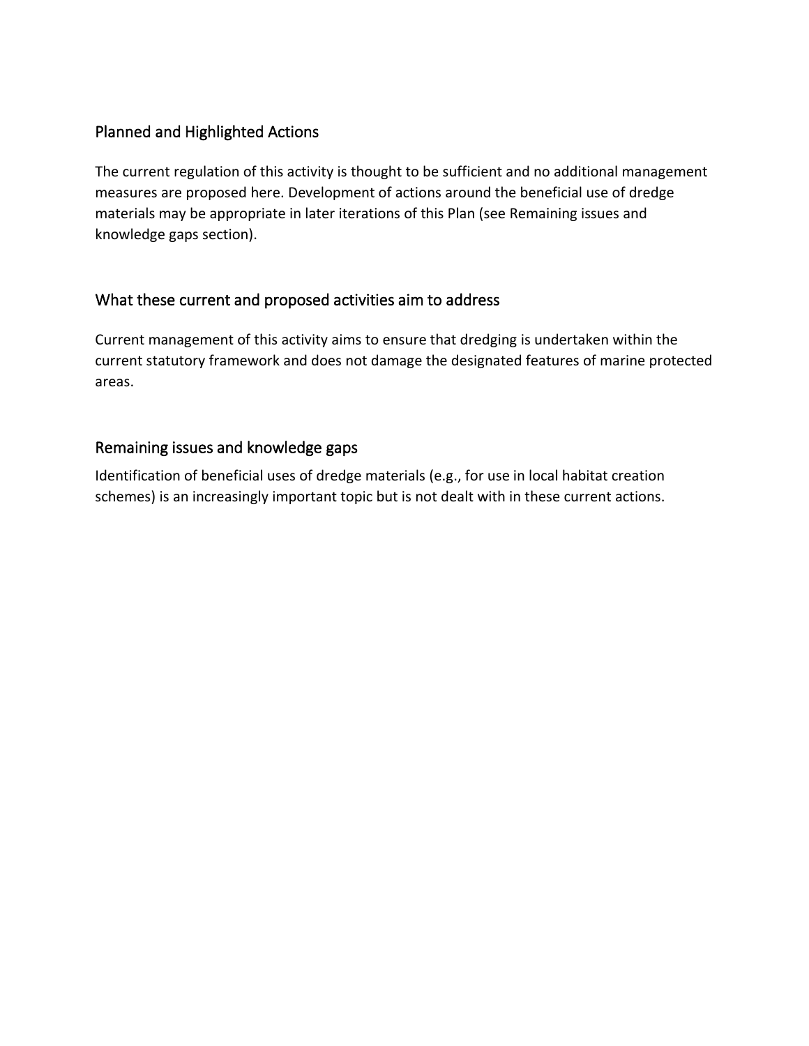## Planned and Highlighted Actions

The current regulation of this activity is thought to be sufficient and no additional management measures are proposed here. Development of actions around the beneficial use of dredge materials may be appropriate in later iterations of this Plan (see Remaining issues and knowledge gaps section).

## What these current and proposed activities aim to address

Current management of this activity aims to ensure that dredging is undertaken within the current statutory framework and does not damage the designated features of marine protected areas.

## Remaining issues and knowledge gaps

Identification of beneficial uses of dredge materials (e.g., for use in local habitat creation schemes) is an increasingly important topic but is not dealt with in these current actions.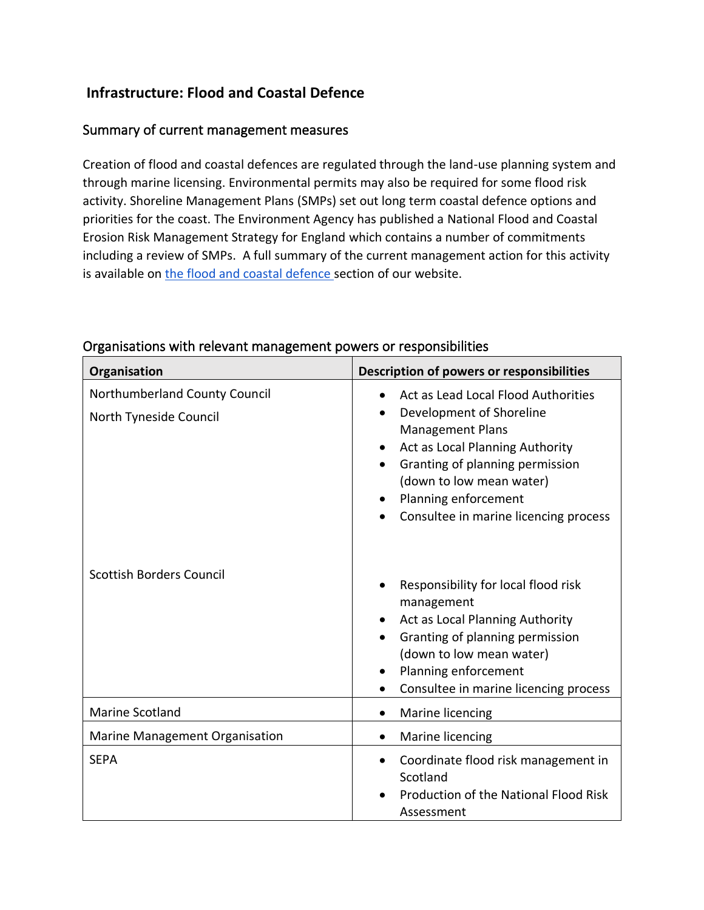## Infrastructure: Flood and Coastal Defence

### Summary of current management measures

Creation of flood and coastal defences are regulated through the land-use planning system and through marine licensing. Environmental permits may also be required for some flood risk activity. Shoreline Management Plans (SMPs) set out long term coastal defence options and priorities for the coast. The Environment Agency has published a National Flood and Coastal Erosion Risk Management Strategy for England which contains a number of commitments including a review of SMPs. A full summary of the current management action for this activity is available on the flood and coastal defence section of our website.

### Organisations with relevant management powers or responsibilities

| Organisation | Description of powers or responsibilities |
| --- | --- |
| Northumberland County Council<br>North Tyneside Council | • Act as Lead Local Flood Authorities<br>• Development of Shoreline Management Plans<br>• Act as Local Planning Authority<br>• Granting of planning permission (down to low mean water)<br>• Planning enforcement<br>• Consultee in marine licencing process |
| Scottish Borders Council | • Responsibility for local flood risk management<br>• Act as Local Planning Authority<br>• Granting of planning permission (down to low mean water)<br>• Planning enforcement<br>• Consultee in marine licencing process |
| Marine Scotland | • Marine licencing |
| Marine Management Organisation | • Marine licencing |
| SEPA | • Coordinate flood risk management in Scotland<br>• Production of the National Flood Risk Assessment |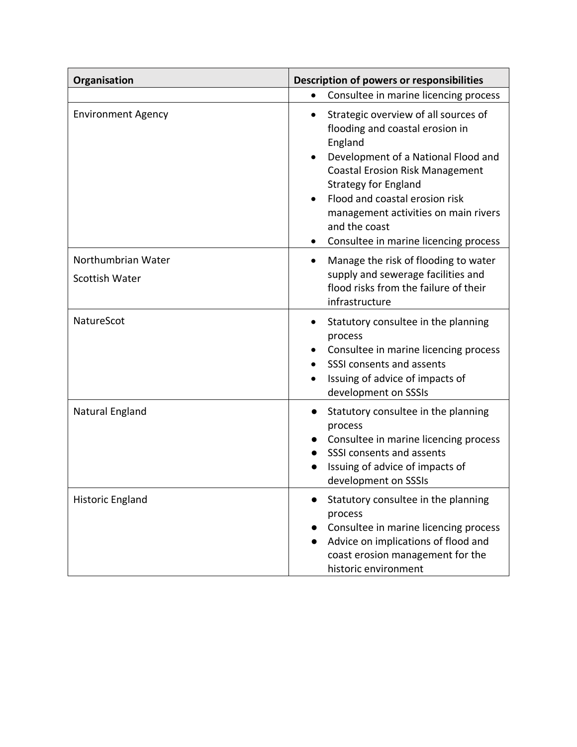| Organisation | Description of powers or responsibilities |
| --- | --- |
| | • Consultee in marine licencing process |
| Environment Agency | • Strategic overview of all sources of flooding and coastal erosion in England<br>• Development of a National Flood and Coastal Erosion Risk Management Strategy for England<br>• Flood and coastal erosion risk management activities on main rivers and the coast<br>• Consultee in marine licencing process |
| Northumbrian Water<br>Scottish Water | • Manage the risk of flooding to water supply and sewerage facilities and flood risks from the failure of their infrastructure |
| NatureScot | • Statutory consultee in the planning process<br>• Consultee in marine licencing process<br>• SSSI consents and assents<br>• Issuing of advice of impacts of development on SSSIs |
| Natural England | • Statutory consultee in the planning process<br>• Consultee in marine licencing process<br>• SSSI consents and assents<br>• Issuing of advice of impacts of development on SSSIs |
| Historic England | • Statutory consultee in the planning process<br>• Consultee in marine licencing process<br>• Advice on implications of flood and coast erosion management for the historic environment |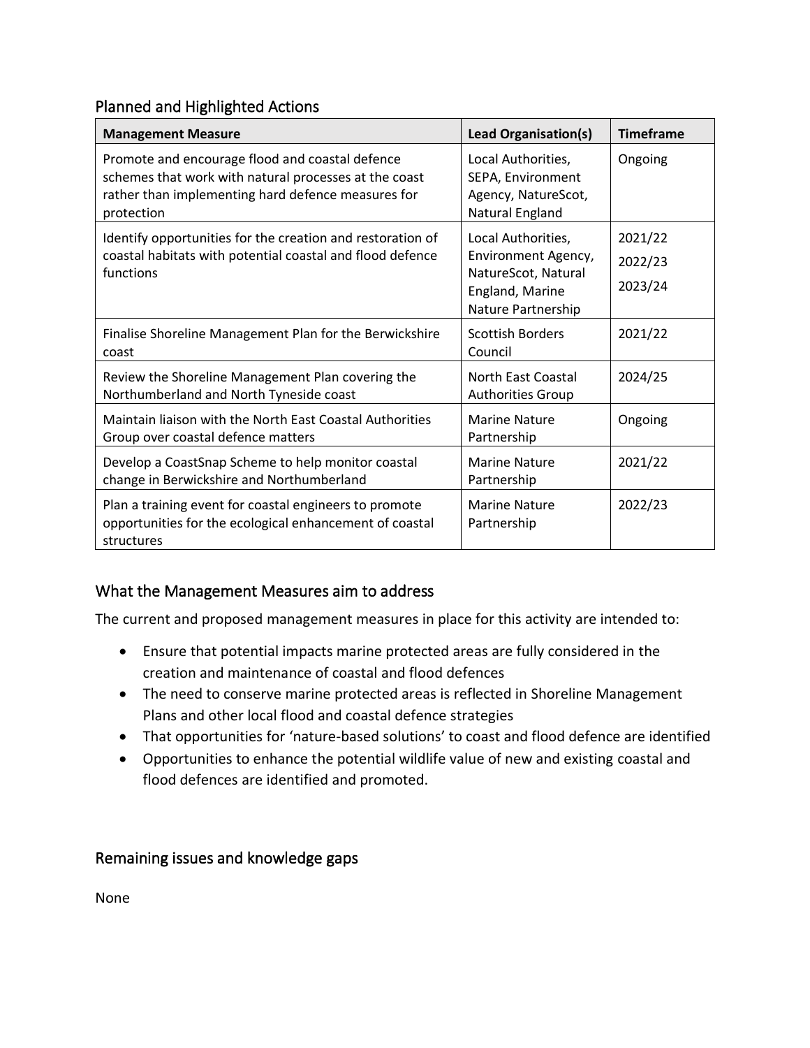## Planned and Highlighted Actions

| Management Measure | Lead Organisation(s) | Timeframe |
|---|---|---|
| Promote and encourage flood and coastal defence schemes that work with natural processes at the coast rather than implementing hard defence measures for protection | Local Authorities, SEPA, Environment Agency, NatureScot, Natural England | Ongoing |
| Identify opportunities for the creation and restoration of coastal habitats with potential coastal and flood defence functions | Local Authorities, Environment Agency, NatureScot, Natural England, Marine Nature Partnership | 2021/22<br>2022/23<br>2023/24 |
| Finalise Shoreline Management Plan for the Berwickshire coast | Scottish Borders Council | 2021/22 |
| Review the Shoreline Management Plan covering the Northumberland and North Tyneside coast | North East Coastal Authorities Group | 2024/25 |
| Maintain liaison with the North East Coastal Authorities Group over coastal defence matters | Marine Nature Partnership | Ongoing |
| Develop a CoastSnap Scheme to help monitor coastal change in Berwickshire and Northumberland | Marine Nature Partnership | 2021/22 |
| Plan a training event for coastal engineers to promote opportunities for the ecological enhancement of coastal structures | Marine Nature Partnership | 2022/23 |

## What the Management Measures aim to address

The current and proposed management measures in place for this activity are intended to:

- Ensure that potential impacts marine protected areas are fully considered in the creation and maintenance of coastal and flood defences
- The need to conserve marine protected areas is reflected in Shoreline Management Plans and other local flood and coastal defence strategies
- That opportunities for 'nature-based solutions' to coast and flood defence are identified
- Opportunities to enhance the potential wildlife value of new and existing coastal and flood defences are identified and promoted.

## Remaining issues and knowledge gaps

None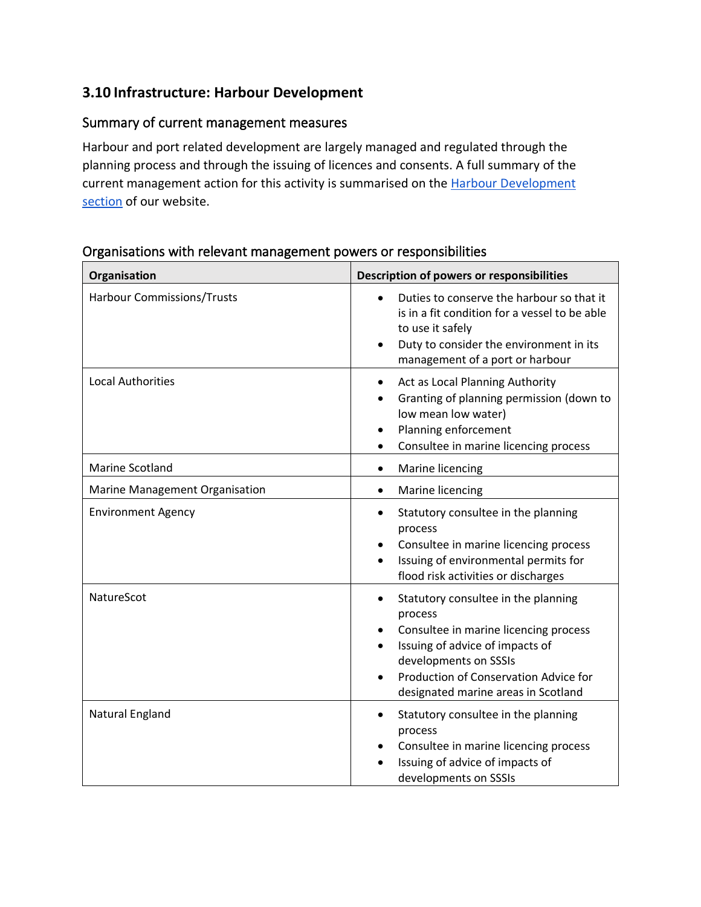## 3.10 Infrastructure: Harbour Development

### Summary of current management measures

Harbour and port related development are largely managed and regulated through the planning process and through the issuing of licences and consents. A full summary of the current management action for this activity is summarised on the [Harbour Development section](#) of our website.

### Organisations with relevant management powers or responsibilities

| Organisation | Description of powers or responsibilities |
| --- | --- |
| Harbour Commissions/Trusts | • Duties to conserve the harbour so that it is in a fit condition for a vessel to be able to use it safely<br>• Duty to consider the environment in its management of a port or harbour |
| Local Authorities | • Act as Local Planning Authority<br>• Granting of planning permission (down to low mean low water)<br>• Planning enforcement<br>• Consultee in marine licencing process |
| Marine Scotland | • Marine licencing |
| Marine Management Organisation | • Marine licencing |
| Environment Agency | • Statutory consultee in the planning process<br>• Consultee in marine licencing process<br>• Issuing of environmental permits for flood risk activities or discharges |
| NatureScot | • Statutory consultee in the planning process<br>• Consultee in marine licencing process<br>• Issuing of advice of impacts of developments on SSSIs<br>• Production of Conservation Advice for designated marine areas in Scotland |
| Natural England | • Statutory consultee in the planning process<br>• Consultee in marine licencing process<br>• Issuing of advice of impacts of developments on SSSIs |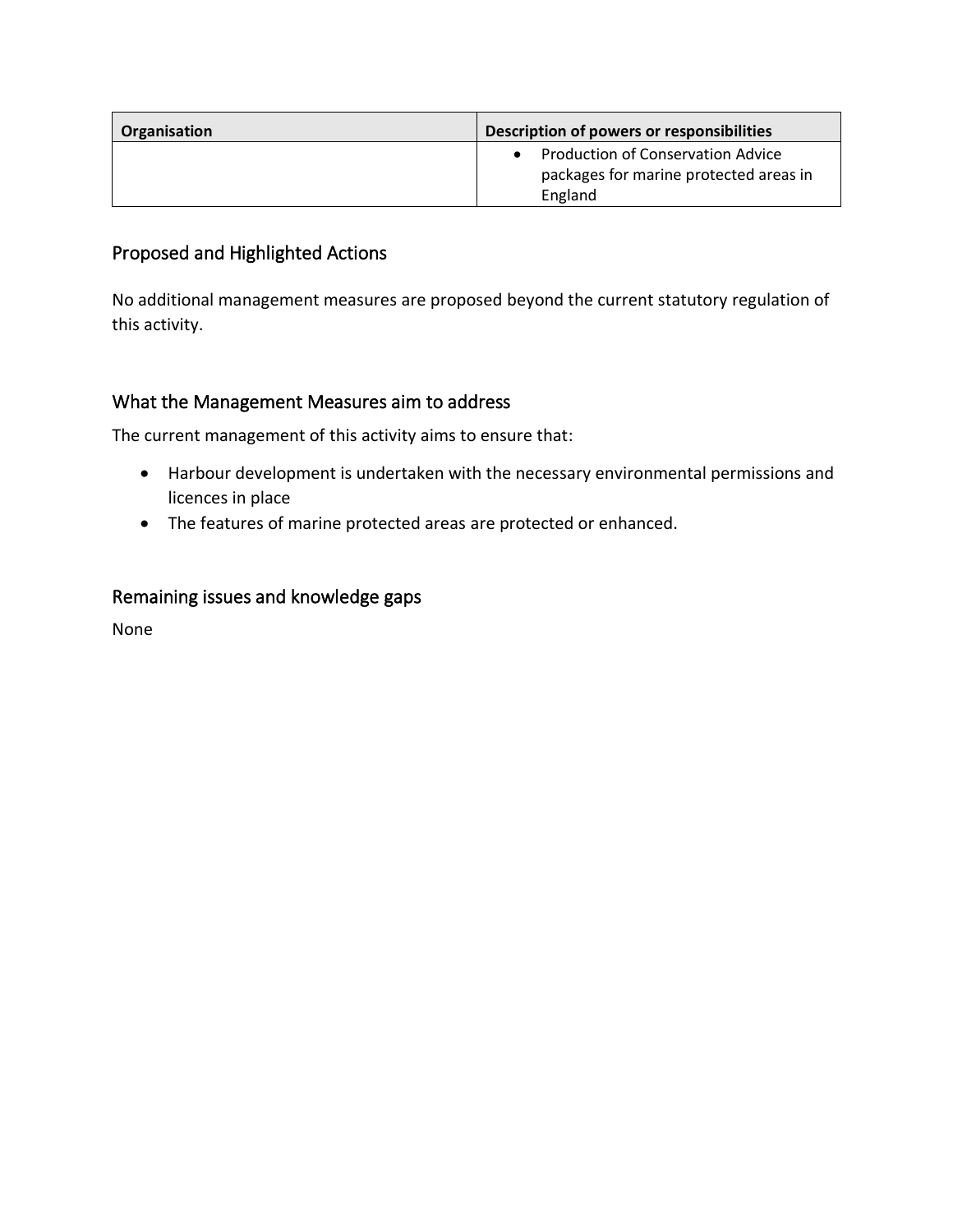| Organisation | Description of powers or responsibilities |
| --- | --- |
| | • Production of Conservation Advice packages for marine protected areas in England |

## Proposed and Highlighted Actions

No additional management measures are proposed beyond the current statutory regulation of this activity.

## What the Management Measures aim to address

The current management of this activity aims to ensure that:

- Harbour development is undertaken with the necessary environmental permissions and licences in place
- The features of marine protected areas are protected or enhanced.

## Remaining issues and knowledge gaps

None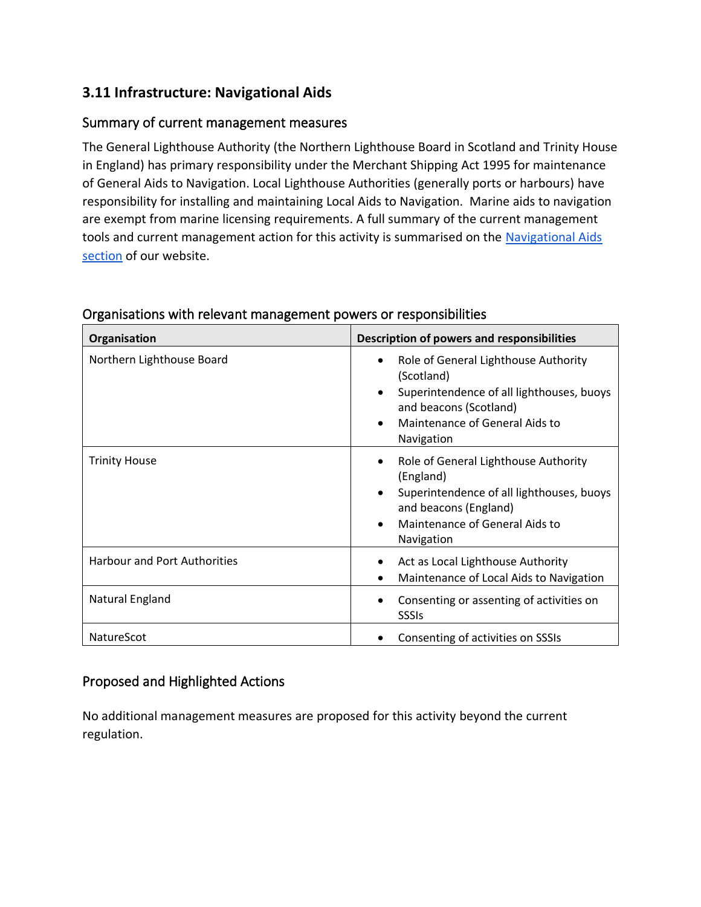## 3.11 Infrastructure: Navigational Aids

### Summary of current management measures

The General Lighthouse Authority (the Northern Lighthouse Board in Scotland and Trinity House in England) has primary responsibility under the Merchant Shipping Act 1995 for maintenance of General Aids to Navigation. Local Lighthouse Authorities (generally ports or harbours) have responsibility for installing and maintaining Local Aids to Navigation. Marine aids to navigation are exempt from marine licensing requirements. A full summary of the current management tools and current management action for this activity is summarised on the Navigational Aids section of our website.

### Organisations with relevant management powers or responsibilities

| Organisation | Description of powers and responsibilities |
|---|---|
| Northern Lighthouse Board | • Role of General Lighthouse Authority (Scotland)<br>• Superintendence of all lighthouses, buoys and beacons (Scotland)<br>• Maintenance of General Aids to Navigation |
| Trinity House | • Role of General Lighthouse Authority (England)<br>• Superintendence of all lighthouses, buoys and beacons (England)<br>• Maintenance of General Aids to Navigation |
| Harbour and Port Authorities | • Act as Local Lighthouse Authority<br>• Maintenance of Local Aids to Navigation |
| Natural England | • Consenting or assenting of activities on SSSIs |
| NatureScot | • Consenting of activities on SSSIs |

### Proposed and Highlighted Actions

No additional management measures are proposed for this activity beyond the current regulation.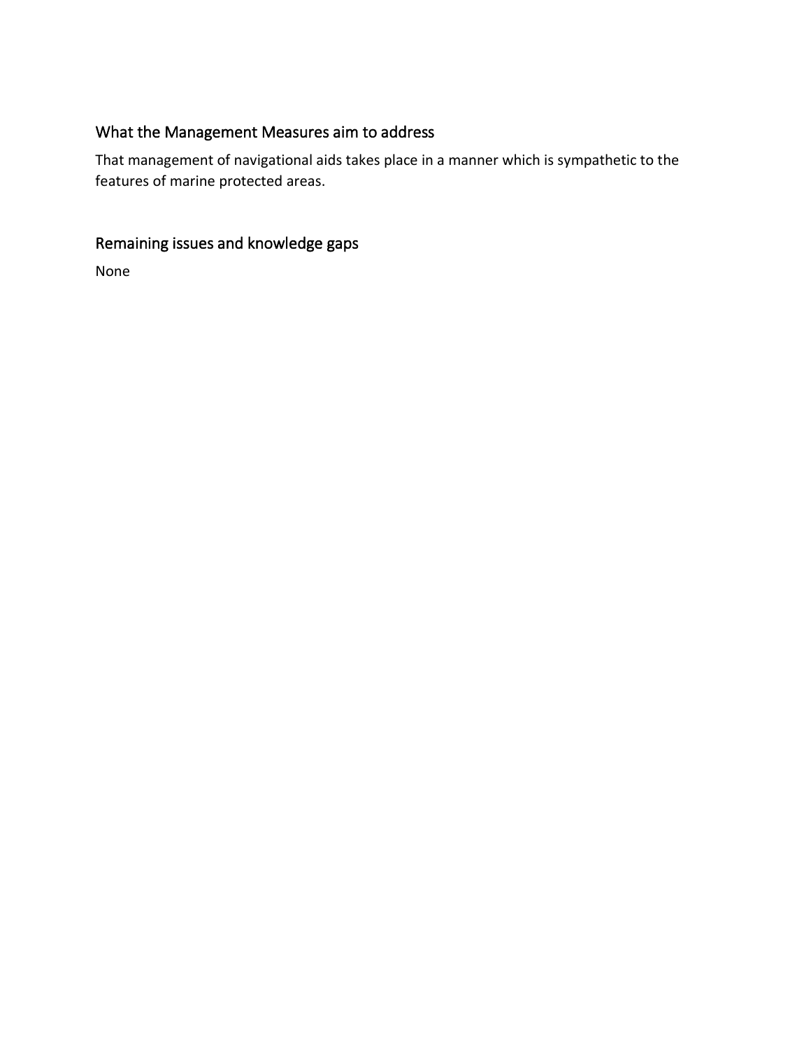## What the Management Measures aim to address

That management of navigational aids takes place in a manner which is sympathetic to the features of marine protected areas.

## Remaining issues and knowledge gaps

None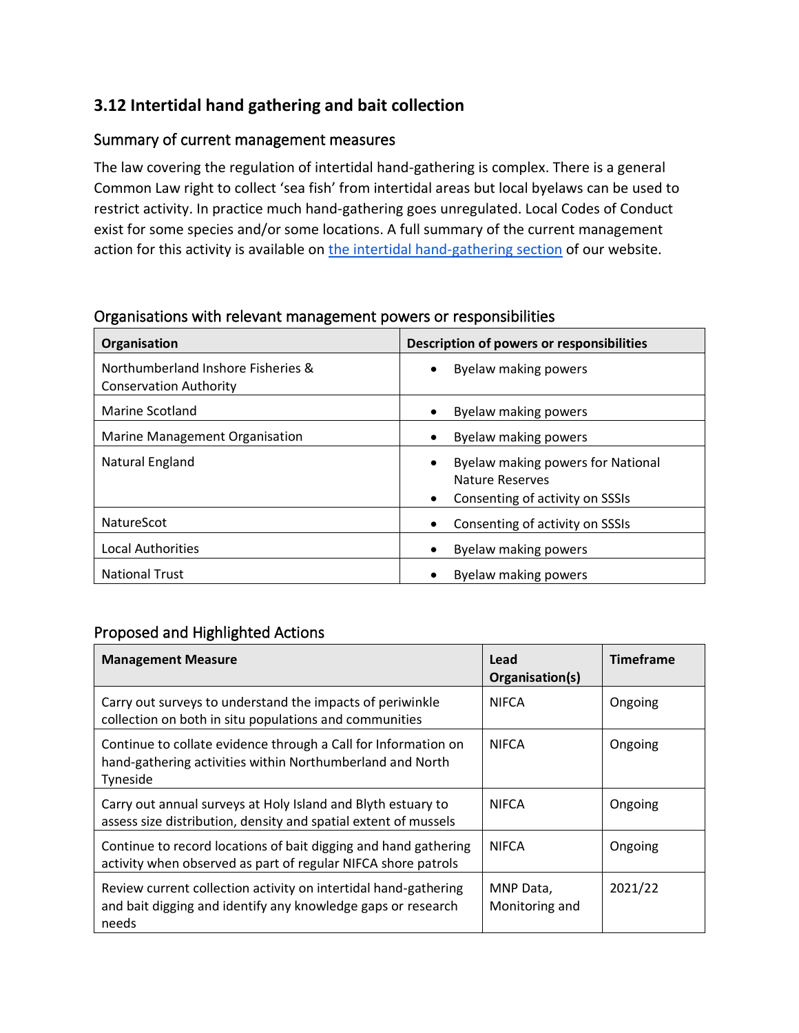## 3.12 Intertidal hand gathering and bait collection

### Summary of current management measures

The law covering the regulation of intertidal hand-gathering is complex. There is a general Common Law right to collect 'sea fish' from intertidal areas but local byelaws can be used to restrict activity. In practice much hand-gathering goes unregulated. Local Codes of Conduct exist for some species and/or some locations. A full summary of the current management action for this activity is available on [the intertidal hand-gathering section](#) of our website.

### Organisations with relevant management powers or responsibilities

| Organisation | Description of powers or responsibilities |
| --- | --- |
| Northumberland Inshore Fisheries & Conservation Authority | • Byelaw making powers |
| Marine Scotland | • Byelaw making powers |
| Marine Management Organisation | • Byelaw making powers |
| Natural England | • Byelaw making powers for National Nature Reserves<br>• Consenting of activity on SSSIs |
| NatureScot | • Consenting of activity on SSSIs |
| Local Authorities | • Byelaw making powers |
| National Trust | • Byelaw making powers |

### Proposed and Highlighted Actions

| Management Measure | Lead Organisation(s) | Timeframe |
| --- | --- | --- |
| Carry out surveys to understand the impacts of periwinkle collection on both in situ populations and communities | NIFCA | Ongoing |
| Continue to collate evidence through a Call for Information on hand-gathering activities within Northumberland and North Tyneside | NIFCA | Ongoing |
| Carry out annual surveys at Holy Island and Blyth estuary to assess size distribution, density and spatial extent of mussels | NIFCA | Ongoing |
| Continue to record locations of bait digging and hand gathering activity when observed as part of regular NIFCA shore patrols | NIFCA | Ongoing |
| Review current collection activity on intertidal hand-gathering and bait digging and identify any knowledge gaps or research needs | MNP Data, Monitoring and | 2021/22 |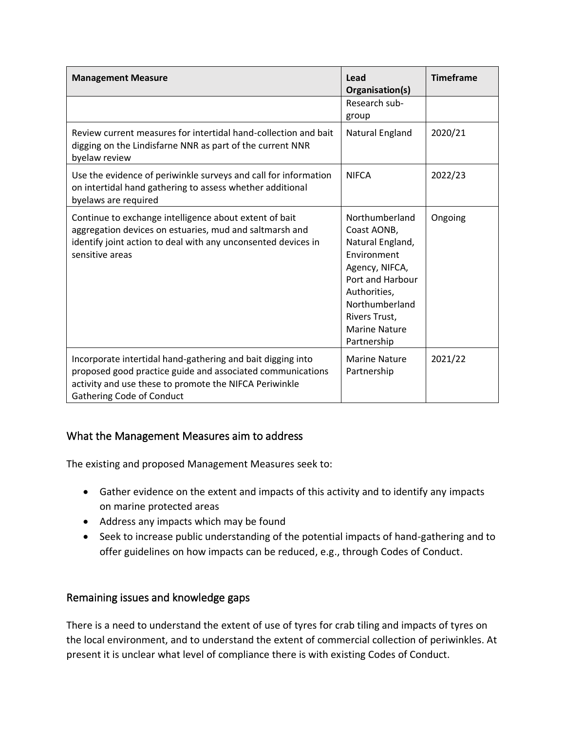| Management Measure | Lead Organisation(s) | Timeframe |
|---|---|---|
| | Research sub-group | |
| Review current measures for intertidal hand-collection and bait digging on the Lindisfarne NNR as part of the current NNR byelaw review | Natural England | 2020/21 |
| Use the evidence of periwinkle surveys and call for information on intertidal hand gathering to assess whether additional byelaws are required | NIFCA | 2022/23 |
| Continue to exchange intelligence about extent of bait aggregation devices on estuaries, mud and saltmarsh and identify joint action to deal with any unconsented devices in sensitive areas | Northumberland Coast AONB, Natural England, Environment Agency, NIFCA, Port and Harbour Authorities, Northumberland Rivers Trust, Marine Nature Partnership | Ongoing |
| Incorporate intertidal hand-gathering and bait digging into proposed good practice guide and associated communications activity and use these to promote the NIFCA Periwinkle Gathering Code of Conduct | Marine Nature Partnership | 2021/22 |

## What the Management Measures aim to address

The existing and proposed Management Measures seek to:

- Gather evidence on the extent and impacts of this activity and to identify any impacts on marine protected areas
- Address any impacts which may be found
- Seek to increase public understanding of the potential impacts of hand-gathering and to offer guidelines on how impacts can be reduced, e.g., through Codes of Conduct.

## Remaining issues and knowledge gaps

There is a need to understand the extent of use of tyres for crab tiling and impacts of tyres on the local environment, and to understand the extent of commercial collection of periwinkles. At present it is unclear what level of compliance there is with existing Codes of Conduct.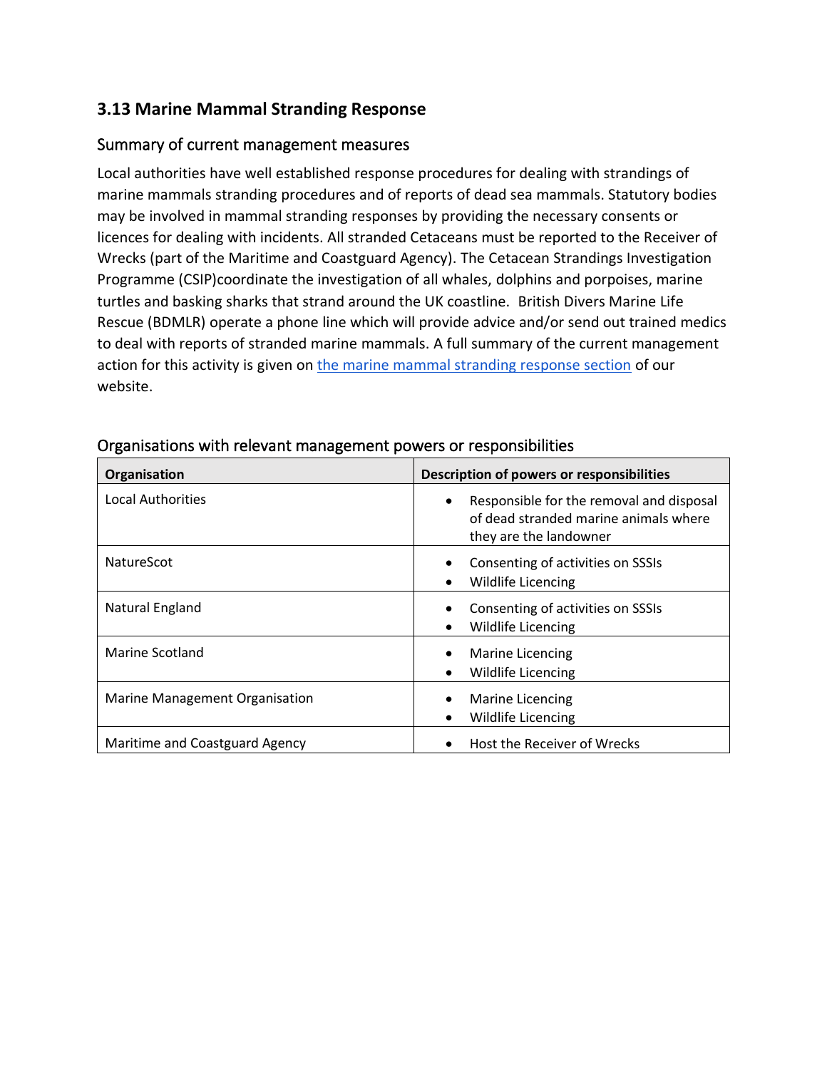## 3.13 Marine Mammal Stranding Response

### Summary of current management measures

Local authorities have well established response procedures for dealing with strandings of marine mammals stranding procedures and of reports of dead sea mammals. Statutory bodies may be involved in mammal stranding responses by providing the necessary consents or licences for dealing with incidents. All stranded Cetaceans must be reported to the Receiver of Wrecks (part of the Maritime and Coastguard Agency). The Cetacean Strandings Investigation Programme (CSIP)coordinate the investigation of all whales, dolphins and porpoises, marine turtles and basking sharks that strand around the UK coastline.  British Divers Marine Life Rescue (BDMLR) operate a phone line which will provide advice and/or send out trained medics to deal with reports of stranded marine mammals. A full summary of the current management action for this activity is given on [the marine mammal stranding response section]() of our website.

### Organisations with relevant management powers or responsibilities

| Organisation | Description of powers or responsibilities |
|---|---|
| Local Authorities | • Responsible for the removal and disposal of dead stranded marine animals where they are the landowner |
| NatureScot | • Consenting of activities on SSSIs<br>• Wildlife Licencing |
| Natural England | • Consenting of activities on SSSIs<br>• Wildlife Licencing |
| Marine Scotland | • Marine Licencing<br>• Wildlife Licencing |
| Marine Management Organisation | • Marine Licencing<br>• Wildlife Licencing |
| Maritime and Coastguard Agency | • Host the Receiver of Wrecks |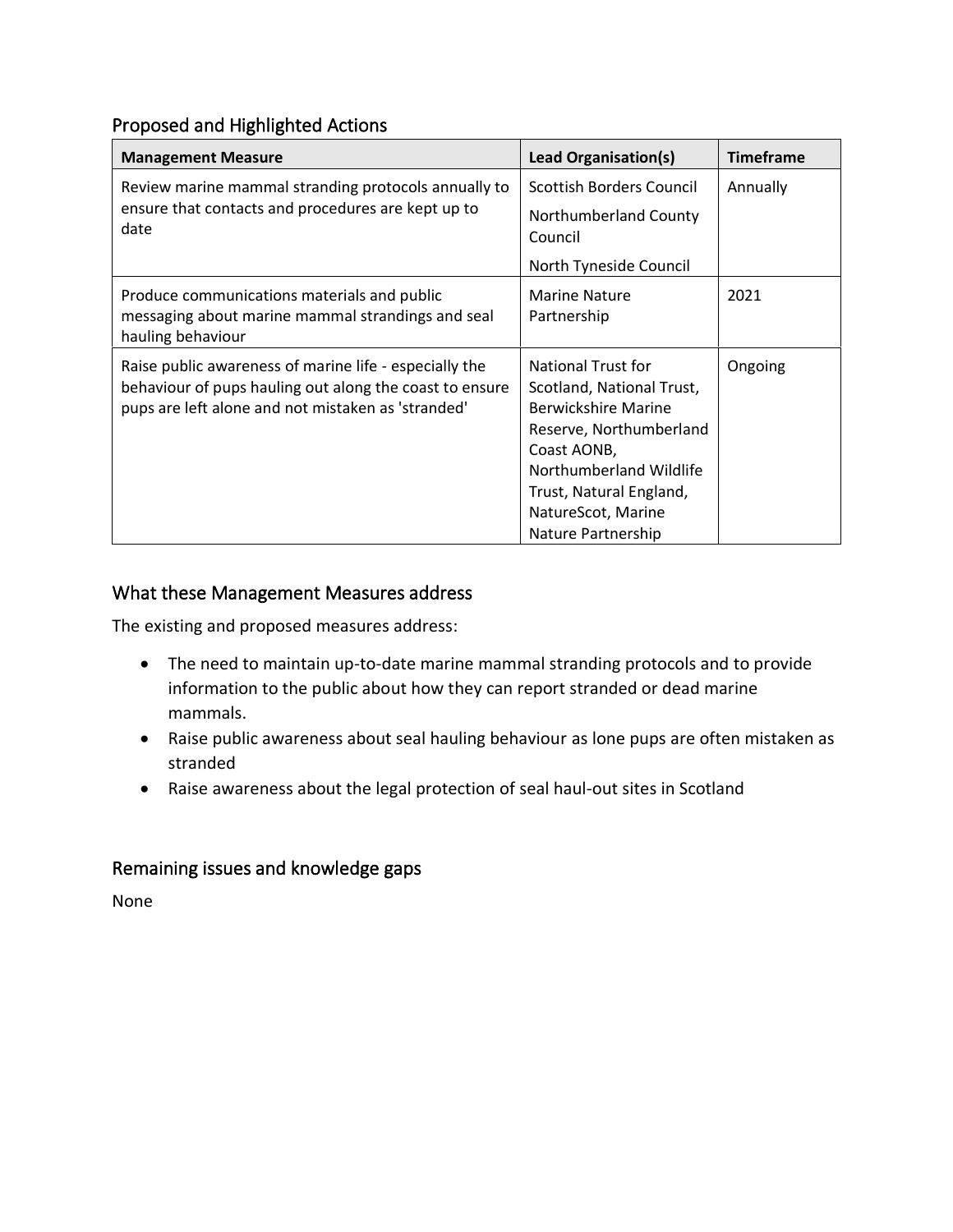## Proposed and Highlighted Actions

| Management Measure | Lead Organisation(s) | Timeframe |
|---|---|---|
| Review marine mammal stranding protocols annually to ensure that contacts and procedures are kept up to date | Scottish Borders Council<br>Northumberland County Council<br>North Tyneside Council | Annually |
| Produce communications materials and public messaging about marine mammal strandings and seal hauling behaviour | Marine Nature Partnership | 2021 |
| Raise public awareness of marine life - especially the behaviour of pups hauling out along the coast to ensure pups are left alone and not mistaken as 'stranded' | National Trust for Scotland, National Trust, Berwickshire Marine Reserve, Northumberland Coast AONB, Northumberland Wildlife Trust, Natural England, NatureScot, Marine Nature Partnership | Ongoing |

## What these Management Measures address

The existing and proposed measures address:

- The need to maintain up-to-date marine mammal stranding protocols and to provide information to the public about how they can report stranded or dead marine mammals.
- Raise public awareness about seal hauling behaviour as lone pups are often mistaken as stranded
- Raise awareness about the legal protection of seal haul-out sites in Scotland

## Remaining issues and knowledge gaps

None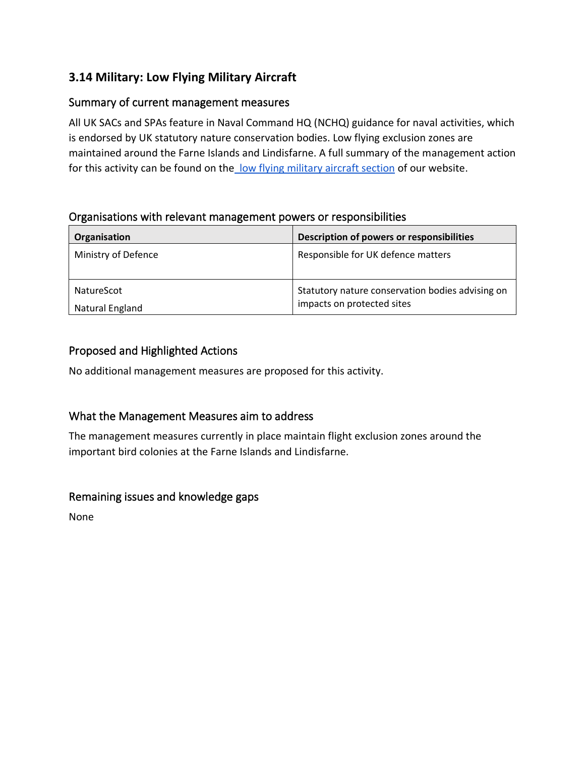## 3.14 Military: Low Flying Military Aircraft

### Summary of current management measures

All UK SACs and SPAs feature in Naval Command HQ (NCHQ) guidance for naval activities, which is endorsed by UK statutory nature conservation bodies. Low flying exclusion zones are maintained around the Farne Islands and Lindisfarne. A full summary of the management action for this activity can be found on the low flying military aircraft section of our website.

### Organisations with relevant management powers or responsibilities

| Organisation | Description of powers or responsibilities |
|---|---|
| Ministry of Defence | Responsible for UK defence matters |
| NatureScot<br>Natural England | Statutory nature conservation bodies advising on impacts on protected sites |

### Proposed and Highlighted Actions

No additional management measures are proposed for this activity.

### What the Management Measures aim to address

The management measures currently in place maintain flight exclusion zones around the important bird colonies at the Farne Islands and Lindisfarne.

### Remaining issues and knowledge gaps

None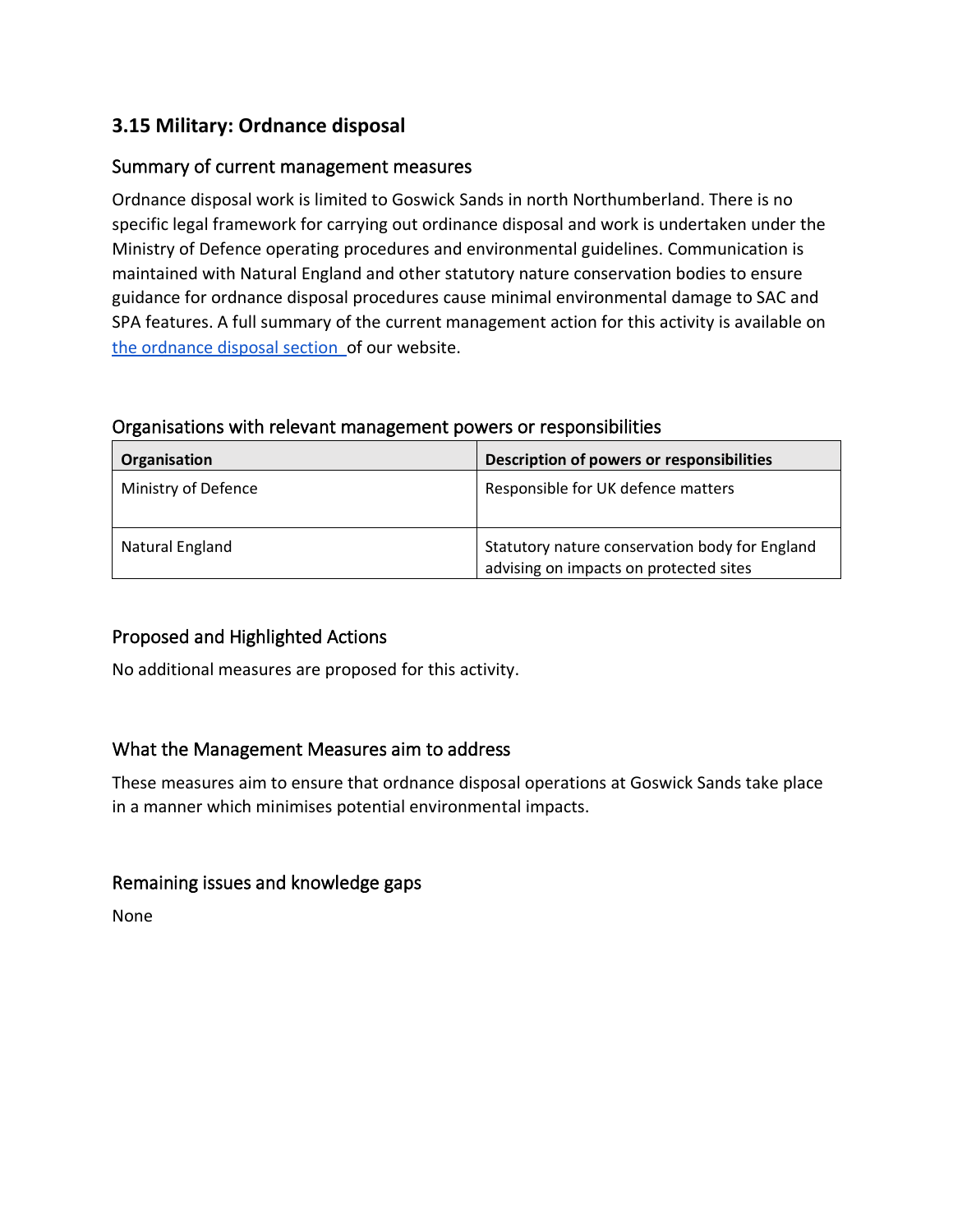## 3.15 Military: Ordnance disposal

### Summary of current management measures

Ordnance disposal work is limited to Goswick Sands in north Northumberland. There is no specific legal framework for carrying out ordinance disposal and work is undertaken under the Ministry of Defence operating procedures and environmental guidelines. Communication is maintained with Natural England and other statutory nature conservation bodies to ensure guidance for ordnance disposal procedures cause minimal environmental damage to SAC and SPA features. A full summary of the current management action for this activity is available on [the ordnance disposal section ]of our website.

### Organisations with relevant management powers or responsibilities

| Organisation | Description of powers or responsibilities |
| --- | --- |
| Ministry of Defence | Responsible for UK defence matters |
| Natural England | Statutory nature conservation body for England advising on impacts on protected sites |

### Proposed and Highlighted Actions

No additional measures are proposed for this activity.

### What the Management Measures aim to address

These measures aim to ensure that ordnance disposal operations at Goswick Sands take place in a manner which minimises potential environmental impacts.

### Remaining issues and knowledge gaps

None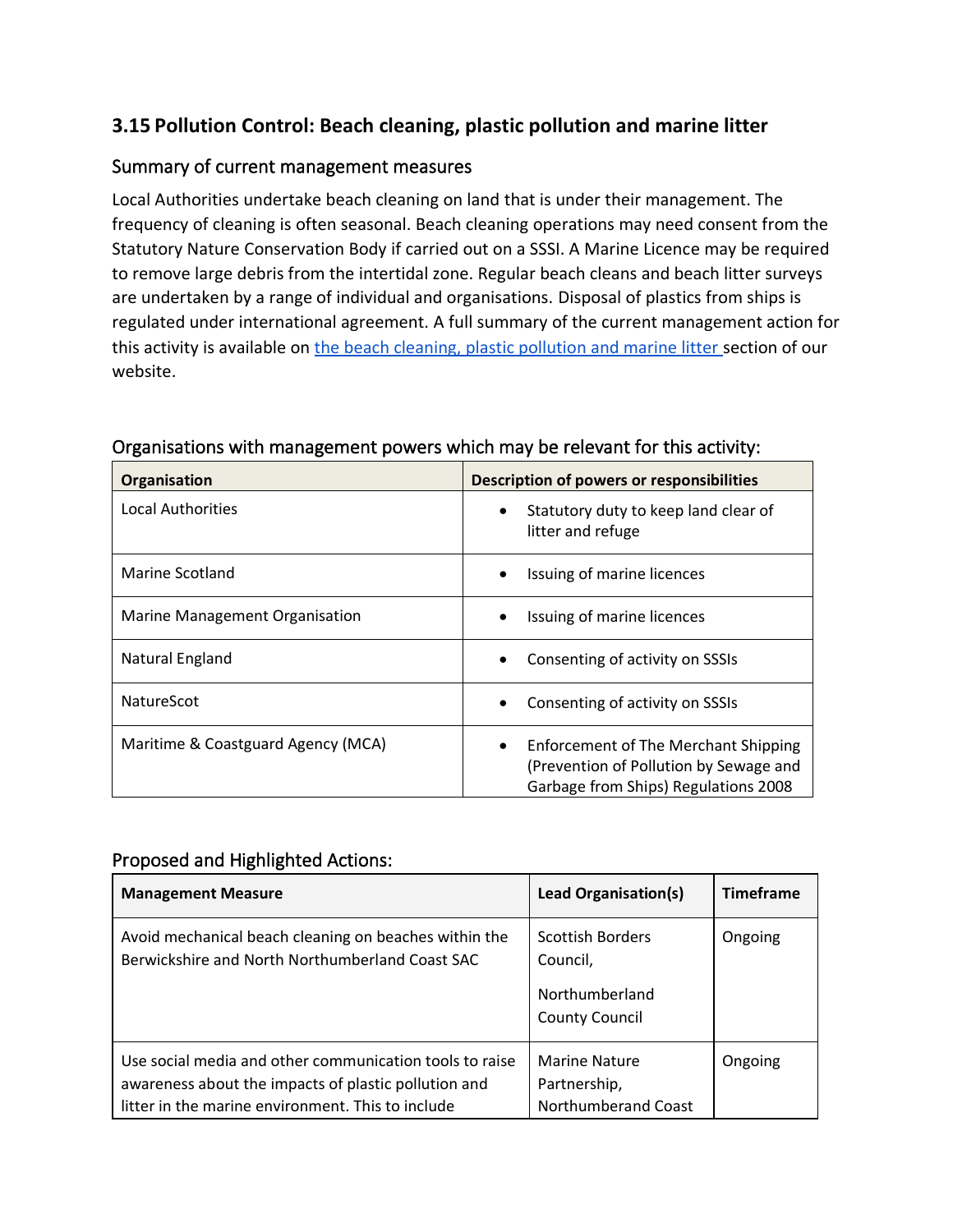## 3.15 Pollution Control: Beach cleaning, plastic pollution and marine litter

### Summary of current management measures

Local Authorities undertake beach cleaning on land that is under their management. The frequency of cleaning is often seasonal. Beach cleaning operations may need consent from the Statutory Nature Conservation Body if carried out on a SSSI. A Marine Licence may be required to remove large debris from the intertidal zone. Regular beach cleans and beach litter surveys are undertaken by a range of individual and organisations. Disposal of plastics from ships is regulated under international agreement. A full summary of the current management action for this activity is available on [the beach cleaning, plastic pollution and marine litter](#) section of our website.

### Organisations with management powers which may be relevant for this activity:

| Organisation | Description of powers or responsibilities |
|---|---|
| Local Authorities | • Statutory duty to keep land clear of litter and refuge |
| Marine Scotland | • Issuing of marine licences |
| Marine Management Organisation | • Issuing of marine licences |
| Natural England | • Consenting of activity on SSSIs |
| NatureScot | • Consenting of activity on SSSIs |
| Maritime & Coastguard Agency (MCA) | • Enforcement of The Merchant Shipping (Prevention of Pollution by Sewage and Garbage from Ships) Regulations 2008 |

### Proposed and Highlighted Actions:

| Management Measure | Lead Organisation(s) | Timeframe |
|---|---|---|
| Avoid mechanical beach cleaning on beaches within the Berwickshire and North Northumberland Coast SAC | Scottish Borders Council,<br><br>Northumberland County Council | Ongoing |
| Use social media and other communication tools to raise awareness about the impacts of plastic pollution and litter in the marine environment. This to include | Marine Nature Partnership, Northumberand Coast | Ongoing |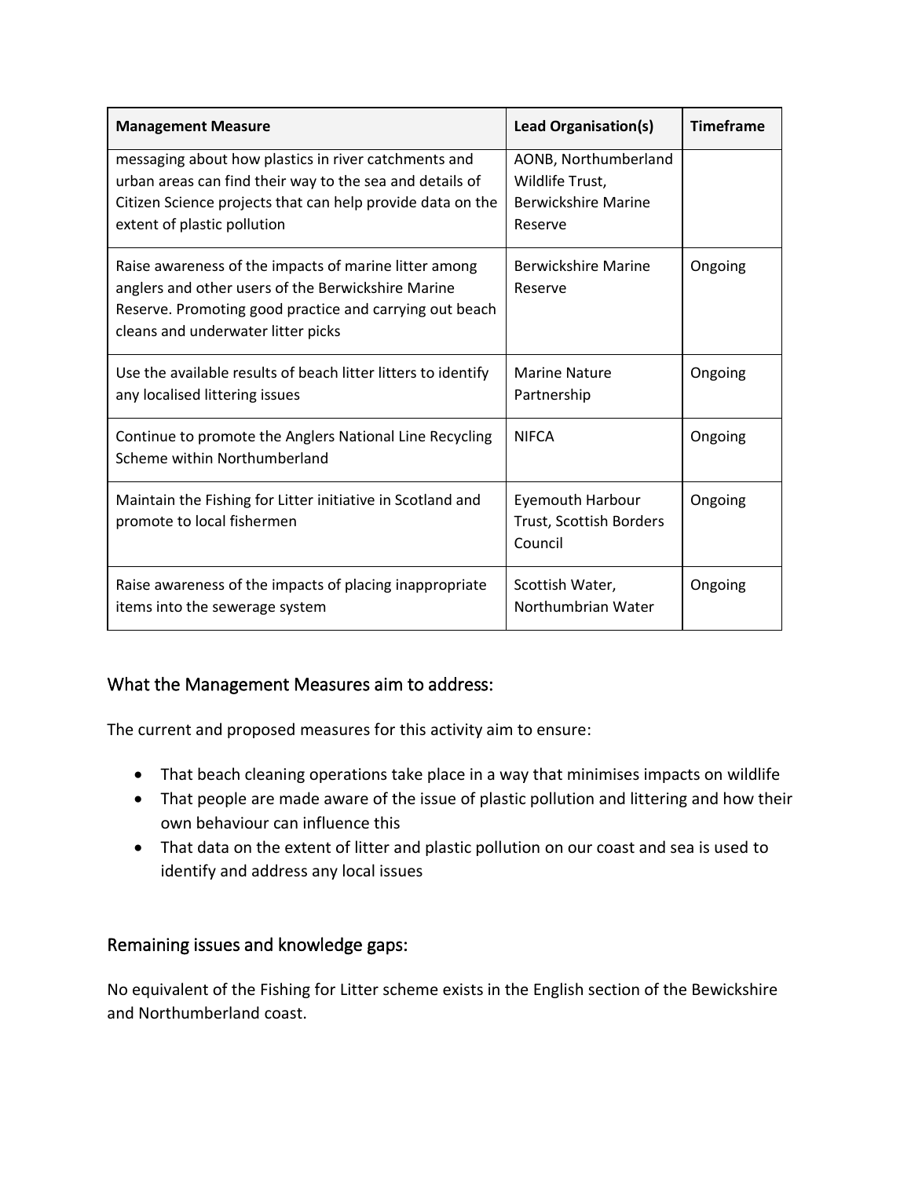| Management Measure | Lead Organisation(s) | Timeframe |
| --- | --- | --- |
| messaging about how plastics in river catchments and urban areas can find their way to the sea and details of Citizen Science projects that can help provide data on the extent of plastic pollution | AONB, Northumberland Wildlife Trust, Berwickshire Marine Reserve | |
| Raise awareness of the impacts of marine litter among anglers and other users of the Berwickshire Marine Reserve. Promoting good practice and carrying out beach cleans and underwater litter picks | Berwickshire Marine Reserve | Ongoing |
| Use the available results of beach litter litters to identify any localised littering issues | Marine Nature Partnership | Ongoing |
| Continue to promote the Anglers National Line Recycling Scheme within Northumberland | NIFCA | Ongoing |
| Maintain the Fishing for Litter initiative in Scotland and promote to local fishermen | Eyemouth Harbour Trust, Scottish Borders Council | Ongoing |
| Raise awareness of the impacts of placing inappropriate items into the sewerage system | Scottish Water, Northumbrian Water | Ongoing |

## What the Management Measures aim to address:

The current and proposed measures for this activity aim to ensure:

- That beach cleaning operations take place in a way that minimises impacts on wildlife
- That people are made aware of the issue of plastic pollution and littering and how their own behaviour can influence this
- That data on the extent of litter and plastic pollution on our coast and sea is used to identify and address any local issues

## Remaining issues and knowledge gaps:

No equivalent of the Fishing for Litter scheme exists in the English section of the Bewickshire and Northumberland coast.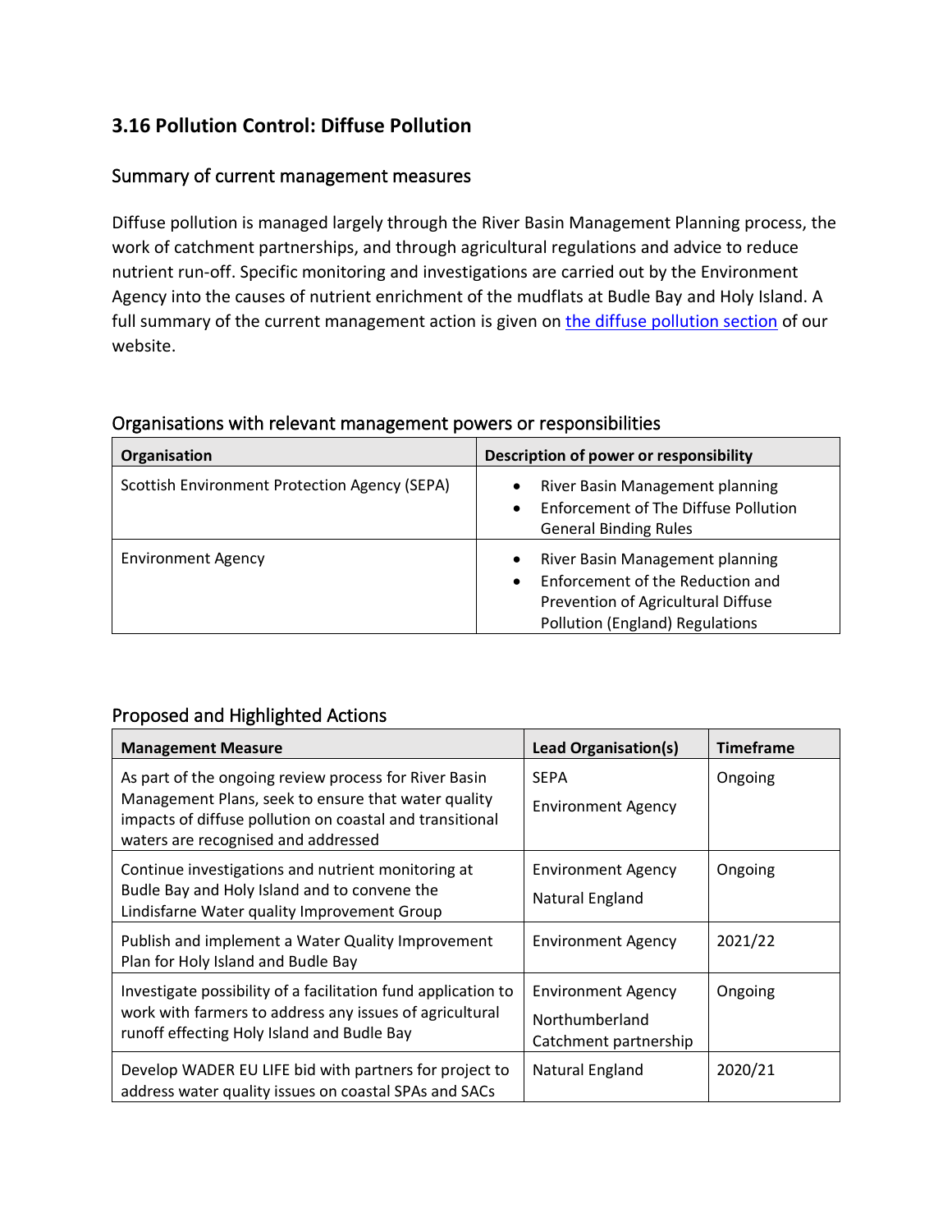## 3.16 Pollution Control: Diffuse Pollution

### Summary of current management measures

Diffuse pollution is managed largely through the River Basin Management Planning process, the work of catchment partnerships, and through agricultural regulations and advice to reduce nutrient run-off. Specific monitoring and investigations are carried out by the Environment Agency into the causes of nutrient enrichment of the mudflats at Budle Bay and Holy Island. A full summary of the current management action is given on [the diffuse pollution section](#) of our website.

### Organisations with relevant management powers or responsibilities

| Organisation | Description of power or responsibility |
|---|---|
| Scottish Environment Protection Agency (SEPA) | • River Basin Management planning<br>• Enforcement of The Diffuse Pollution General Binding Rules |
| Environment Agency | • River Basin Management planning<br>• Enforcement of the Reduction and Prevention of Agricultural Diffuse Pollution (England) Regulations |

### Proposed and Highlighted Actions

| Management Measure | Lead Organisation(s) | Timeframe |
|---|---|---|
| As part of the ongoing review process for River Basin Management Plans, seek to ensure that water quality impacts of diffuse pollution on coastal and transitional waters are recognised and addressed | SEPA<br>Environment Agency | Ongoing |
| Continue investigations and nutrient monitoring at Budle Bay and Holy Island and to convene the Lindisfarne Water quality Improvement Group | Environment Agency<br>Natural England | Ongoing |
| Publish and implement a Water Quality Improvement Plan for Holy Island and Budle Bay | Environment Agency | 2021/22 |
| Investigate possibility of a facilitation fund application to work with farmers to address any issues of agricultural runoff effecting Holy Island and Budle Bay | Environment Agency<br>Northumberland Catchment partnership | Ongoing |
| Develop WADER EU LIFE bid with partners for project to address water quality issues on coastal SPAs and SACs | Natural England | 2020/21 |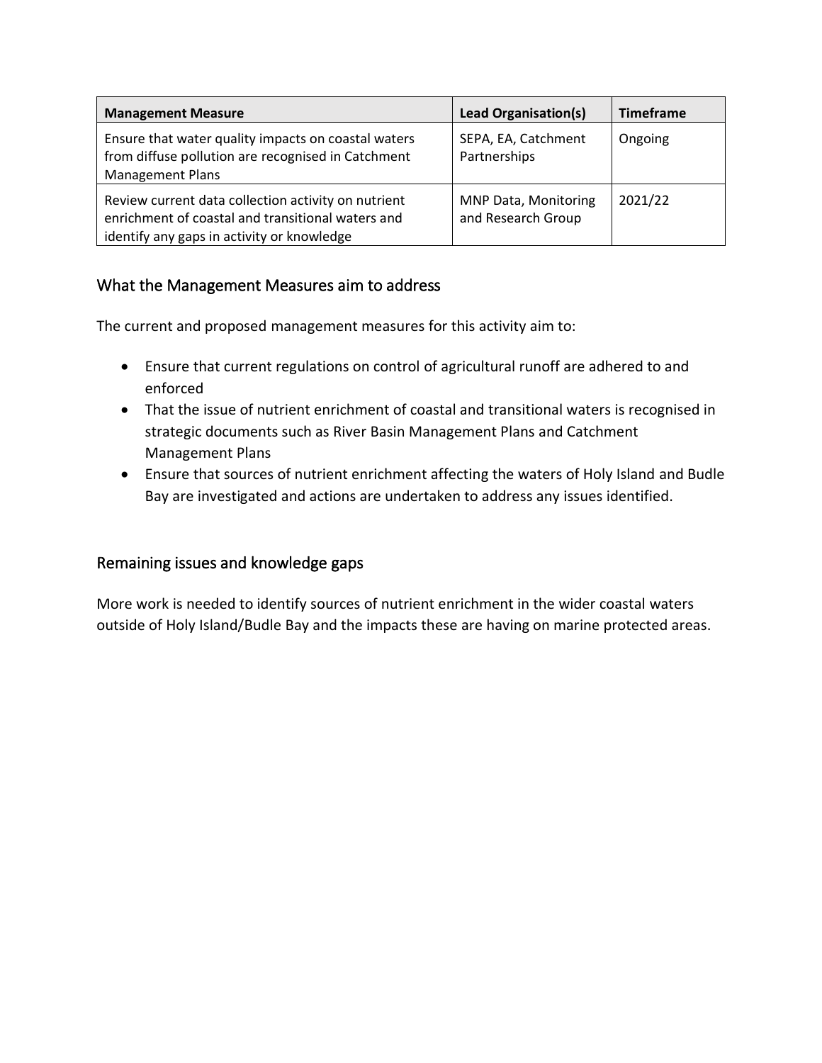| Management Measure | Lead Organisation(s) | Timeframe |
| --- | --- | --- |
| Ensure that water quality impacts on coastal waters from diffuse pollution are recognised in Catchment Management Plans | SEPA, EA, Catchment Partnerships | Ongoing |
| Review current data collection activity on nutrient enrichment of coastal and transitional waters and identify any gaps in activity or knowledge | MNP Data, Monitoring and Research Group | 2021/22 |

## What the Management Measures aim to address

The current and proposed management measures for this activity aim to:

- Ensure that current regulations on control of agricultural runoff are adhered to and enforced
- That the issue of nutrient enrichment of coastal and transitional waters is recognised in strategic documents such as River Basin Management Plans and Catchment Management Plans
- Ensure that sources of nutrient enrichment affecting the waters of Holy Island and Budle Bay are investigated and actions are undertaken to address any issues identified.

## Remaining issues and knowledge gaps

More work is needed to identify sources of nutrient enrichment in the wider coastal waters outside of Holy Island/Budle Bay and the impacts these are having on marine protected areas.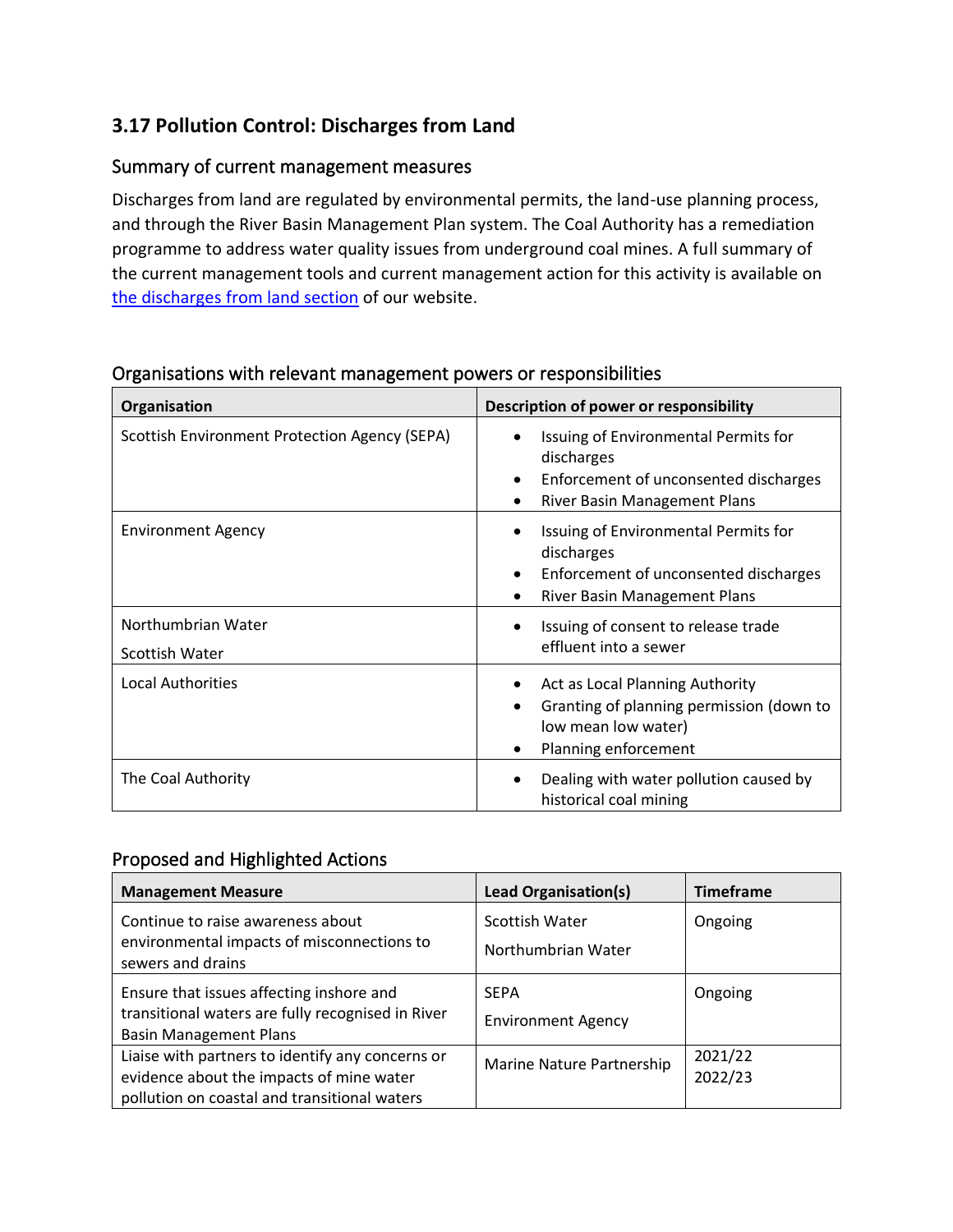## 3.17 Pollution Control: Discharges from Land

### Summary of current management measures

Discharges from land are regulated by environmental permits, the land-use planning process, and through the River Basin Management Plan system. The Coal Authority has a remediation programme to address water quality issues from underground coal mines. A full summary of the current management tools and current management action for this activity is available on [the discharges from land section](#) of our website.

### Organisations with relevant management powers or responsibilities

| Organisation | Description of power or responsibility |
|---|---|
| Scottish Environment Protection Agency (SEPA) | • Issuing of Environmental Permits for discharges<br>• Enforcement of unconsented discharges<br>• River Basin Management Plans |
| Environment Agency | • Issuing of Environmental Permits for discharges<br>• Enforcement of unconsented discharges<br>• River Basin Management Plans |
| Northumbrian Water<br>Scottish Water | • Issuing of consent to release trade effluent into a sewer |
| Local Authorities | • Act as Local Planning Authority<br>• Granting of planning permission (down to low mean low water)<br>• Planning enforcement |
| The Coal Authority | • Dealing with water pollution caused by historical coal mining |

### Proposed and Highlighted Actions

| Management Measure | Lead Organisation(s) | Timeframe |
|---|---|---|
| Continue to raise awareness about environmental impacts of misconnections to sewers and drains | Scottish Water<br>Northumbrian Water | Ongoing |
| Ensure that issues affecting inshore and transitional waters are fully recognised in River Basin Management Plans | SEPA<br>Environment Agency | Ongoing |
| Liaise with partners to identify any concerns or evidence about the impacts of mine water pollution on coastal and transitional waters | Marine Nature Partnership | 2021/22<br>2022/23 |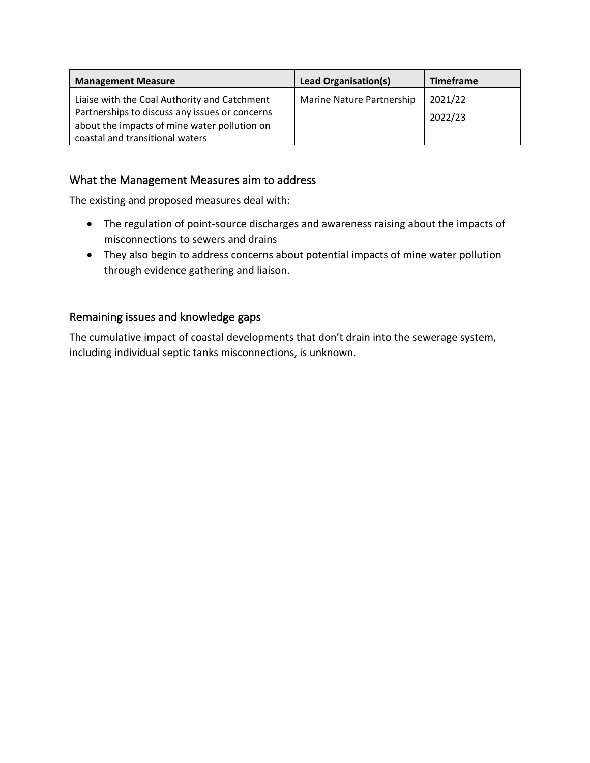| Management Measure | Lead Organisation(s) | Timeframe |
|---|---|---|
| Liaise with the Coal Authority and Catchment Partnerships to discuss any issues or concerns about the impacts of mine water pollution on coastal and transitional waters | Marine Nature Partnership | 2021/22<br>2022/23 |

## What the Management Measures aim to address

The existing and proposed measures deal with:

- The regulation of point-source discharges and awareness raising about the impacts of misconnections to sewers and drains
- They also begin to address concerns about potential impacts of mine water pollution through evidence gathering and liaison.

## Remaining issues and knowledge gaps

The cumulative impact of coastal developments that don't drain into the sewerage system, including individual septic tanks misconnections, is unknown.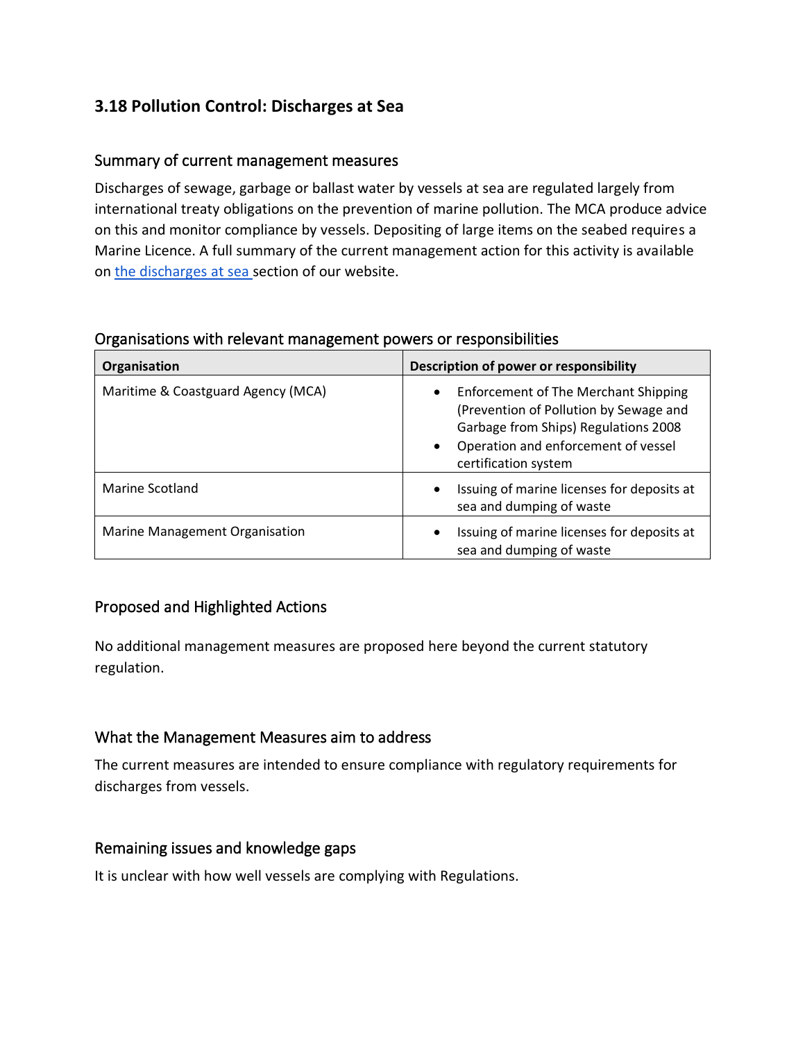## 3.18 Pollution Control: Discharges at Sea

### Summary of current management measures

Discharges of sewage, garbage or ballast water by vessels at sea are regulated largely from international treaty obligations on the prevention of marine pollution. The MCA produce advice on this and monitor compliance by vessels. Depositing of large items on the seabed requires a Marine Licence. A full summary of the current management action for this activity is available on [the discharges at sea ]section of our website.

### Organisations with relevant management powers or responsibilities

| Organisation | Description of power or responsibility |
| --- | --- |
| Maritime & Coastguard Agency (MCA) | • Enforcement of The Merchant Shipping (Prevention of Pollution by Sewage and Garbage from Ships) Regulations 2008<br>• Operation and enforcement of vessel certification system |
| Marine Scotland | • Issuing of marine licenses for deposits at sea and dumping of waste |
| Marine Management Organisation | • Issuing of marine licenses for deposits at sea and dumping of waste |

### Proposed and Highlighted Actions

No additional management measures are proposed here beyond the current statutory regulation.

### What the Management Measures aim to address

The current measures are intended to ensure compliance with regulatory requirements for discharges from vessels.

### Remaining issues and knowledge gaps

It is unclear with how well vessels are complying with Regulations.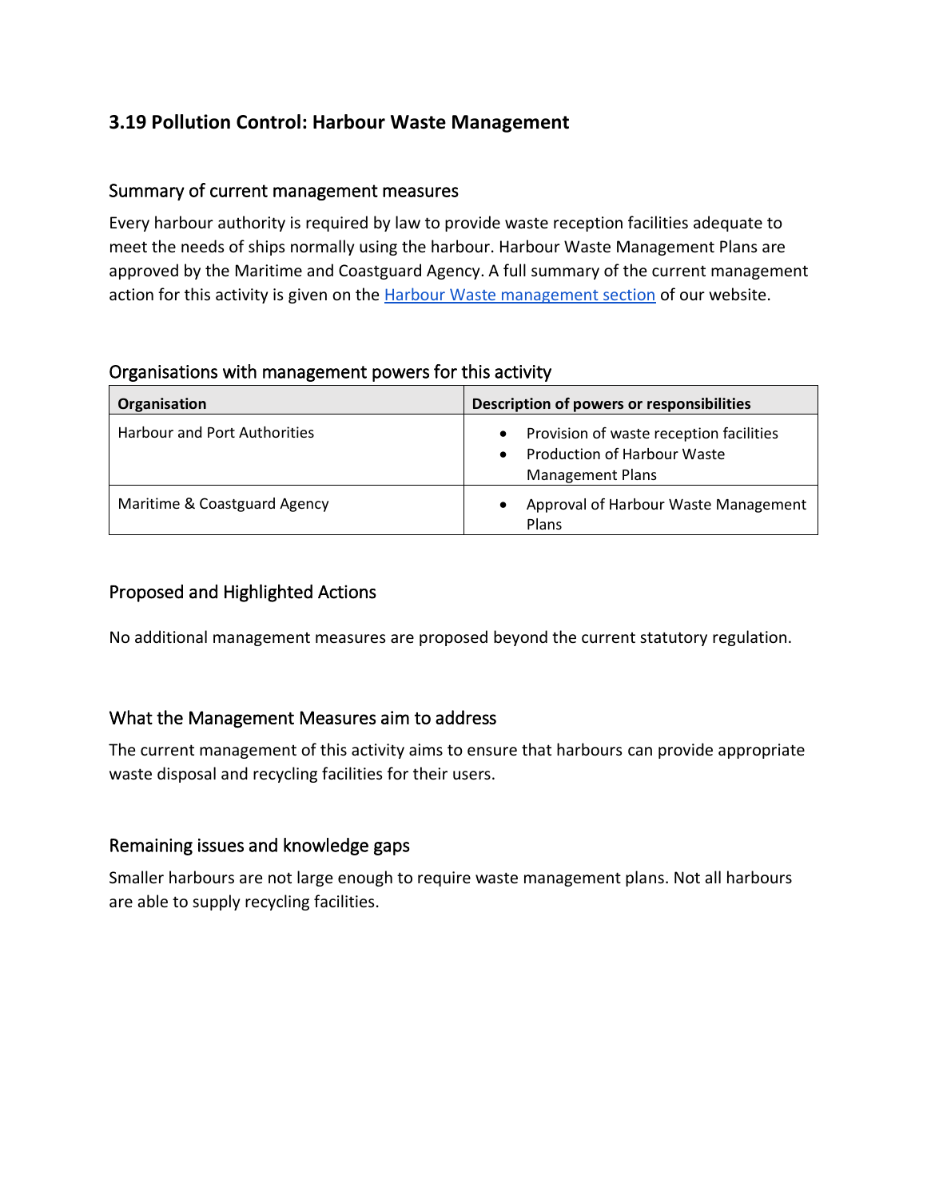### 3.19 Pollution Control: Harbour Waste Management

#### Summary of current management measures

Every harbour authority is required by law to provide waste reception facilities adequate to meet the needs of ships normally using the harbour. Harbour Waste Management Plans are approved by the Maritime and Coastguard Agency. A full summary of the current management action for this activity is given on the [Harbour Waste management section](#) of our website.

#### Organisations with management powers for this activity

| Organisation | Description of powers or responsibilities |
| --- | --- |
| Harbour and Port Authorities | • Provision of waste reception facilities<br>• Production of Harbour Waste Management Plans |
| Maritime & Coastguard Agency | • Approval of Harbour Waste Management Plans |

#### Proposed and Highlighted Actions

No additional management measures are proposed beyond the current statutory regulation.

#### What the Management Measures aim to address

The current management of this activity aims to ensure that harbours can provide appropriate waste disposal and recycling facilities for their users.

#### Remaining issues and knowledge gaps

Smaller harbours are not large enough to require waste management plans. Not all harbours are able to supply recycling facilities.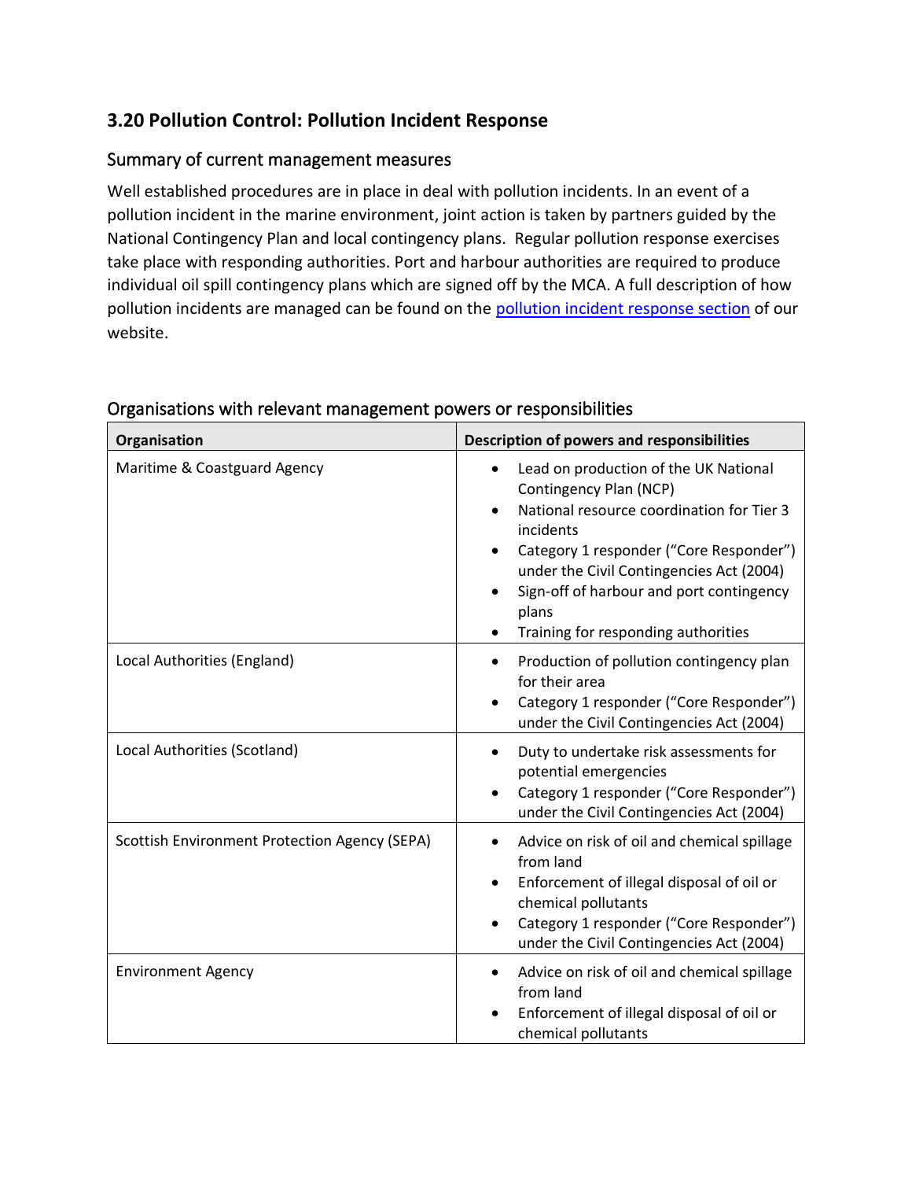## 3.20 Pollution Control: Pollution Incident Response

### Summary of current management measures

Well established procedures are in place in deal with pollution incidents. In an event of a pollution incident in the marine environment, joint action is taken by partners guided by the National Contingency Plan and local contingency plans. Regular pollution response exercises take place with responding authorities. Port and harbour authorities are required to produce individual oil spill contingency plans which are signed off by the MCA. A full description of how pollution incidents are managed can be found on the [pollution incident response section](pollution incident response section) of our website.

### Organisations with relevant management powers or responsibilities

| Organisation | Description of powers and responsibilities |
|---|---|
| Maritime & Coastguard Agency | • Lead on production of the UK National Contingency Plan (NCP)<br>• National resource coordination for Tier 3 incidents<br>• Category 1 responder ("Core Responder") under the Civil Contingencies Act (2004)<br>• Sign-off of harbour and port contingency plans<br>• Training for responding authorities |
| Local Authorities (England) | • Production of pollution contingency plan for their area<br>• Category 1 responder ("Core Responder") under the Civil Contingencies Act (2004) |
| Local Authorities (Scotland) | • Duty to undertake risk assessments for potential emergencies<br>• Category 1 responder ("Core Responder") under the Civil Contingencies Act (2004) |
| Scottish Environment Protection Agency (SEPA) | • Advice on risk of oil and chemical spillage from land<br>• Enforcement of illegal disposal of oil or chemical pollutants<br>• Category 1 responder ("Core Responder") under the Civil Contingencies Act (2004) |
| Environment Agency | • Advice on risk of oil and chemical spillage from land<br>• Enforcement of illegal disposal of oil or chemical pollutants |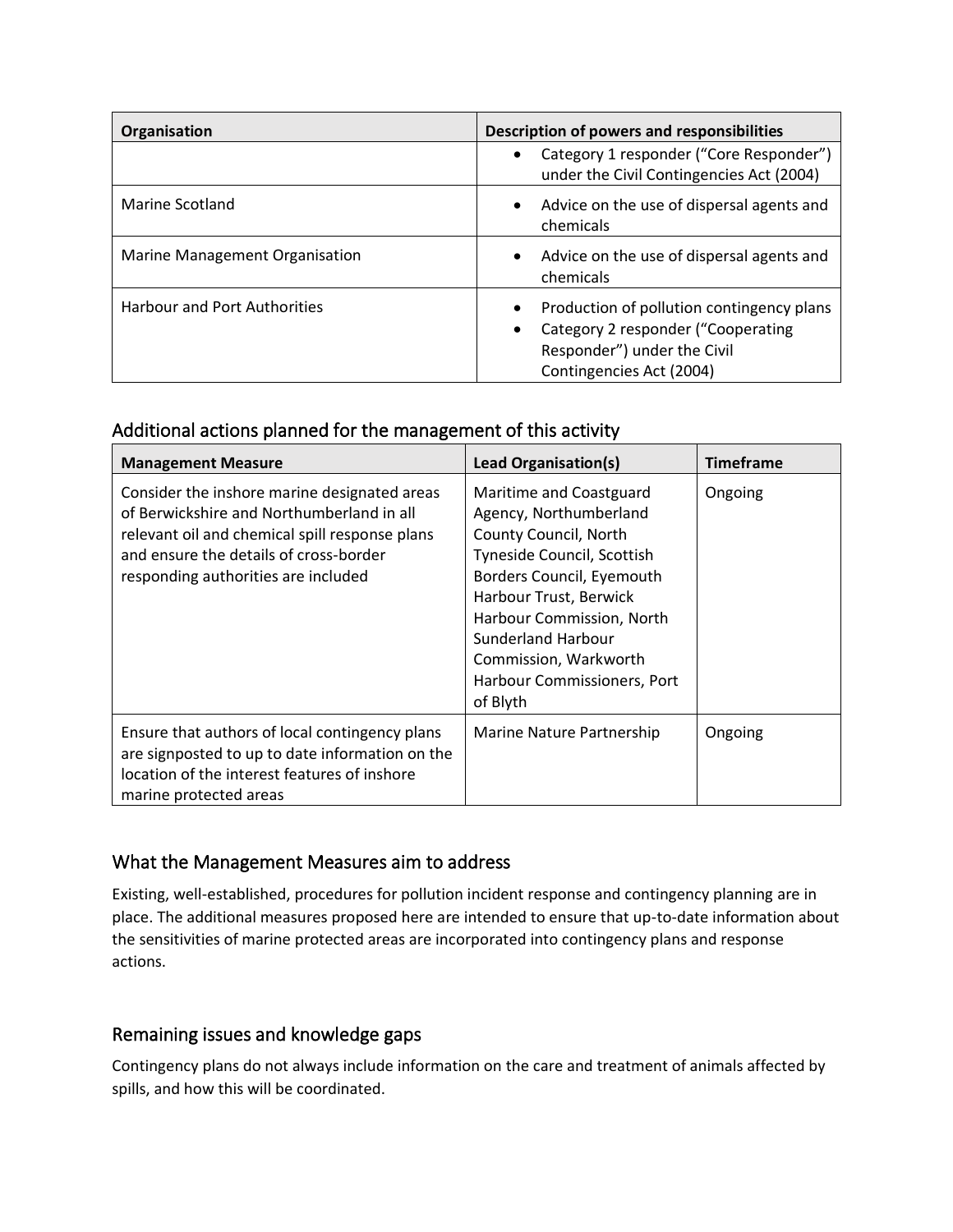| Organisation | Description of powers and responsibilities |
| --- | --- |
| | • Category 1 responder (“Core Responder”) under the Civil Contingencies Act (2004) |
| Marine Scotland | • Advice on the use of dispersal agents and chemicals |
| Marine Management Organisation | • Advice on the use of dispersal agents and chemicals |
| Harbour and Port Authorities | • Production of pollution contingency plans<br>• Category 2 responder (“Cooperating Responder”) under the Civil Contingencies Act (2004) |

## Additional actions planned for the management of this activity

| Management Measure | Lead Organisation(s) | Timeframe |
| --- | --- | --- |
| Consider the inshore marine designated areas of Berwickshire and Northumberland in all relevant oil and chemical spill response plans and ensure the details of cross-border responding authorities are included | Maritime and Coastguard Agency, Northumberland County Council, North Tyneside Council, Scottish Borders Council, Eyemouth Harbour Trust, Berwick Harbour Commission, North Sunderland Harbour Commission, Warkworth Harbour Commissioners, Port of Blyth | Ongoing |
| Ensure that authors of local contingency plans are signposted to up to date information on the location of the interest features of inshore marine protected areas | Marine Nature Partnership | Ongoing |

## What the Management Measures aim to address

Existing, well-established, procedures for pollution incident response and contingency planning are in place. The additional measures proposed here are intended to ensure that up-to-date information about the sensitivities of marine protected areas are incorporated into contingency plans and response actions.

## Remaining issues and knowledge gaps

Contingency plans do not always include information on the care and treatment of animals affected by spills, and how this will be coordinated.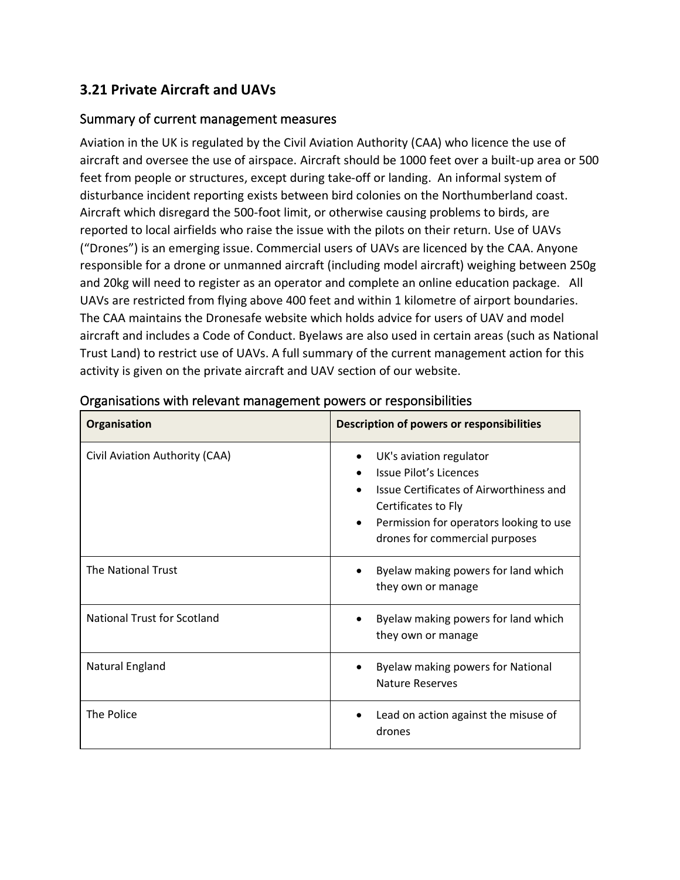## 3.21 Private Aircraft and UAVs

### Summary of current management measures

Aviation in the UK is regulated by the Civil Aviation Authority (CAA) who licence the use of aircraft and oversee the use of airspace. Aircraft should be 1000 feet over a built-up area or 500 feet from people or structures, except during take-off or landing. An informal system of disturbance incident reporting exists between bird colonies on the Northumberland coast. Aircraft which disregard the 500-foot limit, or otherwise causing problems to birds, are reported to local airfields who raise the issue with the pilots on their return. Use of UAVs ("Drones") is an emerging issue. Commercial users of UAVs are licenced by the CAA. Anyone responsible for a drone or unmanned aircraft (including model aircraft) weighing between 250g and 20kg will need to register as an operator and complete an online education package. All UAVs are restricted from flying above 400 feet and within 1 kilometre of airport boundaries. The CAA maintains the Dronesafe website which holds advice for users of UAV and model aircraft and includes a Code of Conduct. Byelaws are also used in certain areas (such as National Trust Land) to restrict use of UAVs. A full summary of the current management action for this activity is given on the private aircraft and UAV section of our website.

### Organisations with relevant management powers or responsibilities

| Organisation | Description of powers or responsibilities |
|---|---|
| Civil Aviation Authority (CAA) | • UK's aviation regulator<br>• Issue Pilot's Licences<br>• Issue Certificates of Airworthiness and Certificates to Fly<br>• Permission for operators looking to use drones for commercial purposes |
| The National Trust | • Byelaw making powers for land which they own or manage |
| National Trust for Scotland | • Byelaw making powers for land which they own or manage |
| Natural England | • Byelaw making powers for National Nature Reserves |
| The Police | • Lead on action against the misuse of drones |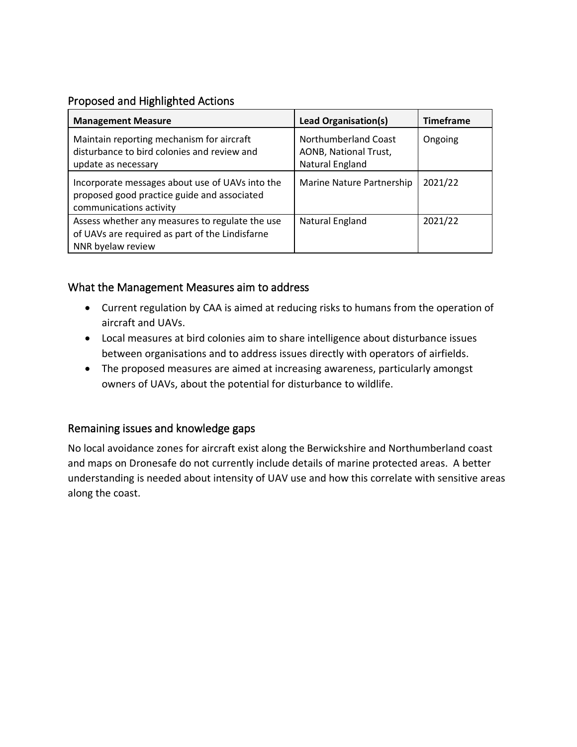## Proposed and Highlighted Actions

| Management Measure | Lead Organisation(s) | Timeframe |
|---|---|---|
| Maintain reporting mechanism for aircraft disturbance to bird colonies and review and update as necessary | Northumberland Coast AONB, National Trust, Natural England | Ongoing |
| Incorporate messages about use of UAVs into the proposed good practice guide and associated communications activity | Marine Nature Partnership | 2021/22 |
| Assess whether any measures to regulate the use of UAVs are required as part of the Lindisfarne NNR byelaw review | Natural England | 2021/22 |

## What the Management Measures aim to address

- Current regulation by CAA is aimed at reducing risks to humans from the operation of aircraft and UAVs.
- Local measures at bird colonies aim to share intelligence about disturbance issues between organisations and to address issues directly with operators of airfields.
- The proposed measures are aimed at increasing awareness, particularly amongst owners of UAVs, about the potential for disturbance to wildlife.

## Remaining issues and knowledge gaps

No local avoidance zones for aircraft exist along the Berwickshire and Northumberland coast and maps on Dronesafe do not currently include details of marine protected areas. A better understanding is needed about intensity of UAV use and how this correlate with sensitive areas along the coast.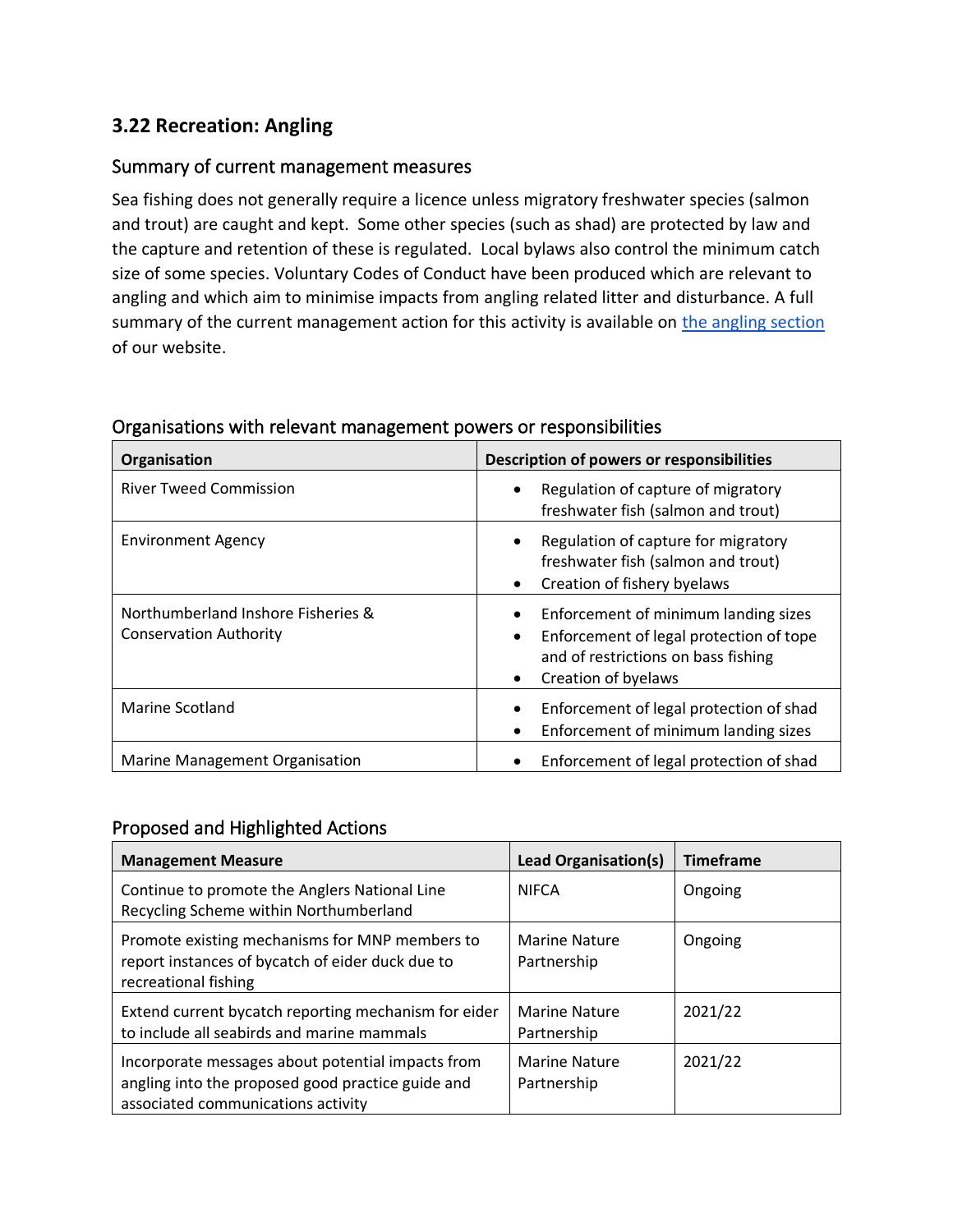## 3.22 Recreation: Angling

### Summary of current management measures

Sea fishing does not generally require a licence unless migratory freshwater species (salmon and trout) are caught and kept. Some other species (such as shad) are protected by law and the capture and retention of these is regulated. Local bylaws also control the minimum catch size of some species. Voluntary Codes of Conduct have been produced which are relevant to angling and which aim to minimise impacts from angling related litter and disturbance. A full summary of the current management action for this activity is available on [the angling section](#) of our website.

### Organisations with relevant management powers or responsibilities

| Organisation | Description of powers or responsibilities |
| --- | --- |
| River Tweed Commission | • Regulation of capture of migratory freshwater fish (salmon and trout) |
| Environment Agency | • Regulation of capture for migratory freshwater fish (salmon and trout)<br>• Creation of fishery byelaws |
| Northumberland Inshore Fisheries & Conservation Authority | • Enforcement of minimum landing sizes<br>• Enforcement of legal protection of tope and of restrictions on bass fishing<br>• Creation of byelaws |
| Marine Scotland | • Enforcement of legal protection of shad<br>• Enforcement of minimum landing sizes |
| Marine Management Organisation | • Enforcement of legal protection of shad |

### Proposed and Highlighted Actions

| Management Measure | Lead Organisation(s) | Timeframe |
| --- | --- | --- |
| Continue to promote the Anglers National Line Recycling Scheme within Northumberland | NIFCA | Ongoing |
| Promote existing mechanisms for MNP members to report instances of bycatch of eider duck due to recreational fishing | Marine Nature Partnership | Ongoing |
| Extend current bycatch reporting mechanism for eider to include all seabirds and marine mammals | Marine Nature Partnership | 2021/22 |
| Incorporate messages about potential impacts from angling into the proposed good practice guide and associated communications activity | Marine Nature Partnership | 2021/22 |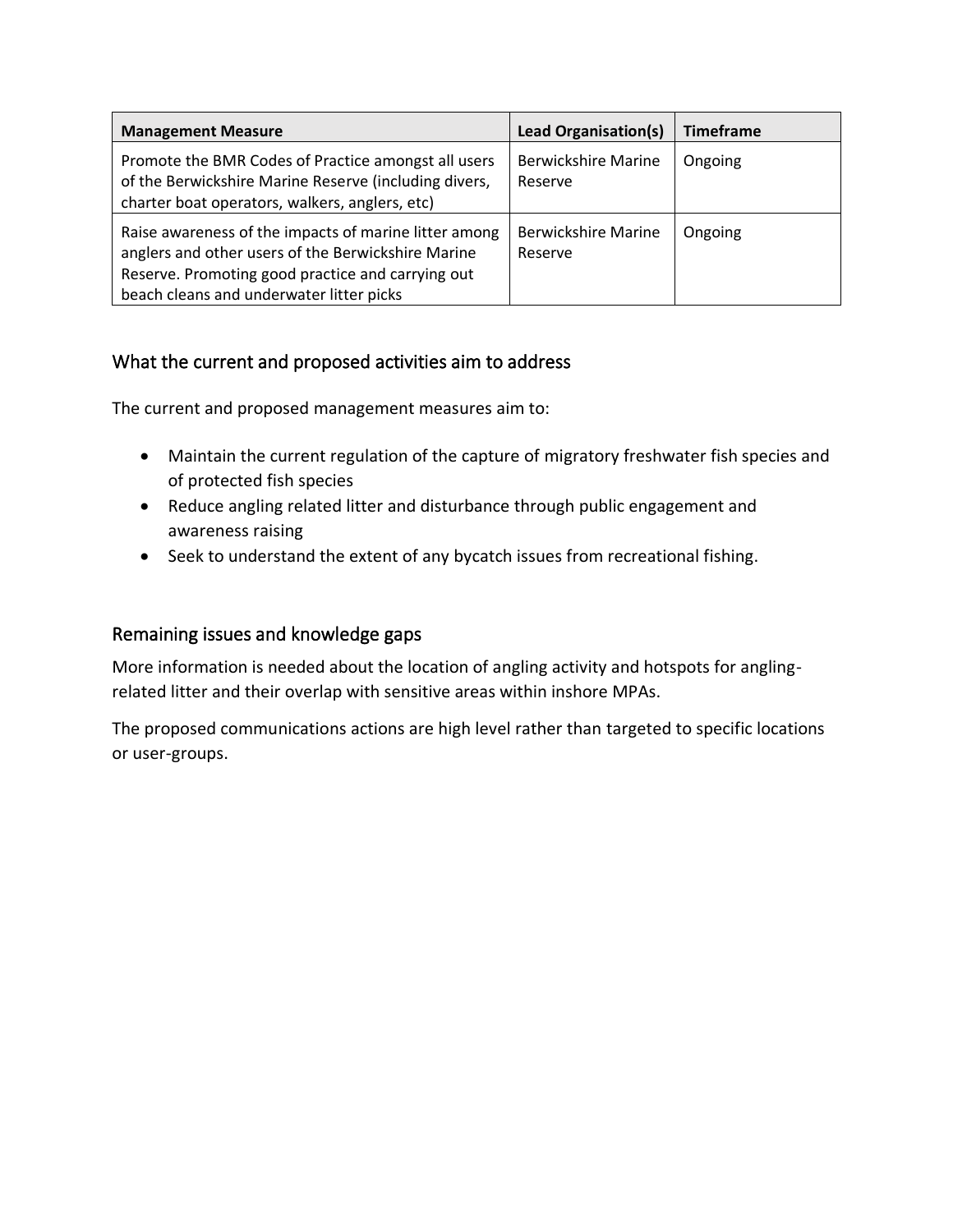| Management Measure | Lead Organisation(s) | Timeframe |
| --- | --- | --- |
| Promote the BMR Codes of Practice amongst all users of the Berwickshire Marine Reserve (including divers, charter boat operators, walkers, anglers, etc) | Berwickshire Marine Reserve | Ongoing |
| Raise awareness of the impacts of marine litter among anglers and other users of the Berwickshire Marine Reserve. Promoting good practice and carrying out beach cleans and underwater litter picks | Berwickshire Marine Reserve | Ongoing |

## What the current and proposed activities aim to address

The current and proposed management measures aim to:

- Maintain the current regulation of the capture of migratory freshwater fish species and of protected fish species
- Reduce angling related litter and disturbance through public engagement and awareness raising
- Seek to understand the extent of any bycatch issues from recreational fishing.

## Remaining issues and knowledge gaps

More information is needed about the location of angling activity and hotspots for angling-related litter and their overlap with sensitive areas within inshore MPAs.

The proposed communications actions are high level rather than targeted to specific locations or user-groups.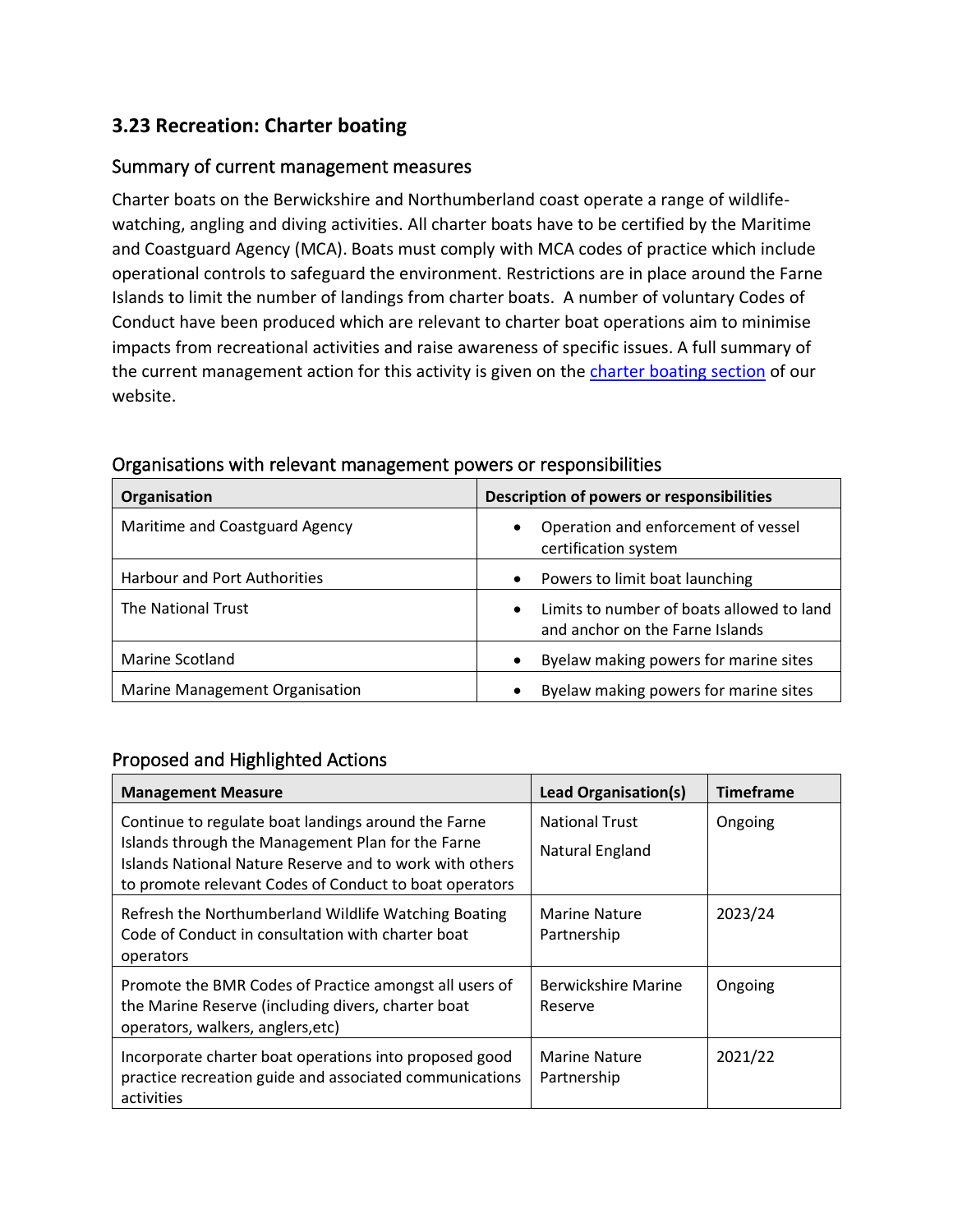## 3.23 Recreation: Charter boating

### Summary of current management measures

Charter boats on the Berwickshire and Northumberland coast operate a range of wildlife-watching, angling and diving activities. All charter boats have to be certified by the Maritime and Coastguard Agency (MCA). Boats must comply with MCA codes of practice which include operational controls to safeguard the environment. Restrictions are in place around the Farne Islands to limit the number of landings from charter boats. A number of voluntary Codes of Conduct have been produced which are relevant to charter boat operations aim to minimise impacts from recreational activities and raise awareness of specific issues. A full summary of the current management action for this activity is given on the charter boating section of our website.

### Organisations with relevant management powers or responsibilities

| Organisation | Description of powers or responsibilities |
| --- | --- |
| Maritime and Coastguard Agency | • Operation and enforcement of vessel certification system |
| Harbour and Port Authorities | • Powers to limit boat launching |
| The National Trust | • Limits to number of boats allowed to land and anchor on the Farne Islands |
| Marine Scotland | • Byelaw making powers for marine sites |
| Marine Management Organisation | • Byelaw making powers for marine sites |

### Proposed and Highlighted Actions

| Management Measure | Lead Organisation(s) | Timeframe |
| --- | --- | --- |
| Continue to regulate boat landings around the Farne Islands through the Management Plan for the Farne Islands National Nature Reserve and to work with others to promote relevant Codes of Conduct to boat operators | National Trust<br>Natural England | Ongoing |
| Refresh the Northumberland Wildlife Watching Boating Code of Conduct in consultation with charter boat operators | Marine Nature Partnership | 2023/24 |
| Promote the BMR Codes of Practice amongst all users of the Marine Reserve (including divers, charter boat operators, walkers, anglers,etc) | Berwickshire Marine Reserve | Ongoing |
| Incorporate charter boat operations into proposed good practice recreation guide and associated communications activities | Marine Nature Partnership | 2021/22 |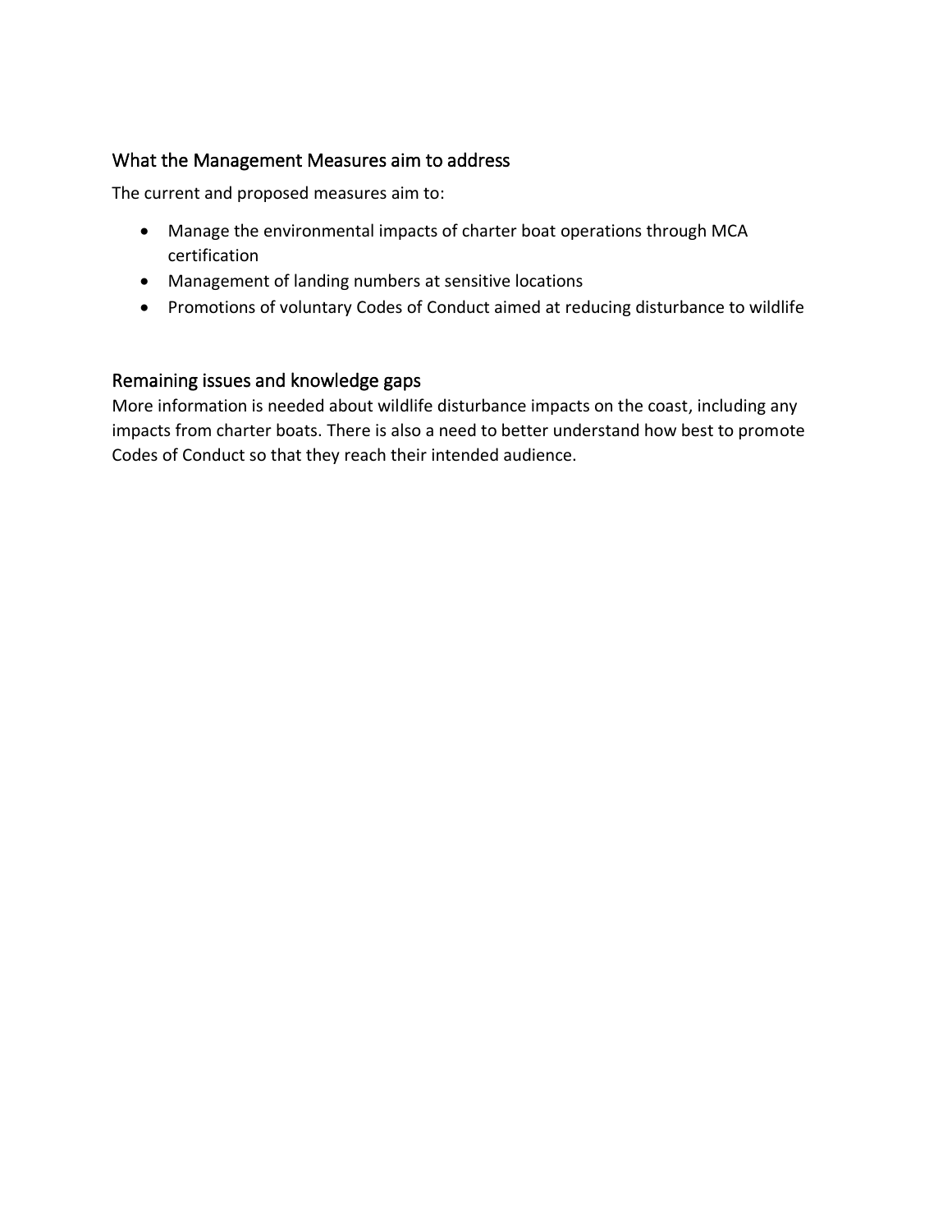## What the Management Measures aim to address

The current and proposed measures aim to:

- Manage the environmental impacts of charter boat operations through MCA certification
- Management of landing numbers at sensitive locations
- Promotions of voluntary Codes of Conduct aimed at reducing disturbance to wildlife

## Remaining issues and knowledge gaps

More information is needed about wildlife disturbance impacts on the coast, including any impacts from charter boats. There is also a need to better understand how best to promote Codes of Conduct so that they reach their intended audience.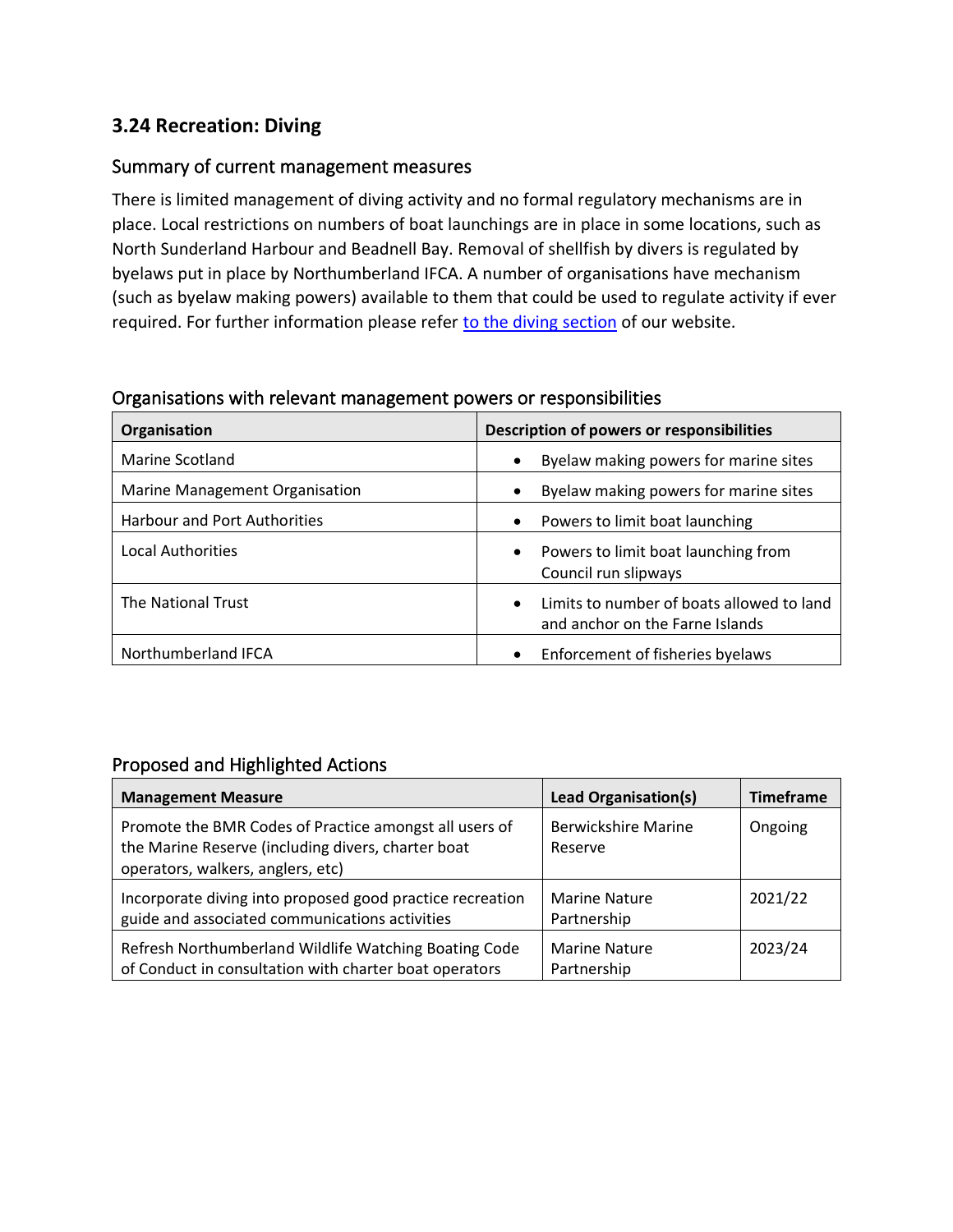## 3.24 Recreation: Diving

### Summary of current management measures

There is limited management of diving activity and no formal regulatory mechanisms are in place. Local restrictions on numbers of boat launchings are in place in some locations, such as North Sunderland Harbour and Beadnell Bay. Removal of shellfish by divers is regulated by byelaws put in place by Northumberland IFCA. A number of organisations have mechanism (such as byelaw making powers) available to them that could be used to regulate activity if ever required. For further information please refer [to the diving section]() of our website.

### Organisations with relevant management powers or responsibilities

| Organisation | Description of powers or responsibilities |
|---|---|
| Marine Scotland | • Byelaw making powers for marine sites |
| Marine Management Organisation | • Byelaw making powers for marine sites |
| Harbour and Port Authorities | • Powers to limit boat launching |
| Local Authorities | • Powers to limit boat launching from Council run slipways |
| The National Trust | • Limits to number of boats allowed to land and anchor on the Farne Islands |
| Northumberland IFCA | • Enforcement of fisheries byelaws |

### Proposed and Highlighted Actions

| Management Measure | Lead Organisation(s) | Timeframe |
|---|---|---|
| Promote the BMR Codes of Practice amongst all users of the Marine Reserve (including divers, charter boat operators, walkers, anglers, etc) | Berwickshire Marine Reserve | Ongoing |
| Incorporate diving into proposed good practice recreation guide and associated communications activities | Marine Nature Partnership | 2021/22 |
| Refresh Northumberland Wildlife Watching Boating Code of Conduct in consultation with charter boat operators | Marine Nature Partnership | 2023/24 |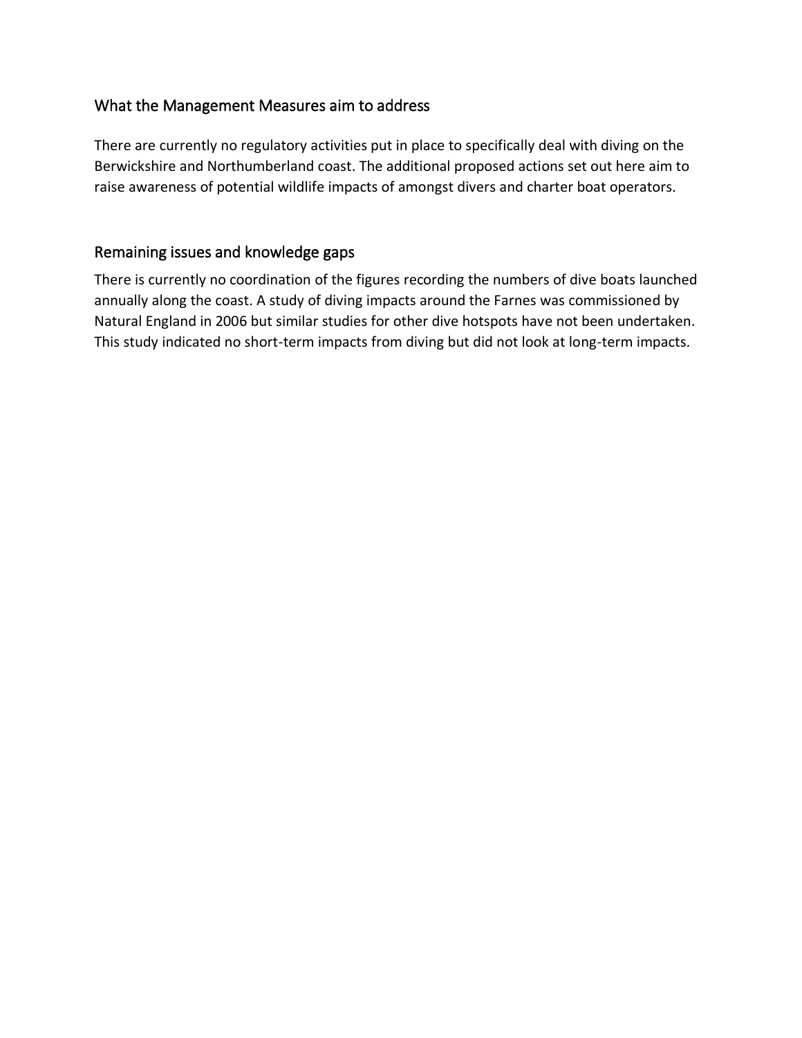## What the Management Measures aim to address

There are currently no regulatory activities put in place to specifically deal with diving on the Berwickshire and Northumberland coast. The additional proposed actions set out here aim to raise awareness of potential wildlife impacts of amongst divers and charter boat operators.

## Remaining issues and knowledge gaps

There is currently no coordination of the figures recording the numbers of dive boats launched annually along the coast. A study of diving impacts around the Farnes was commissioned by Natural England in 2006 but similar studies for other dive hotspots have not been undertaken. This study indicated no short-term impacts from diving but did not look at long-term impacts.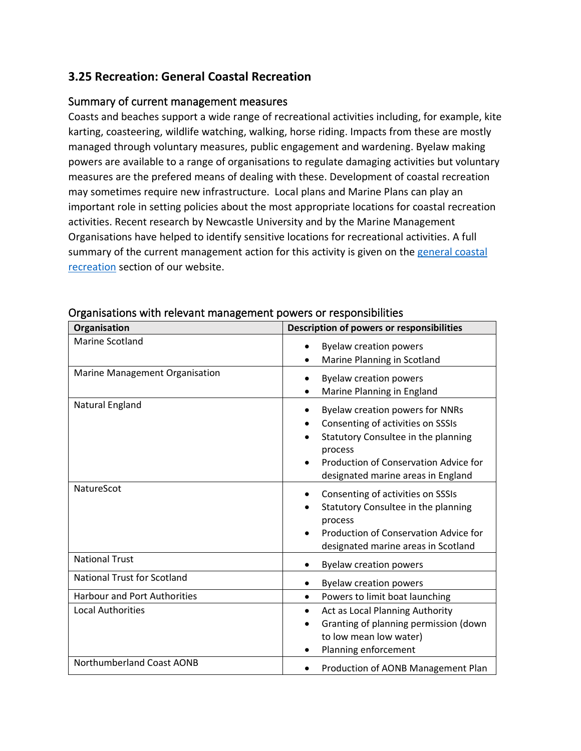## 3.25 Recreation: General Coastal Recreation

### Summary of current management measures

Coasts and beaches support a wide range of recreational activities including, for example, kite karting, coasteering, wildlife watching, walking, horse riding. Impacts from these are mostly managed through voluntary measures, public engagement and wardening. Byelaw making powers are available to a range of organisations to regulate damaging activities but voluntary measures are the prefered means of dealing with these. Development of coastal recreation may sometimes require new infrastructure. Local plans and Marine Plans can play an important role in setting policies about the most appropriate locations for coastal recreation activities. Recent research by Newcastle University and by the Marine Management Organisations have helped to identify sensitive locations for recreational activities. A full summary of the current management action for this activity is given on the general coastal recreation section of our website.

### Organisations with relevant management powers or responsibilities

| Organisation | Description of powers or responsibilities |
|---|---|
| Marine Scotland | • Byelaw creation powers<br>• Marine Planning in Scotland |
| Marine Management Organisation | • Byelaw creation powers<br>• Marine Planning in England |
| Natural England | • Byelaw creation powers for NNRs<br>• Consenting of activities on SSSIs<br>• Statutory Consultee in the planning process<br>• Production of Conservation Advice for designated marine areas in England |
| NatureScot | • Consenting of activities on SSSIs<br>• Statutory Consultee in the planning process<br>• Production of Conservation Advice for designated marine areas in Scotland |
| National Trust | • Byelaw creation powers |
| National Trust for Scotland | • Byelaw creation powers |
| Harbour and Port Authorities | • Powers to limit boat launching |
| Local Authorities | • Act as Local Planning Authority<br>• Granting of planning permission (down to low mean low water)<br>• Planning enforcement |
| Northumberland Coast AONB | • Production of AONB Management Plan |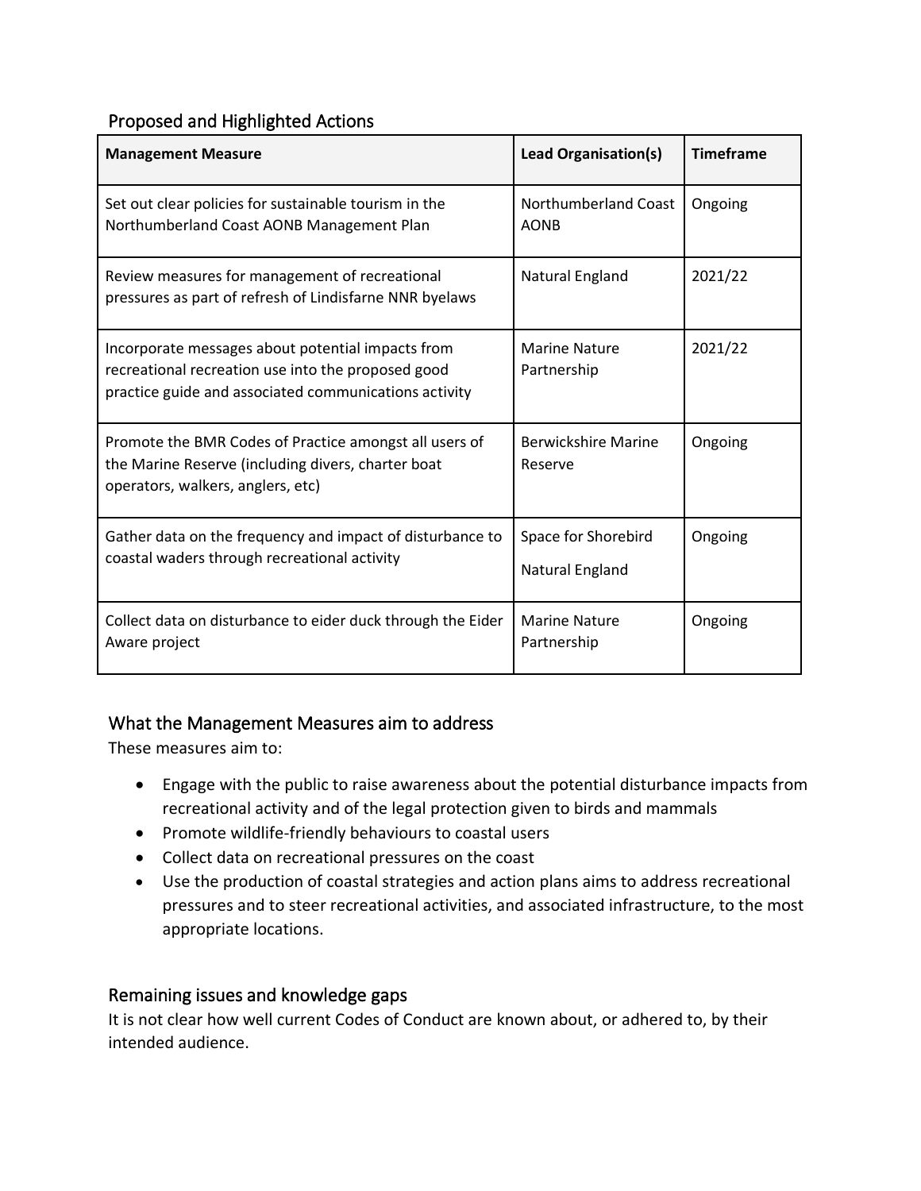## Proposed and Highlighted Actions

| Management Measure | Lead Organisation(s) | Timeframe |
|---|---|---|
| Set out clear policies for sustainable tourism in the Northumberland Coast AONB Management Plan | Northumberland Coast AONB | Ongoing |
| Review measures for management of recreational pressures as part of refresh of Lindisfarne NNR byelaws | Natural England | 2021/22 |
| Incorporate messages about potential impacts from recreational recreation use into the proposed good practice guide and associated communications activity | Marine Nature Partnership | 2021/22 |
| Promote the BMR Codes of Practice amongst all users of the Marine Reserve (including divers, charter boat operators, walkers, anglers, etc) | Berwickshire Marine Reserve | Ongoing |
| Gather data on the frequency and impact of disturbance to coastal waders through recreational activity | Space for Shorebird<br>Natural England | Ongoing |
| Collect data on disturbance to eider duck through the Eider Aware project | Marine Nature Partnership | Ongoing |

## What the Management Measures aim to address

These measures aim to:

- Engage with the public to raise awareness about the potential disturbance impacts from recreational activity and of the legal protection given to birds and mammals
- Promote wildlife-friendly behaviours to coastal users
- Collect data on recreational pressures on the coast
- Use the production of coastal strategies and action plans aims to address recreational pressures and to steer recreational activities, and associated infrastructure, to the most appropriate locations.

## Remaining issues and knowledge gaps

It is not clear how well current Codes of Conduct are known about, or adhered to, by their intended audience.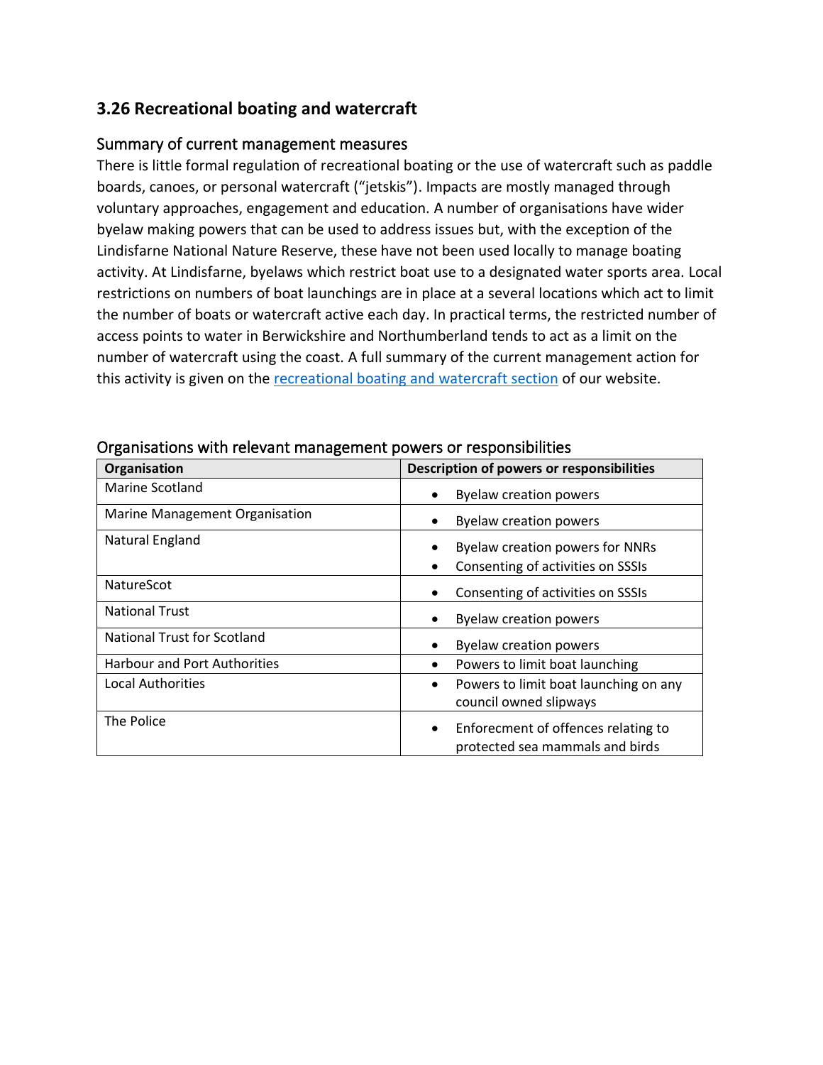## 3.26 Recreational boating and watercraft

### Summary of current management measures

There is little formal regulation of recreational boating or the use of watercraft such as paddle boards, canoes, or personal watercraft ("jetskis"). Impacts are mostly managed through voluntary approaches, engagement and education. A number of organisations have wider byelaw making powers that can be used to address issues but, with the exception of the Lindisfarne National Nature Reserve, these have not been used locally to manage boating activity. At Lindisfarne, byelaws which restrict boat use to a designated water sports area. Local restrictions on numbers of boat launchings are in place at a several locations which act to limit the number of boats or watercraft active each day. In practical terms, the restricted number of access points to water in Berwickshire and Northumberland tends to act as a limit on the number of watercraft using the coast. A full summary of the current management action for this activity is given on the recreational boating and watercraft section of our website.

### Organisations with relevant management powers or responsibilities

| Organisation | Description of powers or responsibilities |
|---|---|
| Marine Scotland | • Byelaw creation powers |
| Marine Management Organisation | • Byelaw creation powers |
| Natural England | • Byelaw creation powers for NNRs<br>• Consenting of activities on SSSIs |
| NatureScot | • Consenting of activities on SSSIs |
| National Trust | • Byelaw creation powers |
| National Trust for Scotland | • Byelaw creation powers |
| Harbour and Port Authorities | • Powers to limit boat launching |
| Local Authorities | • Powers to limit boat launching on any council owned slipways |
| The Police | • Enforecment of offences relating to protected sea mammals and birds |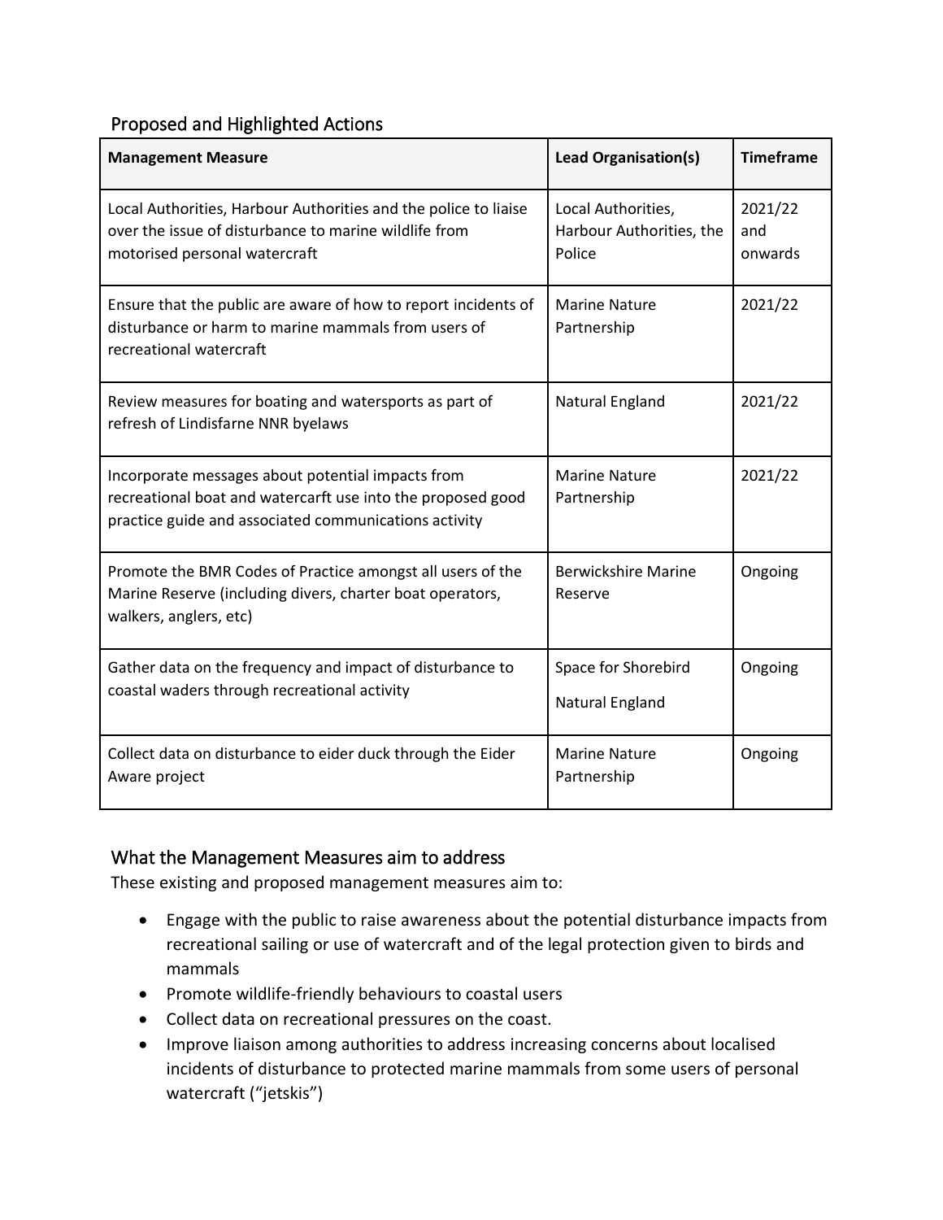## Proposed and Highlighted Actions

| Management Measure | Lead Organisation(s) | Timeframe |
|---|---|---|
| Local Authorities, Harbour Authorities and the police to liaise over the issue of disturbance to marine wildlife from motorised personal watercraft | Local Authorities, Harbour Authorities, the Police | 2021/22 and onwards |
| Ensure that the public are aware of how to report incidents of disturbance or harm to marine mammals from users of recreational watercraft | Marine Nature Partnership | 2021/22 |
| Review measures for boating and watersports as part of refresh of Lindisfarne NNR byelaws | Natural England | 2021/22 |
| Incorporate messages about potential impacts from recreational boat and watercarft use into the proposed good practice guide and associated communications activity | Marine Nature Partnership | 2021/22 |
| Promote the BMR Codes of Practice amongst all users of the Marine Reserve (including divers, charter boat operators, walkers, anglers, etc) | Berwickshire Marine Reserve | Ongoing |
| Gather data on the frequency and impact of disturbance to coastal waders through recreational activity | Space for Shorebird<br>Natural England | Ongoing |
| Collect data on disturbance to eider duck through the Eider Aware project | Marine Nature Partnership | Ongoing |

## What the Management Measures aim to address

These existing and proposed management measures aim to:

- Engage with the public to raise awareness about the potential disturbance impacts from recreational sailing or use of watercraft and of the legal protection given to birds and mammals
- Promote wildlife-friendly behaviours to coastal users
- Collect data on recreational pressures on the coast.
- Improve liaison among authorities to address increasing concerns about localised incidents of disturbance to protected marine mammals from some users of personal watercraft ("jetskis")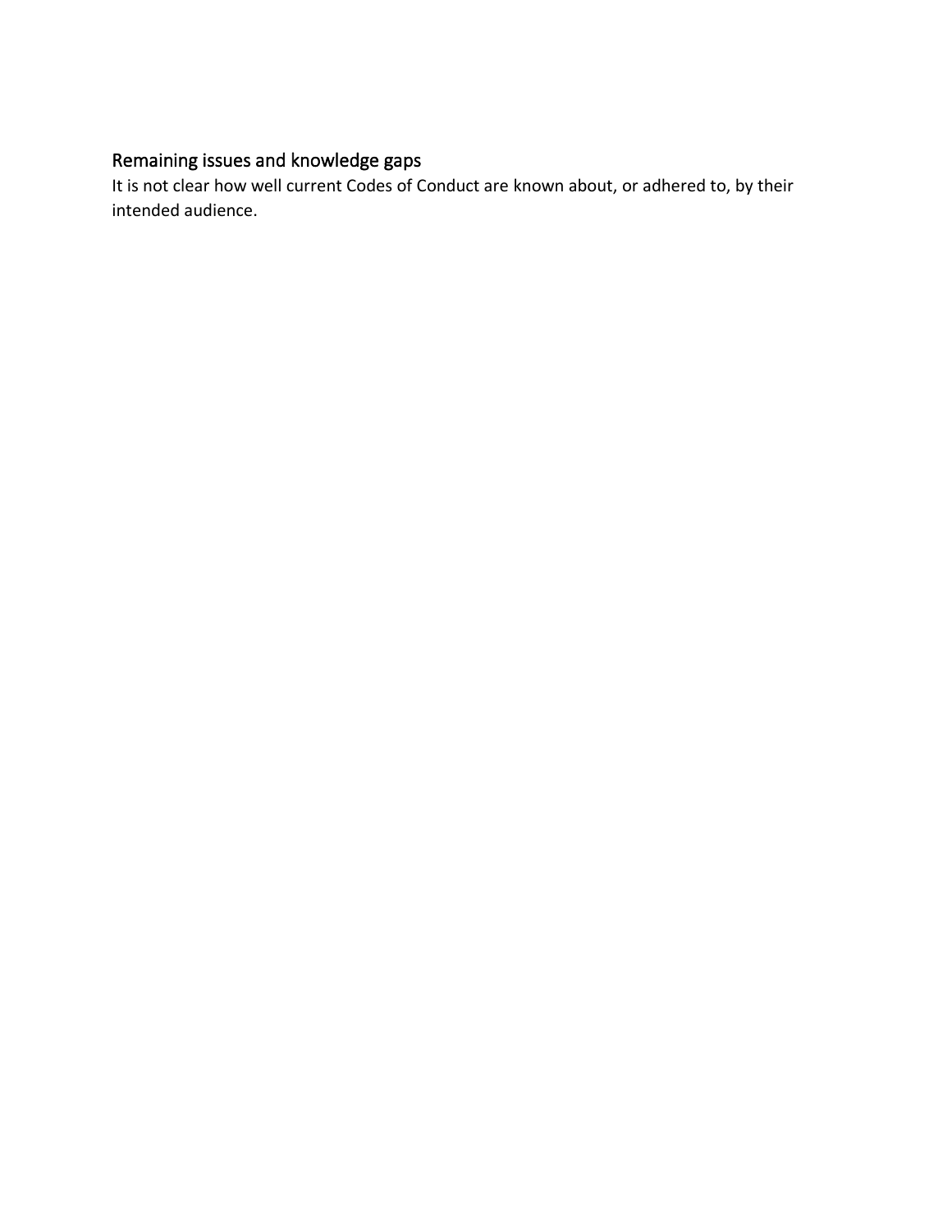## Remaining issues and knowledge gaps

It is not clear how well current Codes of Conduct are known about, or adhered to, by their intended audience.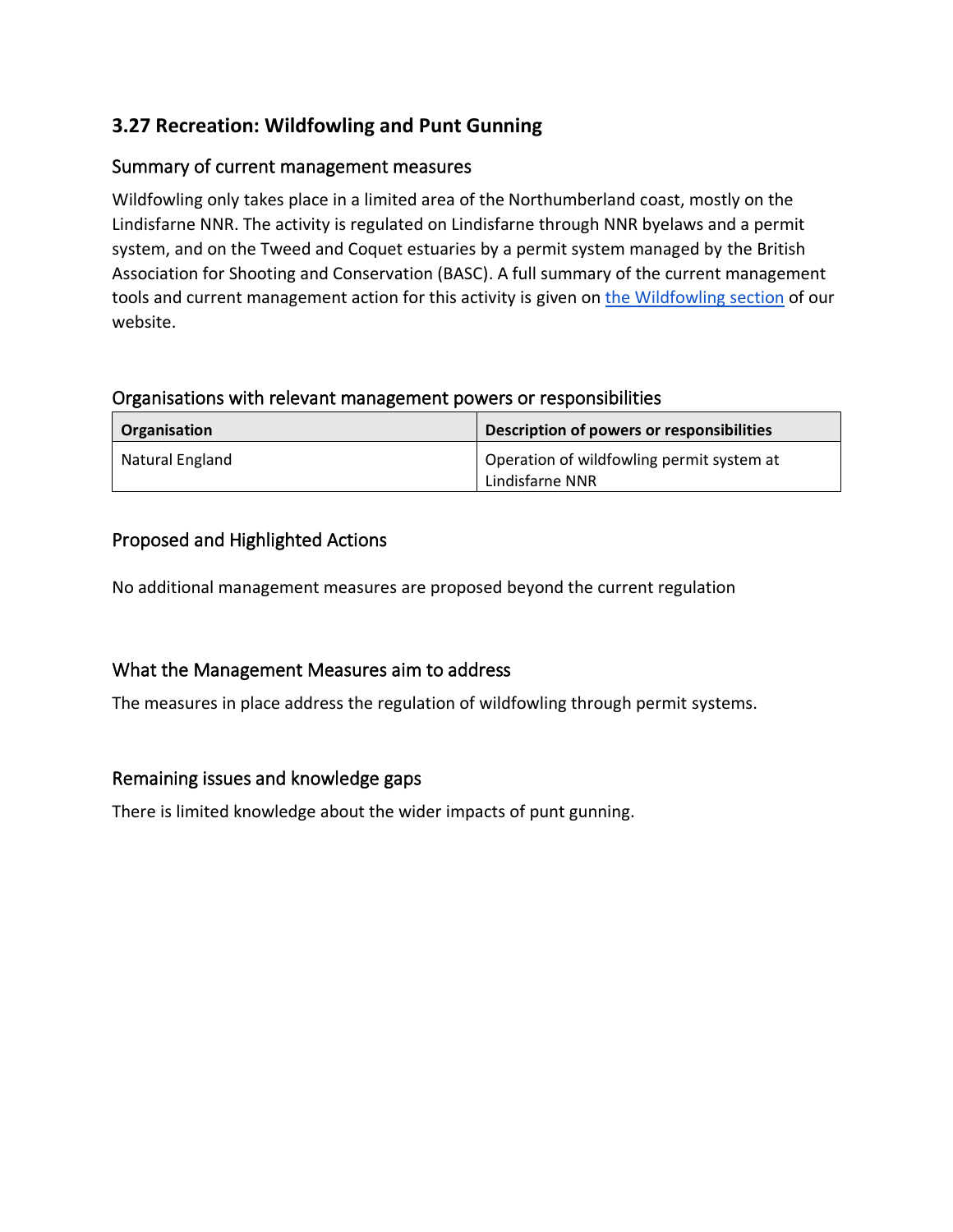## 3.27 Recreation: Wildfowling and Punt Gunning

### Summary of current management measures

Wildfowling only takes place in a limited area of the Northumberland coast, mostly on the Lindisfarne NNR. The activity is regulated on Lindisfarne through NNR byelaws and a permit system, and on the Tweed and Coquet estuaries by a permit system managed by the British Association for Shooting and Conservation (BASC). A full summary of the current management tools and current management action for this activity is given on the Wildfowling section of our website.

### Organisations with relevant management powers or responsibilities

| Organisation | Description of powers or responsibilities |
|---|---|
| Natural England | Operation of wildfowling permit system at Lindisfarne NNR |

### Proposed and Highlighted Actions

No additional management measures are proposed beyond the current regulation

### What the Management Measures aim to address

The measures in place address the regulation of wildfowling through permit systems.

### Remaining issues and knowledge gaps

There is limited knowledge about the wider impacts of punt gunning.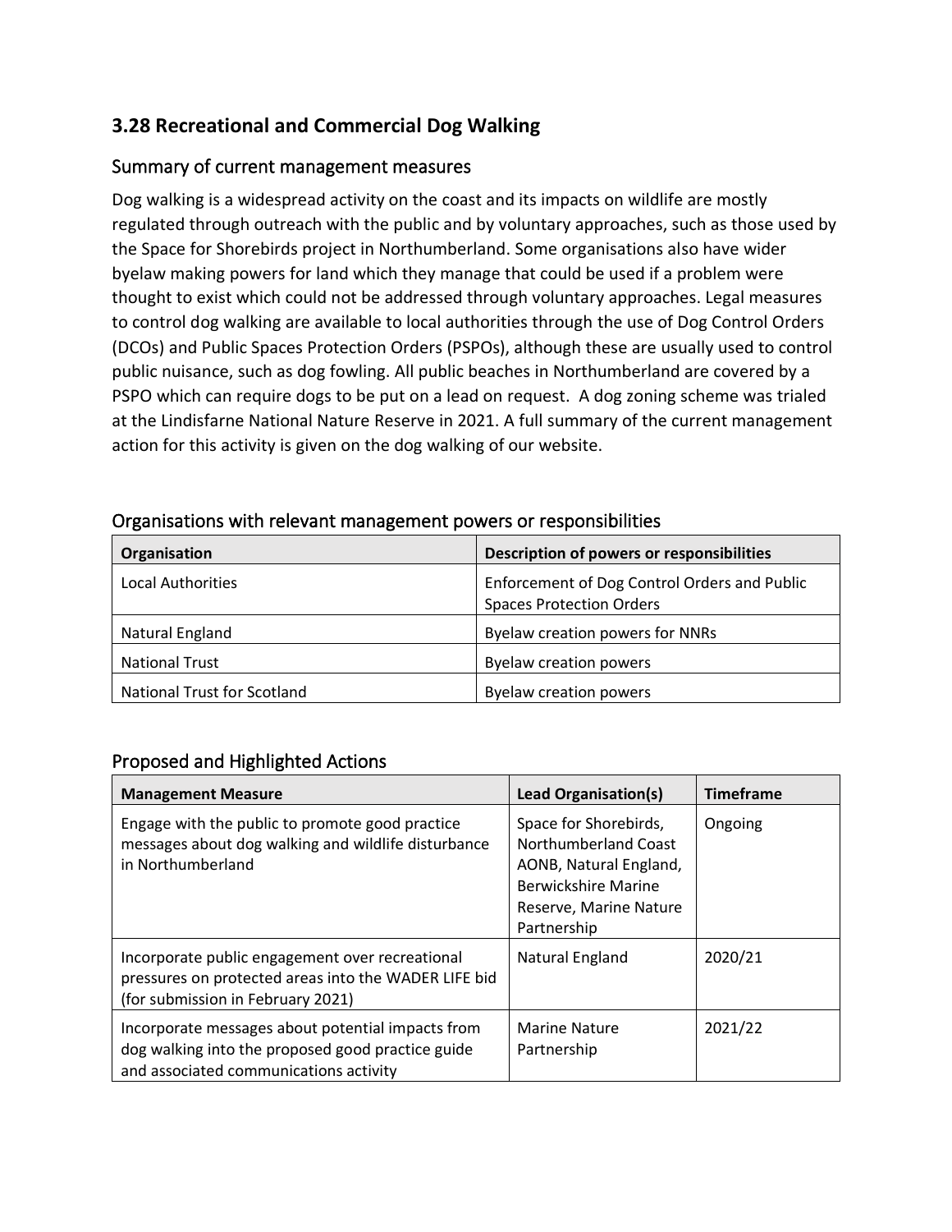## 3.28 Recreational and Commercial Dog Walking

### Summary of current management measures

Dog walking is a widespread activity on the coast and its impacts on wildlife are mostly regulated through outreach with the public and by voluntary approaches, such as those used by the Space for Shorebirds project in Northumberland. Some organisations also have wider byelaw making powers for land which they manage that could be used if a problem were thought to exist which could not be addressed through voluntary approaches. Legal measures to control dog walking are available to local authorities through the use of Dog Control Orders (DCOs) and Public Spaces Protection Orders (PSPOs), although these are usually used to control public nuisance, such as dog fowling. All public beaches in Northumberland are covered by a PSPO which can require dogs to be put on a lead on request. A dog zoning scheme was trialed at the Lindisfarne National Nature Reserve in 2021. A full summary of the current management action for this activity is given on the dog walking of our website.

### Organisations with relevant management powers or responsibilities

| Organisation | Description of powers or responsibilities |
|---|---|
| Local Authorities | Enforcement of Dog Control Orders and Public Spaces Protection Orders |
| Natural England | Byelaw creation powers for NNRs |
| National Trust | Byelaw creation powers |
| National Trust for Scotland | Byelaw creation powers |

### Proposed and Highlighted Actions

| Management Measure | Lead Organisation(s) | Timeframe |
|---|---|---|
| Engage with the public to promote good practice messages about dog walking and wildlife disturbance in Northumberland | Space for Shorebirds, Northumberland Coast AONB, Natural England, Berwickshire Marine Reserve, Marine Nature Partnership | Ongoing |
| Incorporate public engagement over recreational pressures on protected areas into the WADER LIFE bid (for submission in February 2021) | Natural England | 2020/21 |
| Incorporate messages about potential impacts from dog walking into the proposed good practice guide and associated communications activity | Marine Nature Partnership | 2021/22 |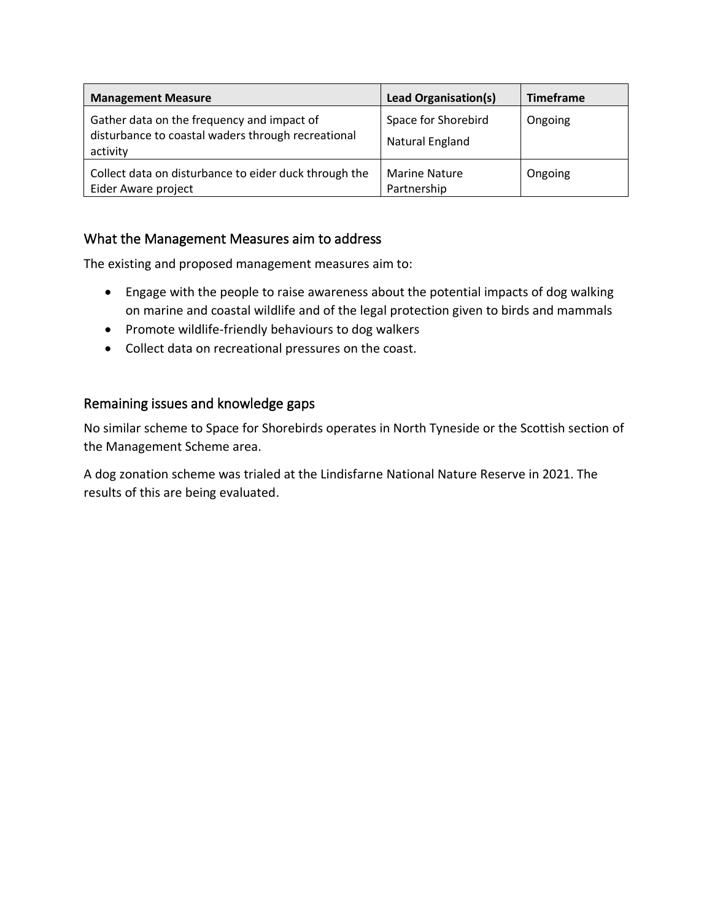| Management Measure | Lead Organisation(s) | Timeframe |
|---|---|---|
| Gather data on the frequency and impact of disturbance to coastal waders through recreational activity | Space for Shorebird<br>Natural England | Ongoing |
| Collect data on disturbance to eider duck through the Eider Aware project | Marine Nature Partnership | Ongoing |

## What the Management Measures aim to address

The existing and proposed management measures aim to:

- Engage with the people to raise awareness about the potential impacts of dog walking on marine and coastal wildlife and of the legal protection given to birds and mammals
- Promote wildlife-friendly behaviours to dog walkers
- Collect data on recreational pressures on the coast.

## Remaining issues and knowledge gaps

No similar scheme to Space for Shorebirds operates in North Tyneside or the Scottish section of the Management Scheme area.

A dog zonation scheme was trialed at the Lindisfarne National Nature Reserve in 2021. The results of this are being evaluated.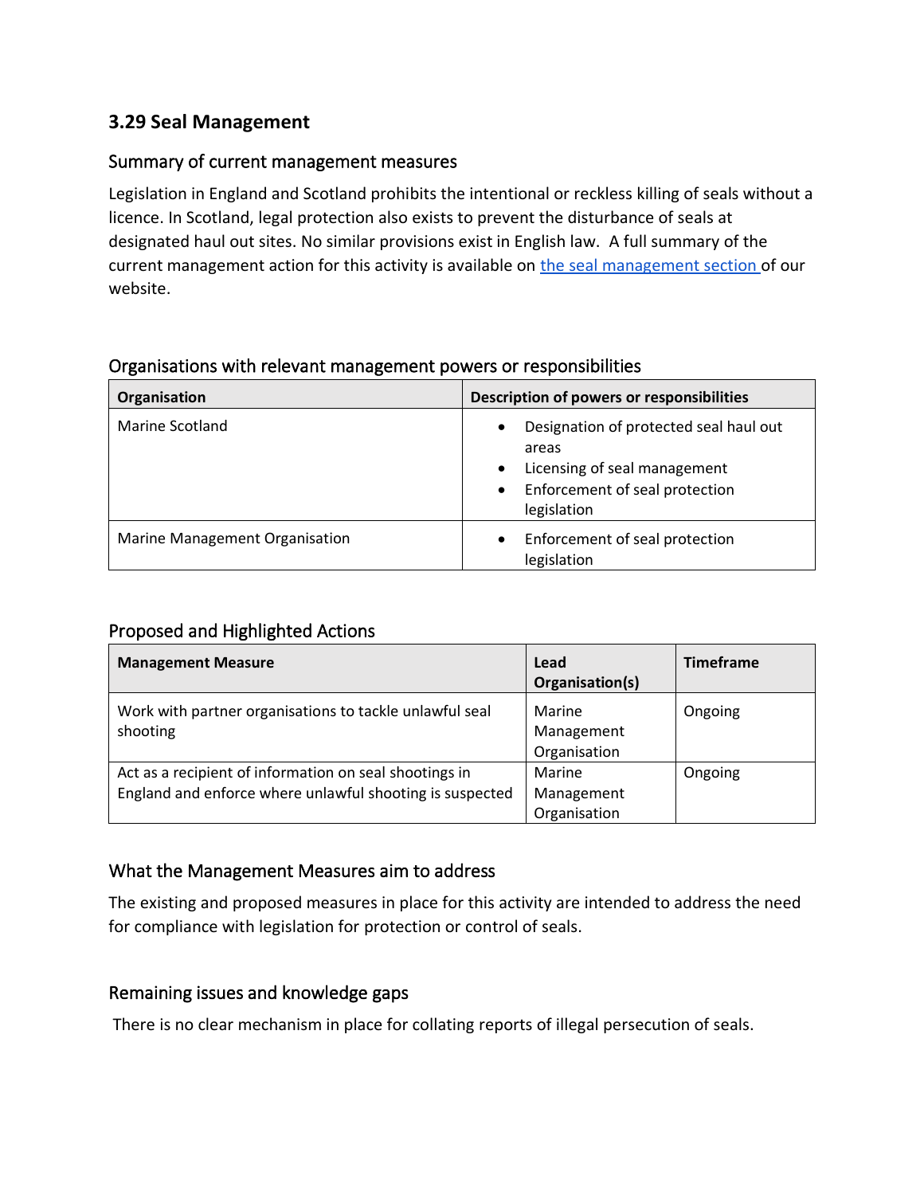## 3.29 Seal Management

### Summary of current management measures

Legislation in England and Scotland prohibits the intentional or reckless killing of seals without a licence. In Scotland, legal protection also exists to prevent the disturbance of seals at designated haul out sites. No similar provisions exist in English law. A full summary of the current management action for this activity is available on [the seal management section](#) of our website.

### Organisations with relevant management powers or responsibilities

| Organisation | Description of powers or responsibilities |
| --- | --- |
| Marine Scotland | • Designation of protected seal haul out areas<br>• Licensing of seal management<br>• Enforcement of seal protection legislation |
| Marine Management Organisation | • Enforcement of seal protection legislation |

### Proposed and Highlighted Actions

| Management Measure | Lead Organisation(s) | Timeframe |
| --- | --- | --- |
| Work with partner organisations to tackle unlawful seal shooting | Marine Management Organisation | Ongoing |
| Act as a recipient of information on seal shootings in England and enforce where unlawful shooting is suspected | Marine Management Organisation | Ongoing |

### What the Management Measures aim to address

The existing and proposed measures in place for this activity are intended to address the need for compliance with legislation for protection or control of seals.

### Remaining issues and knowledge gaps

There is no clear mechanism in place for collating reports of illegal persecution of seals.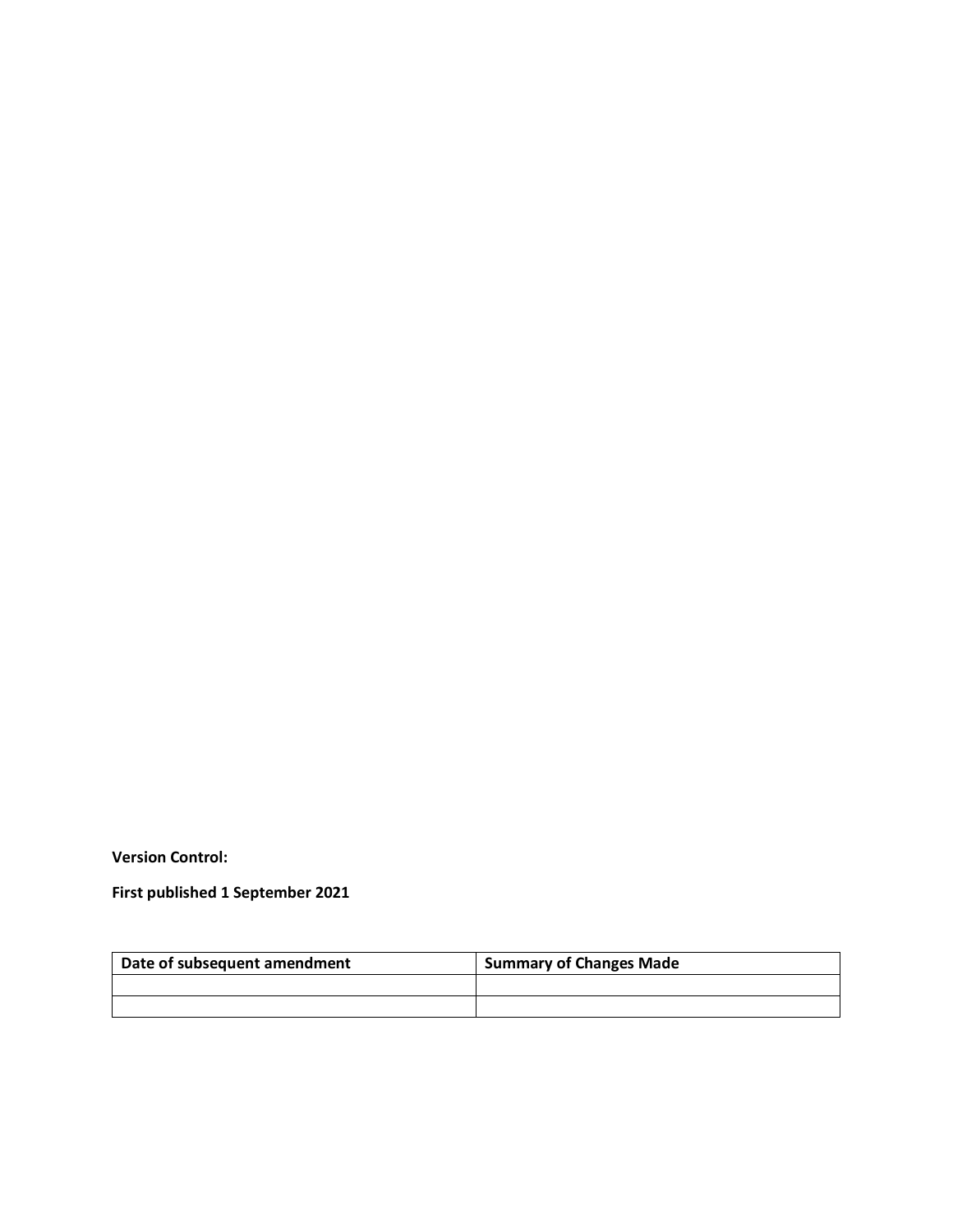**Version Control:**

**First published 1 September 2021**

| Date of subsequent amendment | Summary of Changes Made |
| --- | --- |
| | |
| | |